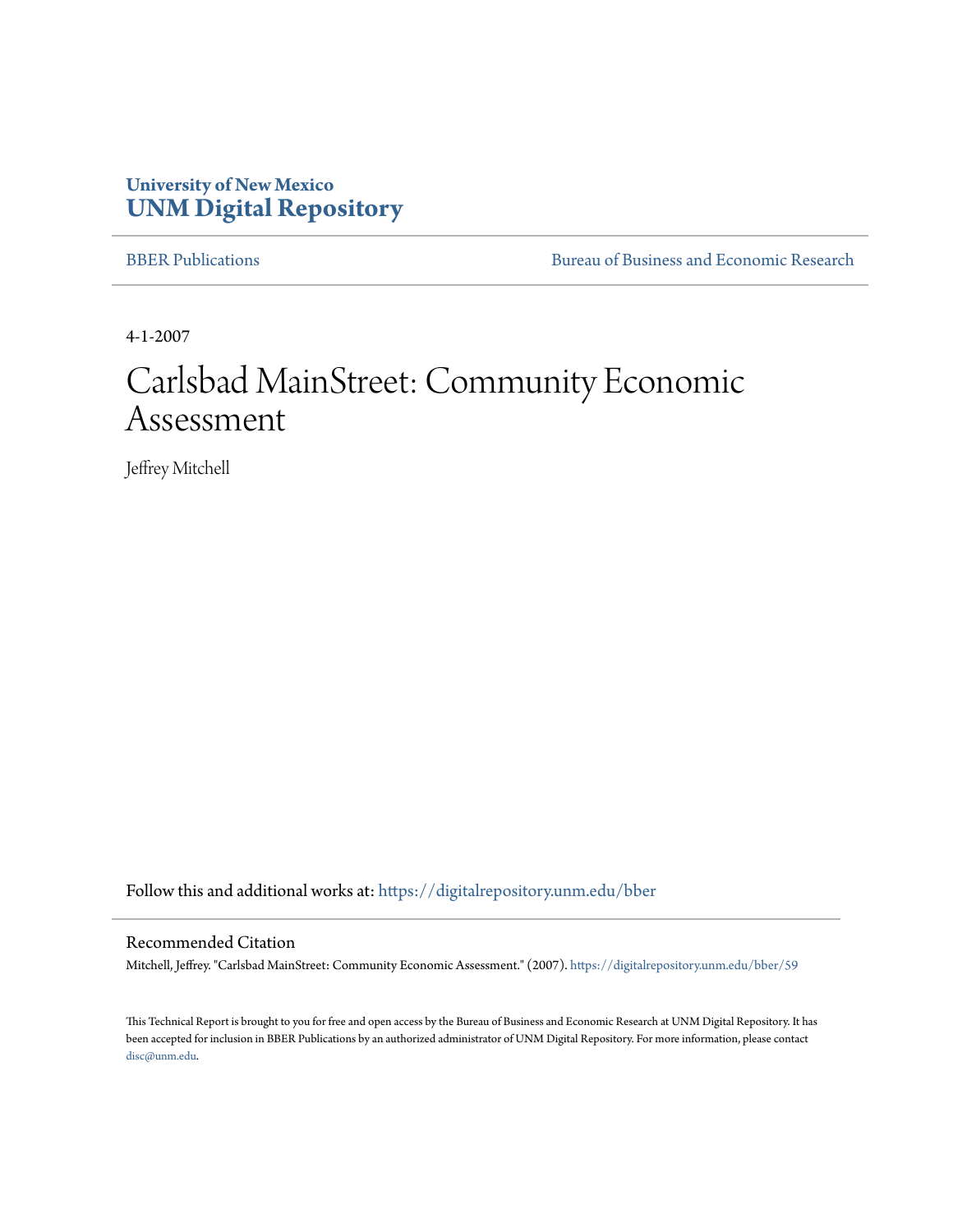University of New Mexico
**UNM Digital Repository**

BBER Publications | Bureau of Business and Economic Research

4-1-2007

# Carlsbad MainStreet: Community Economic Assessment

Jeffrey Mitchell

Follow this and additional works at: https://digitalrepository.unm.edu/bber

## Recommended Citation

Mitchell, Jeffrey. "Carlsbad MainStreet: Community Economic Assessment." (2007). https://digitalrepository.unm.edu/bber/59

This Technical Report is brought to you for free and open access by the Bureau of Business and Economic Research at UNM Digital Repository. It has been accepted for inclusion in BBER Publications by an authorized administrator of UNM Digital Repository. For more information, please contact disc@unm.edu.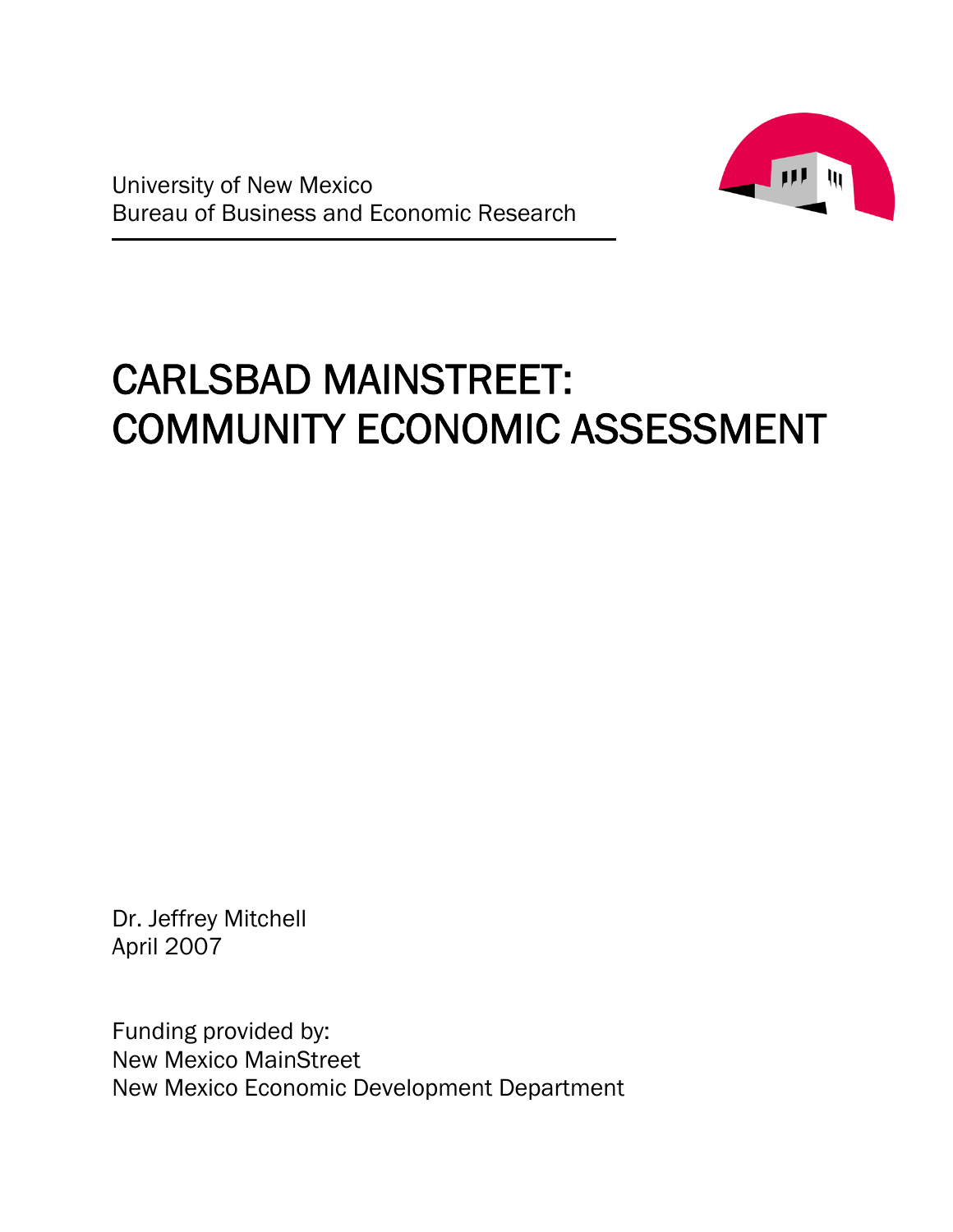University of New Mexico
Bureau of Business and Economic Research

# CARLSBAD MAINSTREET: COMMUNITY ECONOMIC ASSESSMENT

Dr. Jeffrey Mitchell
April 2007

Funding provided by:
New Mexico MainStreet
New Mexico Economic Development Department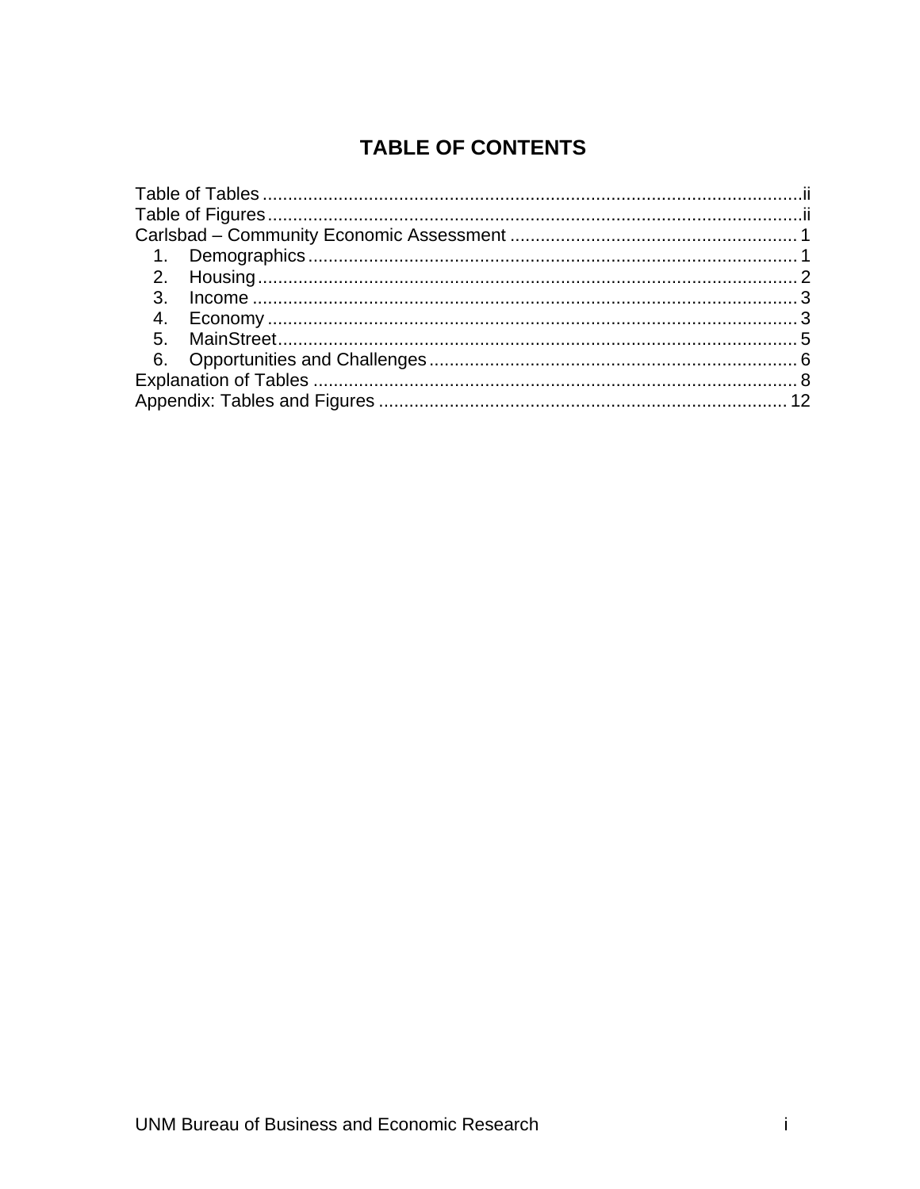# TABLE OF CONTENTS

Table of Tables ........................................................................................................ii
Table of Figures ........................................................................................................ii
Carlsbad – Community Economic Assessment ........................................................ 1

1. Demographics ................................................................................................ 1
2. Housing ........................................................................................................ 2
3. Income ......................................................................................................... 3
4. Economy ....................................................................................................... 3
5. MainStreet ..................................................................................................... 5
6. Opportunities and Challenges ......................................................................... 6

Explanation of Tables ............................................................................................... 8
Appendix: Tables and Figures ................................................................................. 12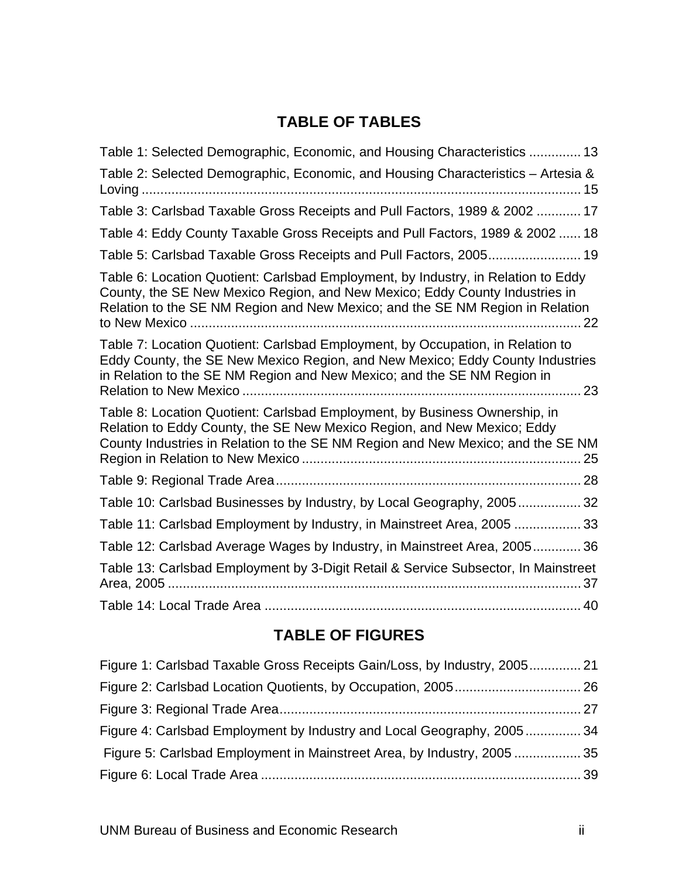## TABLE OF TABLES

Table 1: Selected Demographic, Economic, and Housing Characteristics .............. 13

Table 2: Selected Demographic, Economic, and Housing Characteristics – Artesia & Loving ...................................................................................................... 15

Table 3: Carlsbad Taxable Gross Receipts and Pull Factors, 1989 & 2002 ............ 17

Table 4: Eddy County Taxable Gross Receipts and Pull Factors, 1989 & 2002 ...... 18

Table 5: Carlsbad Taxable Gross Receipts and Pull Factors, 2005......................... 19

Table 6: Location Quotient: Carlsbad Employment, by Industry, in Relation to Eddy County, the SE New Mexico Region, and New Mexico; Eddy County Industries in Relation to the SE NM Region and New Mexico; and the SE NM Region in Relation to New Mexico .......................................................................................... 22

Table 7: Location Quotient: Carlsbad Employment, by Occupation, in Relation to Eddy County, the SE New Mexico Region, and New Mexico; Eddy County Industries in Relation to the SE NM Region and New Mexico; and the SE NM Region in Relation to New Mexico ........................................................................... 23

Table 8: Location Quotient: Carlsbad Employment, by Business Ownership, in Relation to Eddy County, the SE New Mexico Region, and New Mexico; Eddy County Industries in Relation to the SE NM Region and New Mexico; and the SE NM Region in Relation to New Mexico ........................................................................... 25

Table 9: Regional Trade Area .................................................................................. 28

Table 10: Carlsbad Businesses by Industry, by Local Geography, 2005................. 32

Table 11: Carlsbad Employment by Industry, in Mainstreet Area, 2005 .................. 33

Table 12: Carlsbad Average Wages by Industry, in Mainstreet Area, 2005............. 36

Table 13: Carlsbad Employment by 3-Digit Retail & Service Subsector, In Mainstreet Area, 2005 ............................................................................................................. 37

Table 14: Local Trade Area ..................................................................................... 40

## TABLE OF FIGURES

Figure 1: Carlsbad Taxable Gross Receipts Gain/Loss, by Industry, 2005.............. 21

Figure 2: Carlsbad Location Quotients, by Occupation, 2005.................................. 26

Figure 3: Regional Trade Area.................................................................................. 27

Figure 4: Carlsbad Employment by Industry and Local Geography, 2005............... 34

Figure 5: Carlsbad Employment in Mainstreet Area, by Industry, 2005 .................. 35

Figure 6: Local Trade Area ....................................................................................... 39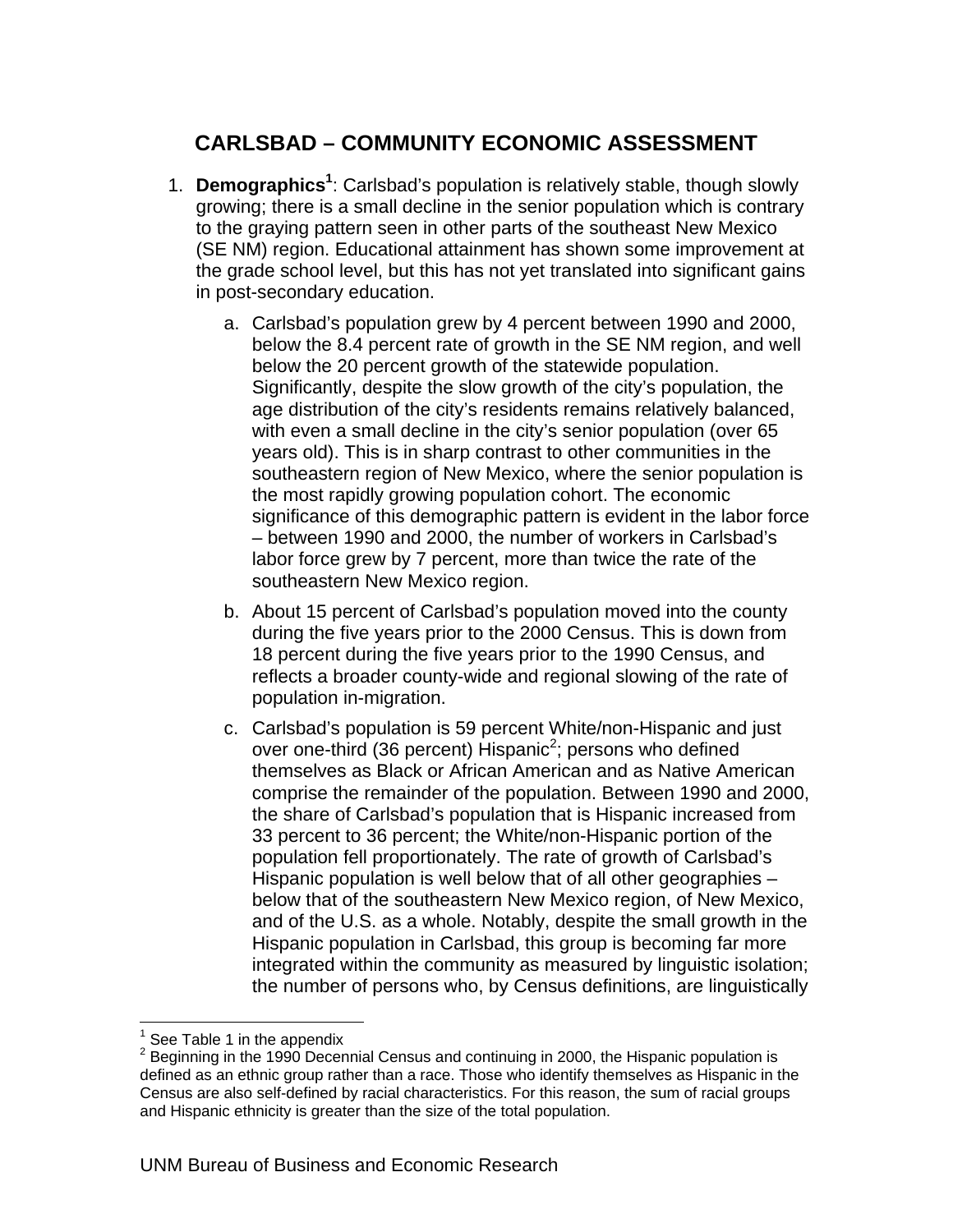# CARLSBAD – COMMUNITY ECONOMIC ASSESSMENT

1. **Demographics**[1]: Carlsbad's population is relatively stable, though slowly growing; there is a small decline in the senior population which is contrary to the graying pattern seen in other parts of the southeast New Mexico (SE NM) region. Educational attainment has shown some improvement at the grade school level, but this has not yet translated into significant gains in post-secondary education.

    a. Carlsbad's population grew by 4 percent between 1990 and 2000, below the 8.4 percent rate of growth in the SE NM region, and well below the 20 percent growth of the statewide population. Significantly, despite the slow growth of the city's population, the age distribution of the city's residents remains relatively balanced, with even a small decline in the city's senior population (over 65 years old). This is in sharp contrast to other communities in the southeastern region of New Mexico, where the senior population is the most rapidly growing population cohort. The economic significance of this demographic pattern is evident in the labor force – between 1990 and 2000, the number of workers in Carlsbad's labor force grew by 7 percent, more than twice the rate of the southeastern New Mexico region.

    b. About 15 percent of Carlsbad's population moved into the county during the five years prior to the 2000 Census. This is down from 18 percent during the five years prior to the 1990 Census, and reflects a broader county-wide and regional slowing of the rate of population in-migration.

    c. Carlsbad's population is 59 percent White/non-Hispanic and just over one-third (36 percent) Hispanic[2]; persons who defined themselves as Black or African American and as Native American comprise the remainder of the population. Between 1990 and 2000, the share of Carlsbad's population that is Hispanic increased from 33 percent to 36 percent; the White/non-Hispanic portion of the population fell proportionately. The rate of growth of Carlsbad's Hispanic population is well below that of all other geographies – below that of the southeastern New Mexico region, of New Mexico, and of the U.S. as a whole. Notably, despite the small growth in the Hispanic population in Carlsbad, this group is becoming far more integrated within the community as measured by linguistic isolation; the number of persons who, by Census definitions, are linguistically

---

[1] See Table 1 in the appendix

[2] Beginning in the 1990 Decennial Census and continuing in 2000, the Hispanic population is defined as an ethnic group rather than a race. Those who identify themselves as Hispanic in the Census are also self-defined by racial characteristics. For this reason, the sum of racial groups and Hispanic ethnicity is greater than the size of the total population.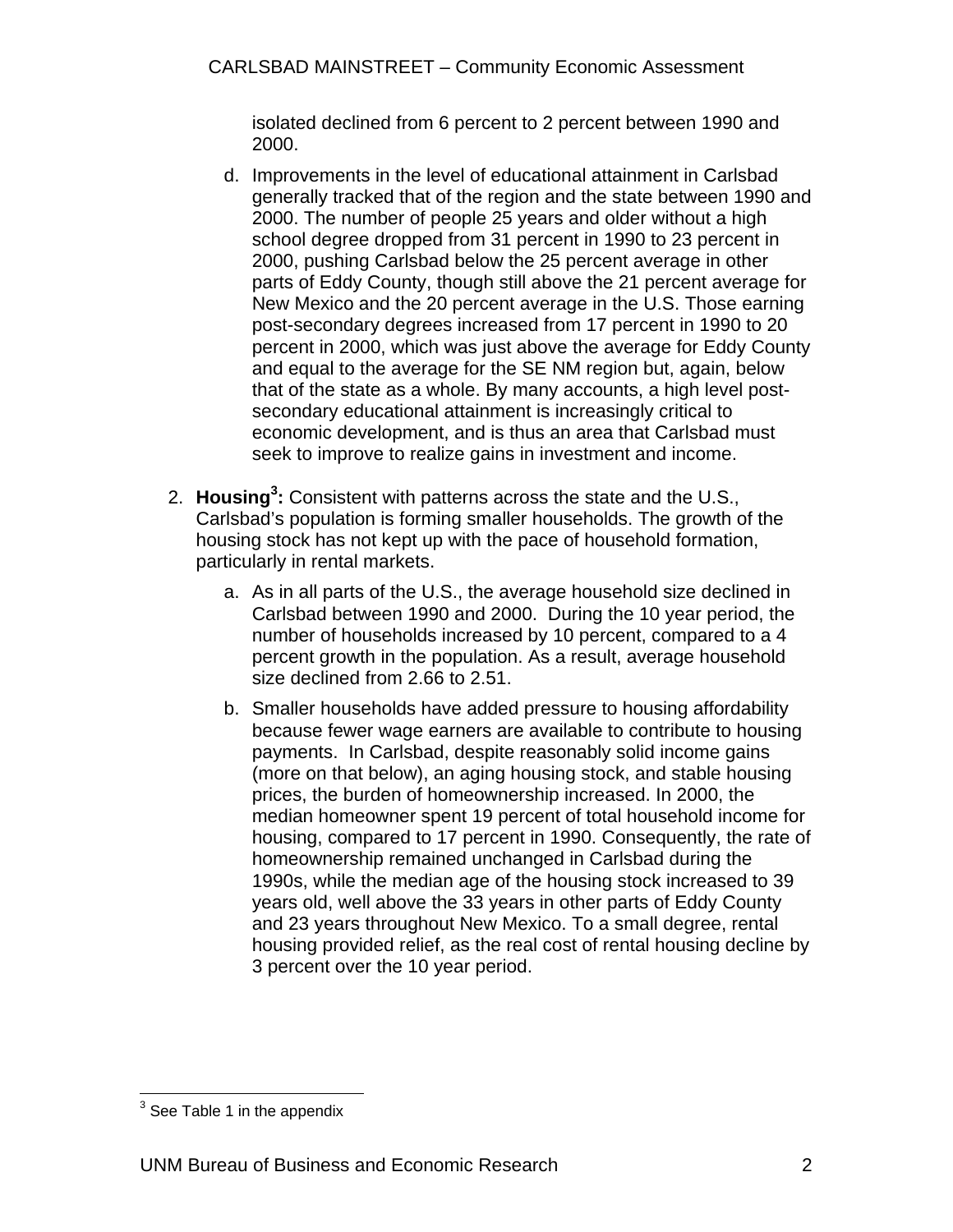isolated declined from 6 percent to 2 percent between 1990 and 2000.

d. Improvements in the level of educational attainment in Carlsbad generally tracked that of the region and the state between 1990 and 2000. The number of people 25 years and older without a high school degree dropped from 31 percent in 1990 to 23 percent in 2000, pushing Carlsbad below the 25 percent average in other parts of Eddy County, though still above the 21 percent average for New Mexico and the 20 percent average in the U.S. Those earning post-secondary degrees increased from 17 percent in 1990 to 20 percent in 2000, which was just above the average for Eddy County and equal to the average for the SE NM region but, again, below that of the state as a whole. By many accounts, a high level post-secondary educational attainment is increasingly critical to economic development, and is thus an area that Carlsbad must seek to improve to realize gains in investment and income.

2. **Housing[3]:** Consistent with patterns across the state and the U.S., Carlsbad's population is forming smaller households. The growth of the housing stock has not kept up with the pace of household formation, particularly in rental markets.

   a. As in all parts of the U.S., the average household size declined in Carlsbad between 1990 and 2000. During the 10 year period, the number of households increased by 10 percent, compared to a 4 percent growth in the population. As a result, average household size declined from 2.66 to 2.51.

   b. Smaller households have added pressure to housing affordability because fewer wage earners are available to contribute to housing payments. In Carlsbad, despite reasonably solid income gains (more on that below), an aging housing stock, and stable housing prices, the burden of homeownership increased. In 2000, the median homeowner spent 19 percent of total household income for housing, compared to 17 percent in 1990. Consequently, the rate of homeownership remained unchanged in Carlsbad during the 1990s, while the median age of the housing stock increased to 39 years old, well above the 33 years in other parts of Eddy County and 23 years throughout New Mexico. To a small degree, rental housing provided relief, as the real cost of rental housing decline by 3 percent over the 10 year period.

[3] See Table 1 in the appendix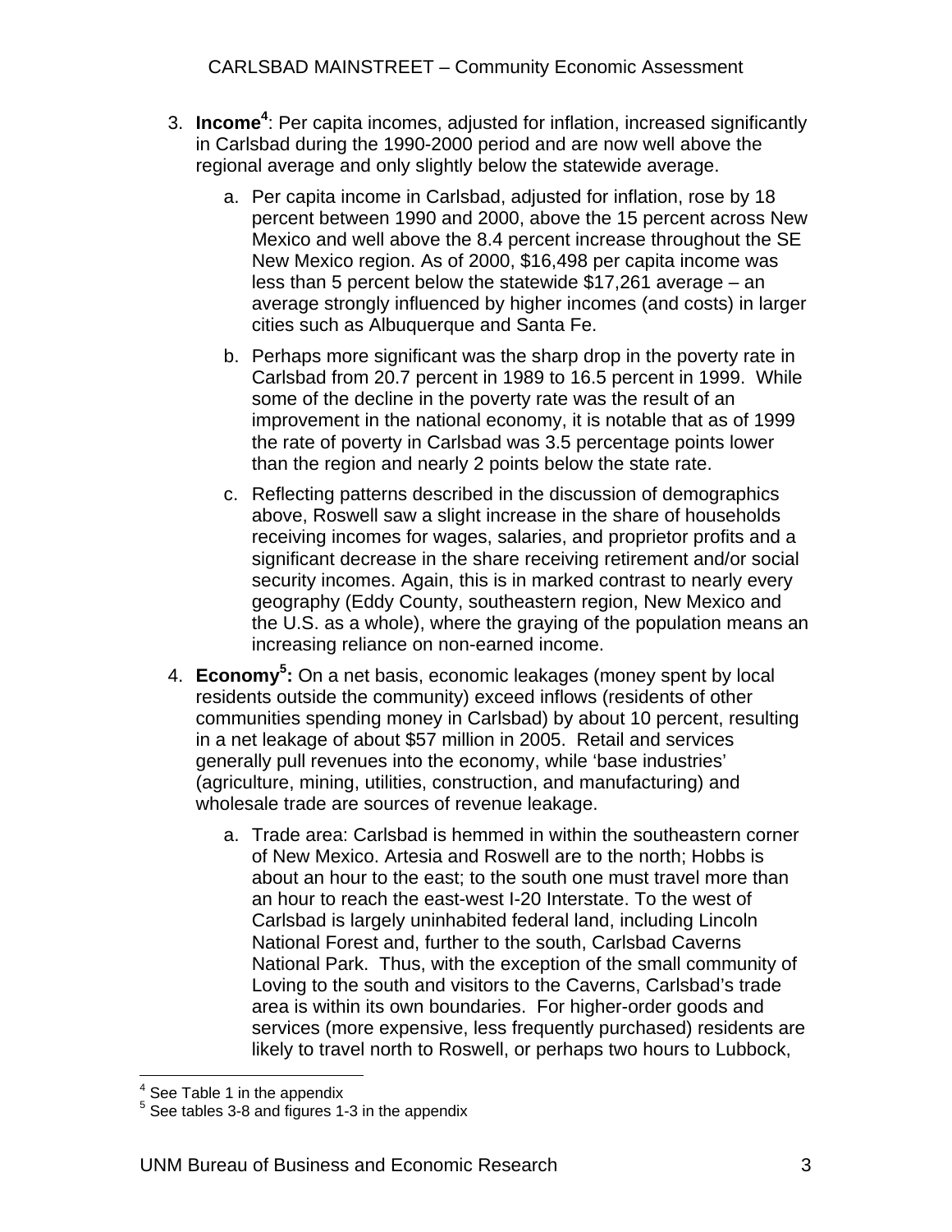3. **Income**[4]: Per capita incomes, adjusted for inflation, increased significantly in Carlsbad during the 1990-2000 period and are now well above the regional average and only slightly below the statewide average.

    a. Per capita income in Carlsbad, adjusted for inflation, rose by 18 percent between 1990 and 2000, above the 15 percent across New Mexico and well above the 8.4 percent increase throughout the SE New Mexico region. As of 2000, $16,498 per capita income was less than 5 percent below the statewide $17,261 average – an average strongly influenced by higher incomes (and costs) in larger cities such as Albuquerque and Santa Fe.

    b. Perhaps more significant was the sharp drop in the poverty rate in Carlsbad from 20.7 percent in 1989 to 16.5 percent in 1999. While some of the decline in the poverty rate was the result of an improvement in the national economy, it is notable that as of 1999 the rate of poverty in Carlsbad was 3.5 percentage points lower than the region and nearly 2 points below the state rate.

    c. Reflecting patterns described in the discussion of demographics above, Roswell saw a slight increase in the share of households receiving incomes for wages, salaries, and proprietor profits and a significant decrease in the share receiving retirement and/or social security incomes. Again, this is in marked contrast to nearly every geography (Eddy County, southeastern region, New Mexico and the U.S. as a whole), where the graying of the population means an increasing reliance on non-earned income.

4. **Economy**[5]**:** On a net basis, economic leakages (money spent by local residents outside the community) exceed inflows (residents of other communities spending money in Carlsbad) by about 10 percent, resulting in a net leakage of about $57 million in 2005. Retail and services generally pull revenues into the economy, while 'base industries' (agriculture, mining, utilities, construction, and manufacturing) and wholesale trade are sources of revenue leakage.

    a. Trade area: Carlsbad is hemmed in within the southeastern corner of New Mexico. Artesia and Roswell are to the north; Hobbs is about an hour to the east; to the south one must travel more than an hour to reach the east-west I-20 Interstate. To the west of Carlsbad is largely uninhabited federal land, including Lincoln National Forest and, further to the south, Carlsbad Caverns National Park. Thus, with the exception of the small community of Loving to the south and visitors to the Caverns, Carlsbad's trade area is within its own boundaries. For higher-order goods and services (more expensive, less frequently purchased) residents are likely to travel north to Roswell, or perhaps two hours to Lubbock,

---

[4] See Table 1 in the appendix

[5] See tables 3-8 and figures 1-3 in the appendix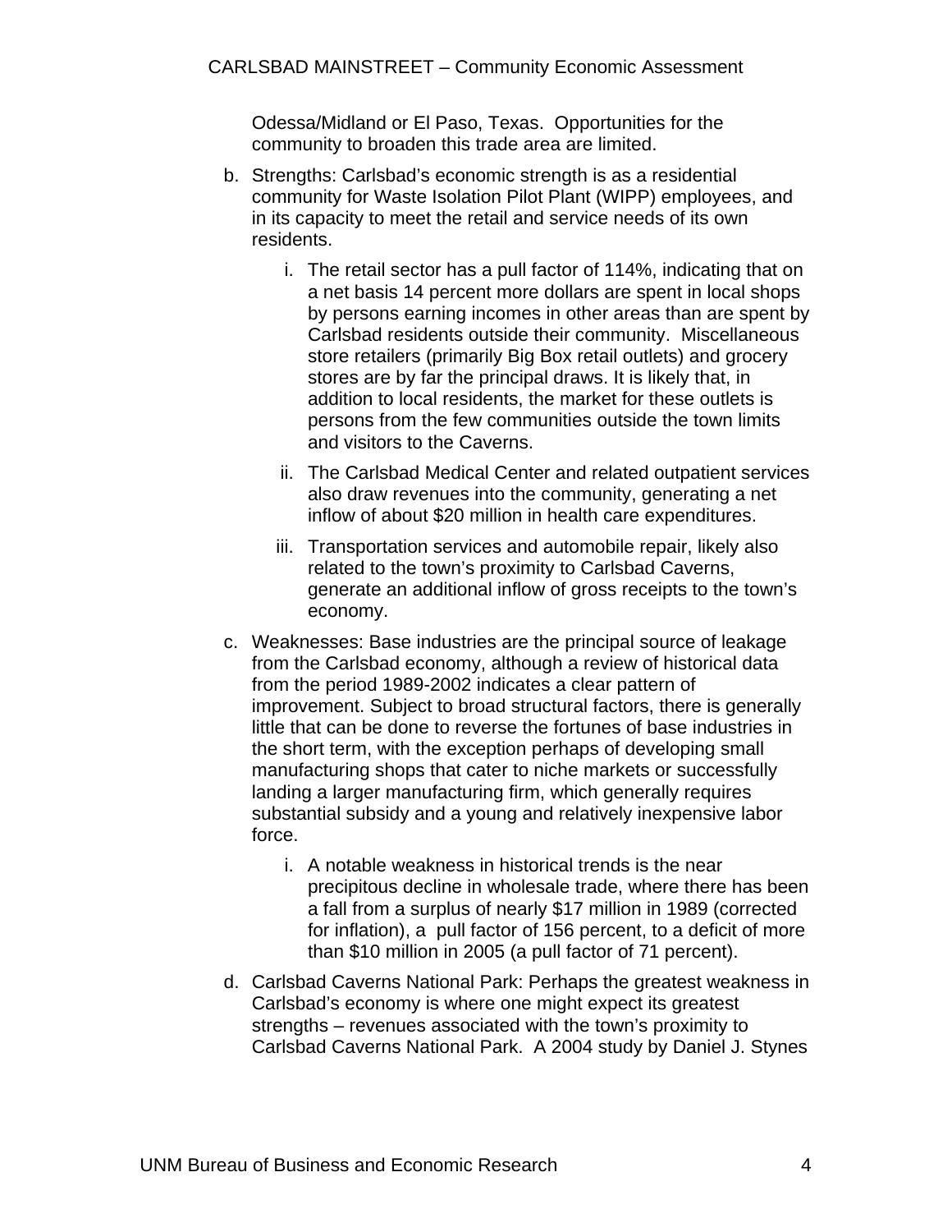Odessa/Midland or El Paso, Texas. Opportunities for the community to broaden this trade area are limited.

b. Strengths: Carlsbad's economic strength is as a residential community for Waste Isolation Pilot Plant (WIPP) employees, and in its capacity to meet the retail and service needs of its own residents.

    i. The retail sector has a pull factor of 114%, indicating that on a net basis 14 percent more dollars are spent in local shops by persons earning incomes in other areas than are spent by Carlsbad residents outside their community. Miscellaneous store retailers (primarily Big Box retail outlets) and grocery stores are by far the principal draws. It is likely that, in addition to local residents, the market for these outlets is persons from the few communities outside the town limits and visitors to the Caverns.

    ii. The Carlsbad Medical Center and related outpatient services also draw revenues into the community, generating a net inflow of about $20 million in health care expenditures.

    iii. Transportation services and automobile repair, likely also related to the town's proximity to Carlsbad Caverns, generate an additional inflow of gross receipts to the town's economy.

c. Weaknesses: Base industries are the principal source of leakage from the Carlsbad economy, although a review of historical data from the period 1989-2002 indicates a clear pattern of improvement. Subject to broad structural factors, there is generally little that can be done to reverse the fortunes of base industries in the short term, with the exception perhaps of developing small manufacturing shops that cater to niche markets or successfully landing a larger manufacturing firm, which generally requires substantial subsidy and a young and relatively inexpensive labor force.

    i. A notable weakness in historical trends is the near precipitous decline in wholesale trade, where there has been a fall from a surplus of nearly $17 million in 1989 (corrected for inflation), a pull factor of 156 percent, to a deficit of more than $10 million in 2005 (a pull factor of 71 percent).

d. Carlsbad Caverns National Park: Perhaps the greatest weakness in Carlsbad's economy is where one might expect its greatest strengths – revenues associated with the town's proximity to Carlsbad Caverns National Park. A 2004 study by Daniel J. Stynes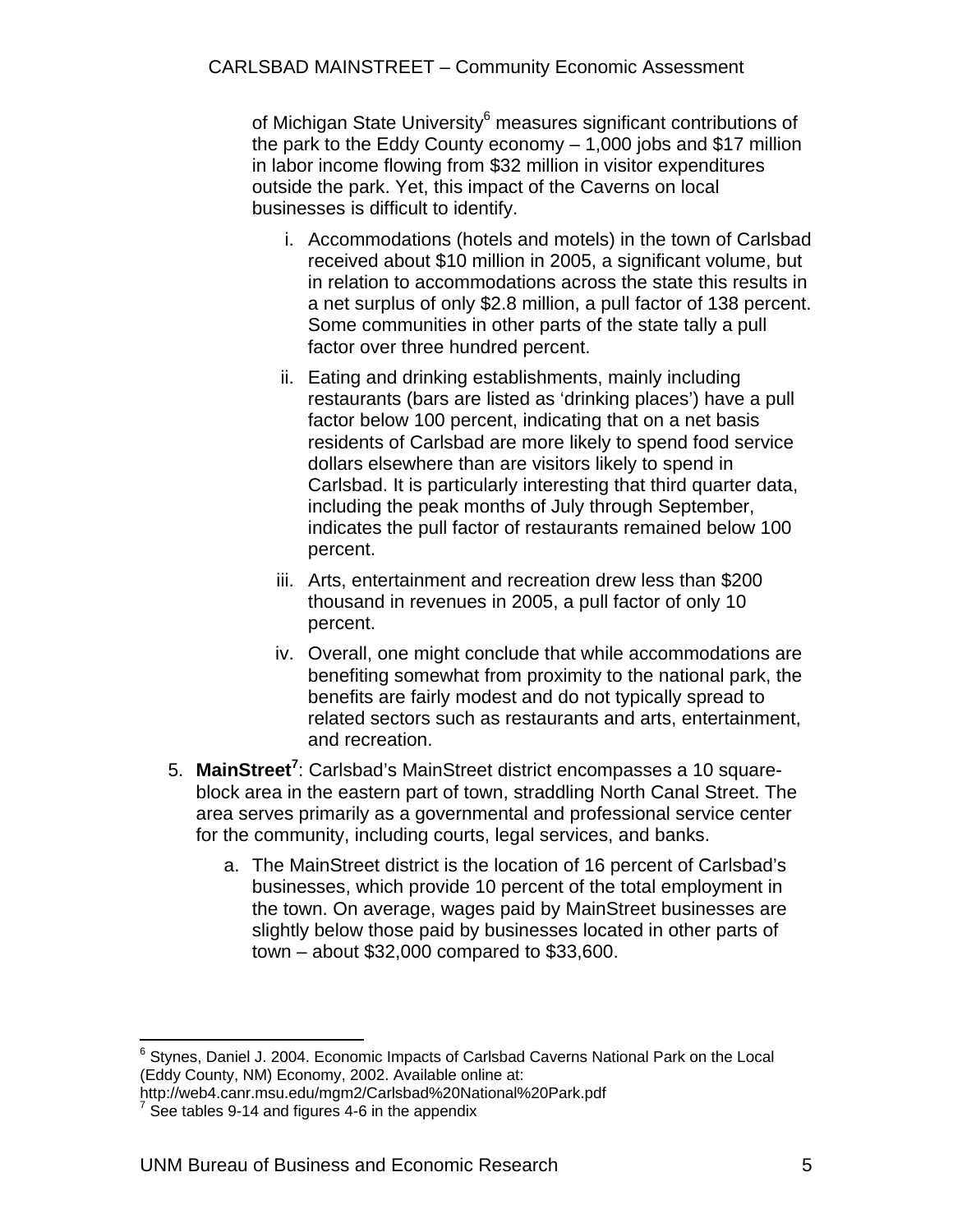of Michigan State University[6] measures significant contributions of the park to the Eddy County economy – 1,000 jobs and $17 million in labor income flowing from $32 million in visitor expenditures outside the park. Yet, this impact of the Caverns on local businesses is difficult to identify.

i. Accommodations (hotels and motels) in the town of Carlsbad received about $10 million in 2005, a significant volume, but in relation to accommodations across the state this results in a net surplus of only $2.8 million, a pull factor of 138 percent. Some communities in other parts of the state tally a pull factor over three hundred percent.

ii. Eating and drinking establishments, mainly including restaurants (bars are listed as 'drinking places') have a pull factor below 100 percent, indicating that on a net basis residents of Carlsbad are more likely to spend food service dollars elsewhere than are visitors likely to spend in Carlsbad. It is particularly interesting that third quarter data, including the peak months of July through September, indicates the pull factor of restaurants remained below 100 percent.

iii. Arts, entertainment and recreation drew less than $200 thousand in revenues in 2005, a pull factor of only 10 percent.

iv. Overall, one might conclude that while accommodations are benefiting somewhat from proximity to the national park, the benefits are fairly modest and do not typically spread to related sectors such as restaurants and arts, entertainment, and recreation.

5. **MainStreet[7]**: Carlsbad's MainStreet district encompasses a 10 square-block area in the eastern part of town, straddling North Canal Street. The area serves primarily as a governmental and professional service center for the community, including courts, legal services, and banks.

   a. The MainStreet district is the location of 16 percent of Carlsbad's businesses, which provide 10 percent of the total employment in the town. On average, wages paid by MainStreet businesses are slightly below those paid by businesses located in other parts of town – about $32,000 compared to $33,600.

---

[6] Stynes, Daniel J. 2004. Economic Impacts of Carlsbad Caverns National Park on the Local (Eddy County, NM) Economy, 2002. Available online at: http://web4.canr.msu.edu/mgm2/Carlsbad%20National%20Park.pdf

[7] See tables 9-14 and figures 4-6 in the appendix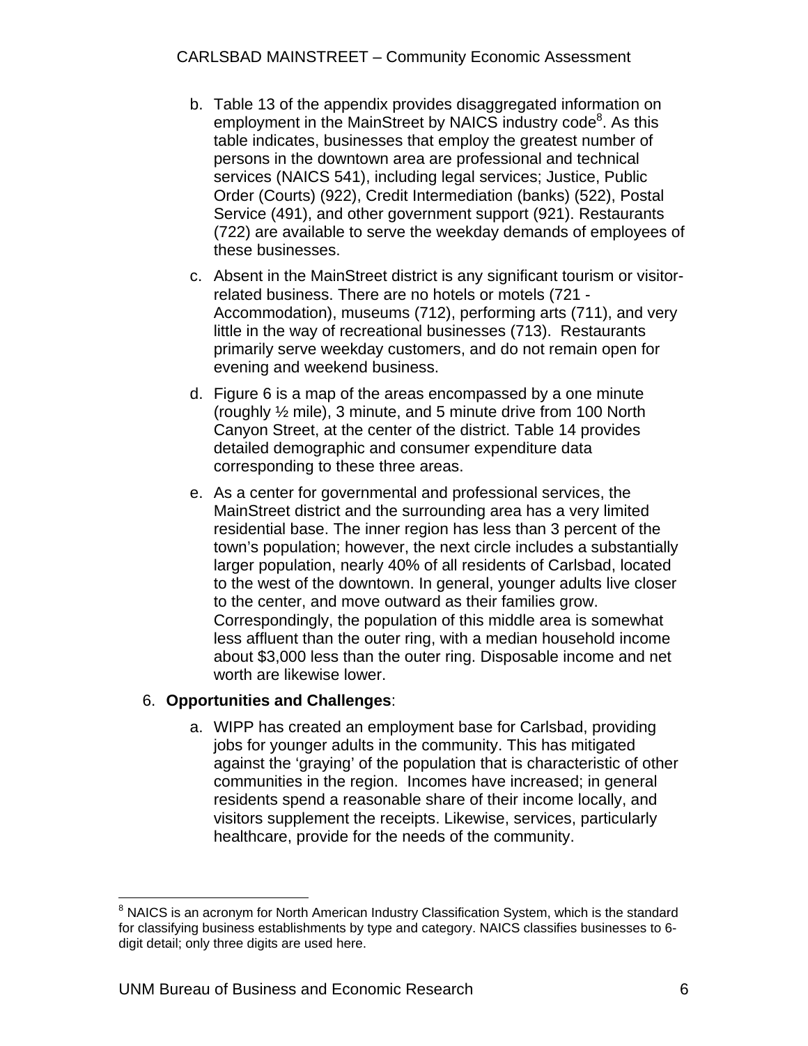b. Table 13 of the appendix provides disaggregated information on employment in the MainStreet by NAICS industry code[8]. As this table indicates, businesses that employ the greatest number of persons in the downtown area are professional and technical services (NAICS 541), including legal services; Justice, Public Order (Courts) (922), Credit Intermediation (banks) (522), Postal Service (491), and other government support (921). Restaurants (722) are available to serve the weekday demands of employees of these businesses.

c. Absent in the MainStreet district is any significant tourism or visitor-related business. There are no hotels or motels (721 - Accommodation), museums (712), performing arts (711), and very little in the way of recreational businesses (713). Restaurants primarily serve weekday customers, and do not remain open for evening and weekend business.

d. Figure 6 is a map of the areas encompassed by a one minute (roughly ½ mile), 3 minute, and 5 minute drive from 100 North Canyon Street, at the center of the district. Table 14 provides detailed demographic and consumer expenditure data corresponding to these three areas.

e. As a center for governmental and professional services, the MainStreet district and the surrounding area has a very limited residential base. The inner region has less than 3 percent of the town's population; however, the next circle includes a substantially larger population, nearly 40% of all residents of Carlsbad, located to the west of the downtown. In general, younger adults live closer to the center, and move outward as their families grow. Correspondingly, the population of this middle area is somewhat less affluent than the outer ring, with a median household income about $3,000 less than the outer ring. Disposable income and net worth are likewise lower.

6. **Opportunities and Challenges**:

   a. WIPP has created an employment base for Carlsbad, providing jobs for younger adults in the community. This has mitigated against the 'graying' of the population that is characteristic of other communities in the region. Incomes have increased; in general residents spend a reasonable share of their income locally, and visitors supplement the receipts. Likewise, services, particularly healthcare, provide for the needs of the community.

---

[8] NAICS is an acronym for North American Industry Classification System, which is the standard for classifying business establishments by type and category. NAICS classifies businesses to 6-digit detail; only three digits are used here.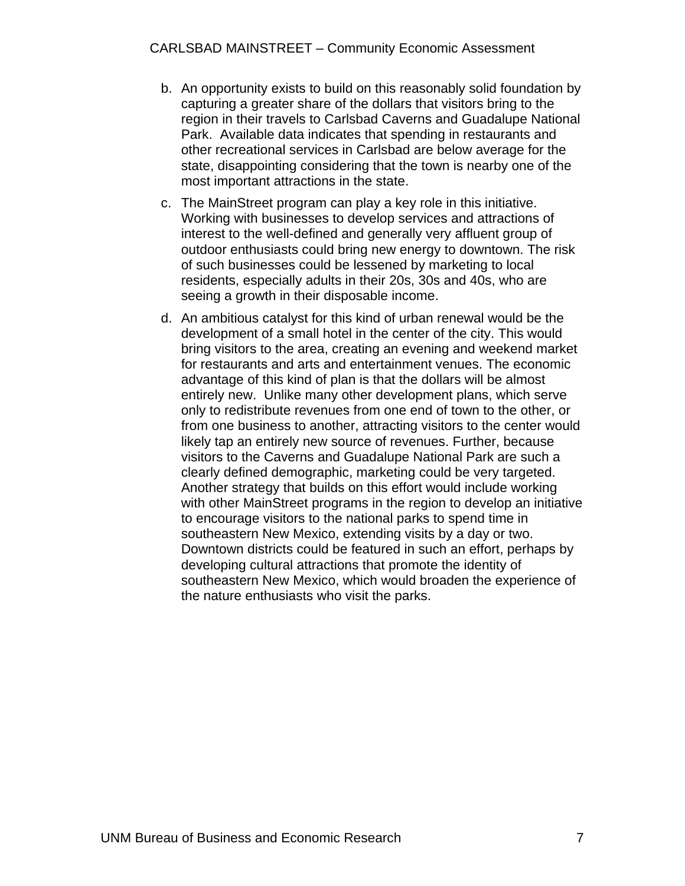b. An opportunity exists to build on this reasonably solid foundation by capturing a greater share of the dollars that visitors bring to the region in their travels to Carlsbad Caverns and Guadalupe National Park. Available data indicates that spending in restaurants and other recreational services in Carlsbad are below average for the state, disappointing considering that the town is nearby one of the most important attractions in the state.

c. The MainStreet program can play a key role in this initiative. Working with businesses to develop services and attractions of interest to the well-defined and generally very affluent group of outdoor enthusiasts could bring new energy to downtown. The risk of such businesses could be lessened by marketing to local residents, especially adults in their 20s, 30s and 40s, who are seeing a growth in their disposable income.

d. An ambitious catalyst for this kind of urban renewal would be the development of a small hotel in the center of the city. This would bring visitors to the area, creating an evening and weekend market for restaurants and arts and entertainment venues. The economic advantage of this kind of plan is that the dollars will be almost entirely new. Unlike many other development plans, which serve only to redistribute revenues from one end of town to the other, or from one business to another, attracting visitors to the center would likely tap an entirely new source of revenues. Further, because visitors to the Caverns and Guadalupe National Park are such a clearly defined demographic, marketing could be very targeted. Another strategy that builds on this effort would include working with other MainStreet programs in the region to develop an initiative to encourage visitors to the national parks to spend time in southeastern New Mexico, extending visits by a day or two. Downtown districts could be featured in such an effort, perhaps by developing cultural attractions that promote the identity of southeastern New Mexico, which would broaden the experience of the nature enthusiasts who visit the parks.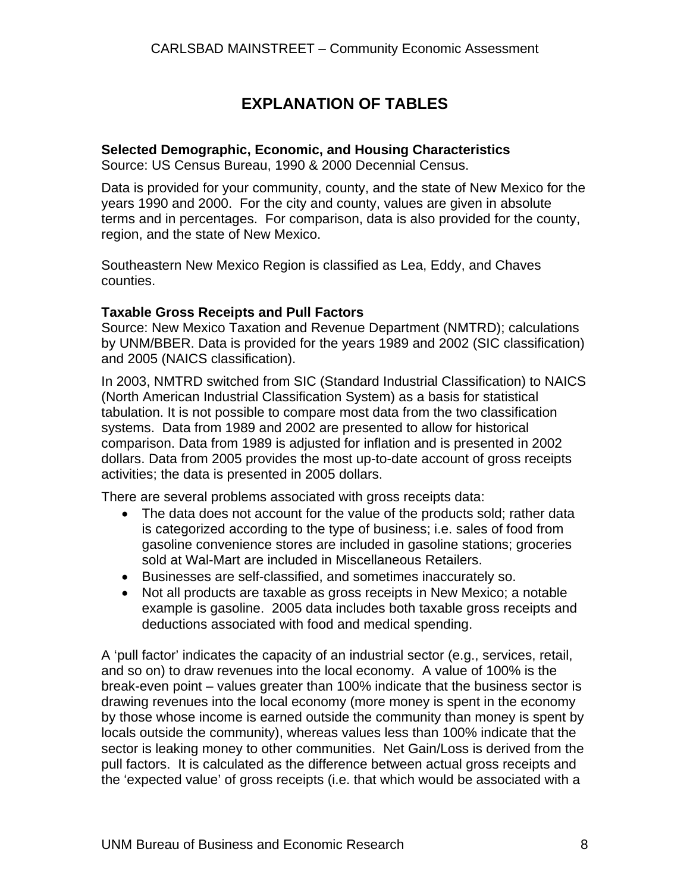# EXPLANATION OF TABLES

**Selected Demographic, Economic, and Housing Characteristics**
Source: US Census Bureau, 1990 & 2000 Decennial Census.

Data is provided for your community, county, and the state of New Mexico for the years 1990 and 2000. For the city and county, values are given in absolute terms and in percentages. For comparison, data is also provided for the county, region, and the state of New Mexico.

Southeastern New Mexico Region is classified as Lea, Eddy, and Chaves counties.

**Taxable Gross Receipts and Pull Factors**
Source: New Mexico Taxation and Revenue Department (NMTRD); calculations by UNM/BBER. Data is provided for the years 1989 and 2002 (SIC classification) and 2005 (NAICS classification).

In 2003, NMTRD switched from SIC (Standard Industrial Classification) to NAICS (North American Industrial Classification System) as a basis for statistical tabulation. It is not possible to compare most data from the two classification systems. Data from 1989 and 2002 are presented to allow for historical comparison. Data from 1989 is adjusted for inflation and is presented in 2002 dollars. Data from 2005 provides the most up-to-date account of gross receipts activities; the data is presented in 2005 dollars.

There are several problems associated with gross receipts data:

- The data does not account for the value of the products sold; rather data is categorized according to the type of business; i.e. sales of food from gasoline convenience stores are included in gasoline stations; groceries sold at Wal-Mart are included in Miscellaneous Retailers.
- Businesses are self-classified, and sometimes inaccurately so.
- Not all products are taxable as gross receipts in New Mexico; a notable example is gasoline. 2005 data includes both taxable gross receipts and deductions associated with food and medical spending.

A 'pull factor' indicates the capacity of an industrial sector (e.g., services, retail, and so on) to draw revenues into the local economy. A value of 100% is the break-even point – values greater than 100% indicate that the business sector is drawing revenues into the local economy (more money is spent in the economy by those whose income is earned outside the community than money is spent by locals outside the community), whereas values less than 100% indicate that the sector is leaking money to other communities. Net Gain/Loss is derived from the pull factors. It is calculated as the difference between actual gross receipts and the 'expected value' of gross receipts (i.e. that which would be associated with a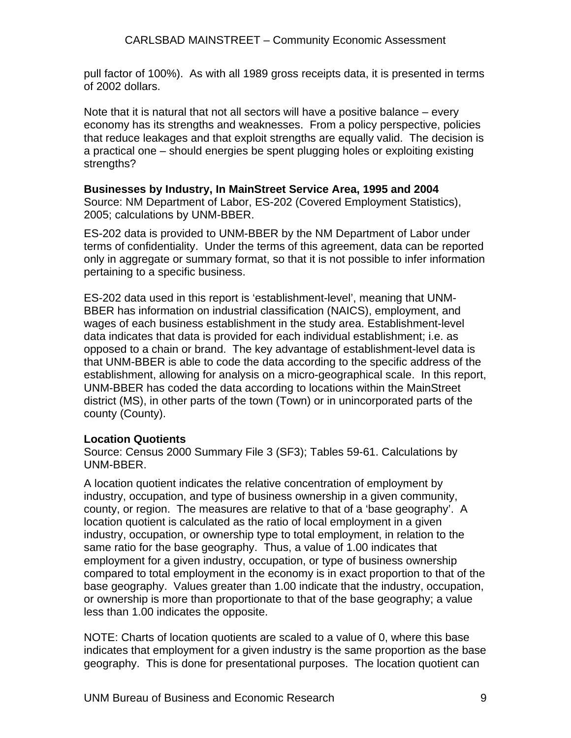pull factor of 100%). As with all 1989 gross receipts data, it is presented in terms of 2002 dollars.

Note that it is natural that not all sectors will have a positive balance – every economy has its strengths and weaknesses. From a policy perspective, policies that reduce leakages and that exploit strengths are equally valid. The decision is a practical one – should energies be spent plugging holes or exploiting existing strengths?

**Businesses by Industry, In MainStreet Service Area, 1995 and 2004**
Source: NM Department of Labor, ES-202 (Covered Employment Statistics), 2005; calculations by UNM-BBER.

ES-202 data is provided to UNM-BBER by the NM Department of Labor under terms of confidentiality. Under the terms of this agreement, data can be reported only in aggregate or summary format, so that it is not possible to infer information pertaining to a specific business.

ES-202 data used in this report is 'establishment-level', meaning that UNM-BBER has information on industrial classification (NAICS), employment, and wages of each business establishment in the study area. Establishment-level data indicates that data is provided for each individual establishment; i.e. as opposed to a chain or brand. The key advantage of establishment-level data is that UNM-BBER is able to code the data according to the specific address of the establishment, allowing for analysis on a micro-geographical scale. In this report, UNM-BBER has coded the data according to locations within the MainStreet district (MS), in other parts of the town (Town) or in unincorporated parts of the county (County).

**Location Quotients**
Source: Census 2000 Summary File 3 (SF3); Tables 59-61. Calculations by UNM-BBER.

A location quotient indicates the relative concentration of employment by industry, occupation, and type of business ownership in a given community, county, or region. The measures are relative to that of a 'base geography'. A location quotient is calculated as the ratio of local employment in a given industry, occupation, or ownership type to total employment, in relation to the same ratio for the base geography. Thus, a value of 1.00 indicates that employment for a given industry, occupation, or type of business ownership compared to total employment in the economy is in exact proportion to that of the base geography. Values greater than 1.00 indicate that the industry, occupation, or ownership is more than proportionate to that of the base geography; a value less than 1.00 indicates the opposite.

NOTE: Charts of location quotients are scaled to a value of 0, where this base indicates that employment for a given industry is the same proportion as the base geography. This is done for presentational purposes. The location quotient can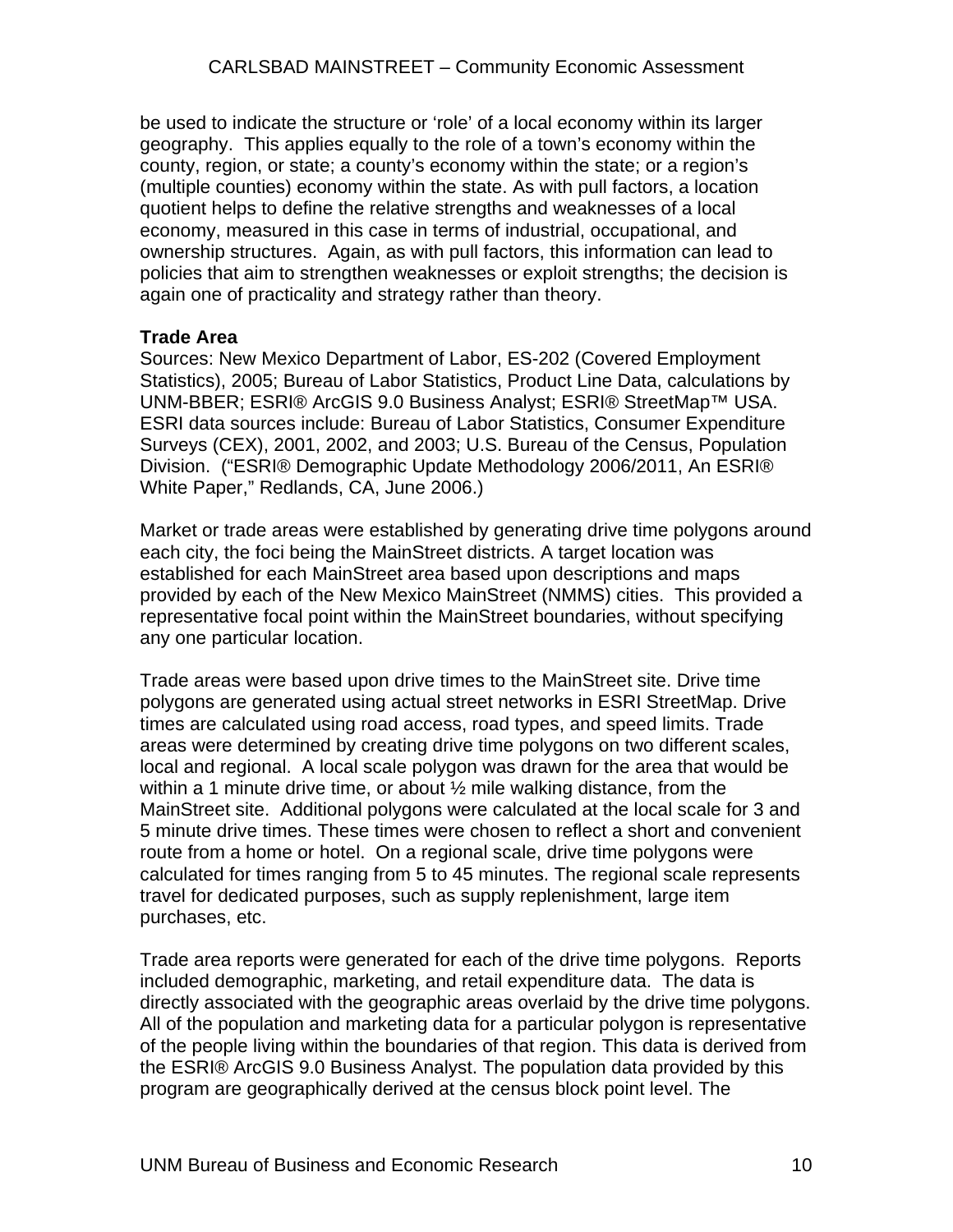be used to indicate the structure or 'role' of a local economy within its larger geography. This applies equally to the role of a town's economy within the county, region, or state; a county's economy within the state; or a region's (multiple counties) economy within the state. As with pull factors, a location quotient helps to define the relative strengths and weaknesses of a local economy, measured in this case in terms of industrial, occupational, and ownership structures. Again, as with pull factors, this information can lead to policies that aim to strengthen weaknesses or exploit strengths; the decision is again one of practicality and strategy rather than theory.

**Trade Area**

Sources: New Mexico Department of Labor, ES-202 (Covered Employment Statistics), 2005; Bureau of Labor Statistics, Product Line Data, calculations by UNM-BBER; ESRI® ArcGIS 9.0 Business Analyst; ESRI® StreetMap™ USA. ESRI data sources include: Bureau of Labor Statistics, Consumer Expenditure Surveys (CEX), 2001, 2002, and 2003; U.S. Bureau of the Census, Population Division. ("ESRI® Demographic Update Methodology 2006/2011, An ESRI® White Paper," Redlands, CA, June 2006.)

Market or trade areas were established by generating drive time polygons around each city, the foci being the MainStreet districts. A target location was established for each MainStreet area based upon descriptions and maps provided by each of the New Mexico MainStreet (NMMS) cities. This provided a representative focal point within the MainStreet boundaries, without specifying any one particular location.

Trade areas were based upon drive times to the MainStreet site. Drive time polygons are generated using actual street networks in ESRI StreetMap. Drive times are calculated using road access, road types, and speed limits. Trade areas were determined by creating drive time polygons on two different scales, local and regional. A local scale polygon was drawn for the area that would be within a 1 minute drive time, or about ½ mile walking distance, from the MainStreet site. Additional polygons were calculated at the local scale for 3 and 5 minute drive times. These times were chosen to reflect a short and convenient route from a home or hotel. On a regional scale, drive time polygons were calculated for times ranging from 5 to 45 minutes. The regional scale represents travel for dedicated purposes, such as supply replenishment, large item purchases, etc.

Trade area reports were generated for each of the drive time polygons. Reports included demographic, marketing, and retail expenditure data. The data is directly associated with the geographic areas overlaid by the drive time polygons. All of the population and marketing data for a particular polygon is representative of the people living within the boundaries of that region. This data is derived from the ESRI® ArcGIS 9.0 Business Analyst. The population data provided by this program are geographically derived at the census block point level. The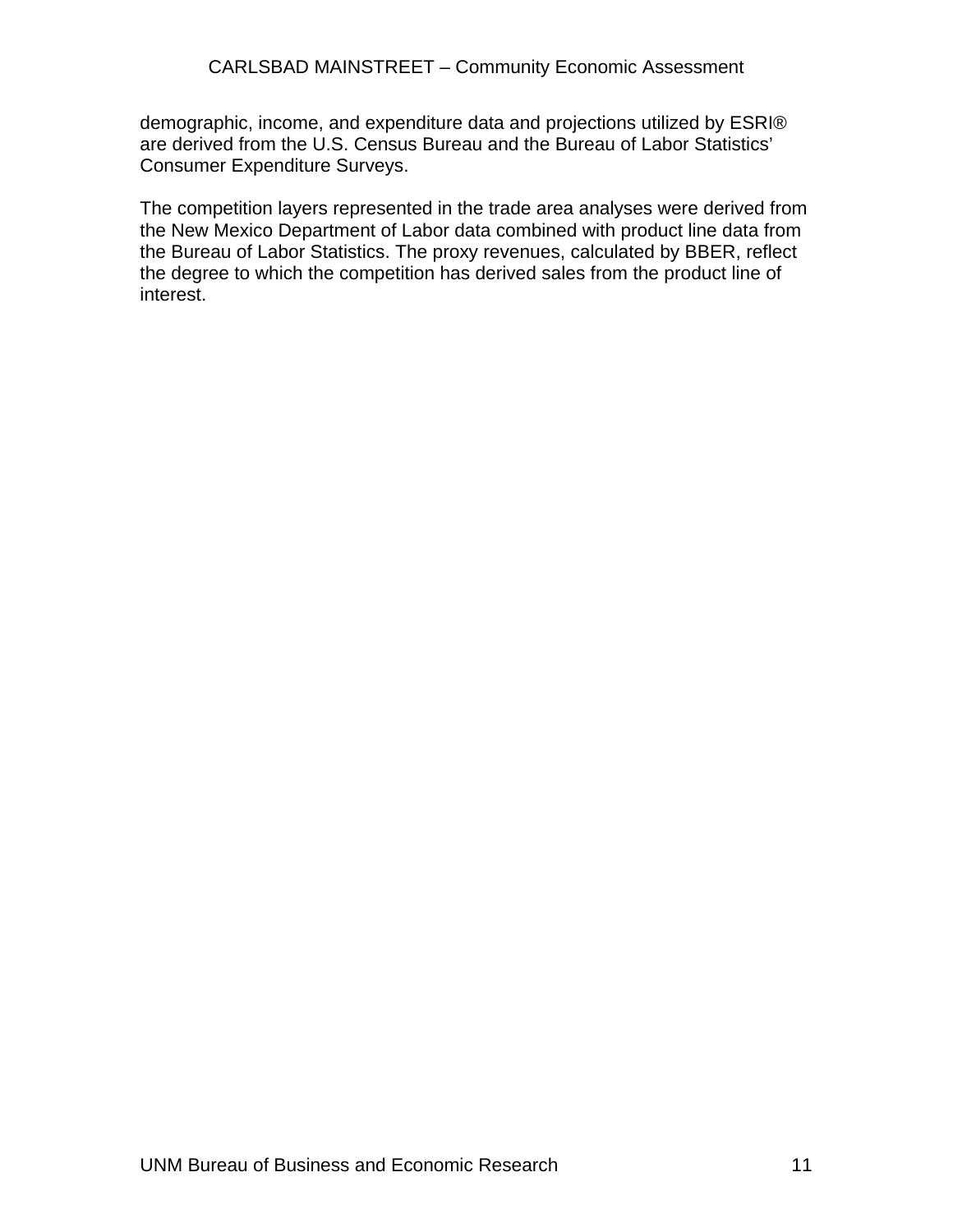demographic, income, and expenditure data and projections utilized by ESRI® are derived from the U.S. Census Bureau and the Bureau of Labor Statistics' Consumer Expenditure Surveys.

The competition layers represented in the trade area analyses were derived from the New Mexico Department of Labor data combined with product line data from the Bureau of Labor Statistics. The proxy revenues, calculated by BBER, reflect the degree to which the competition has derived sales from the product line of interest.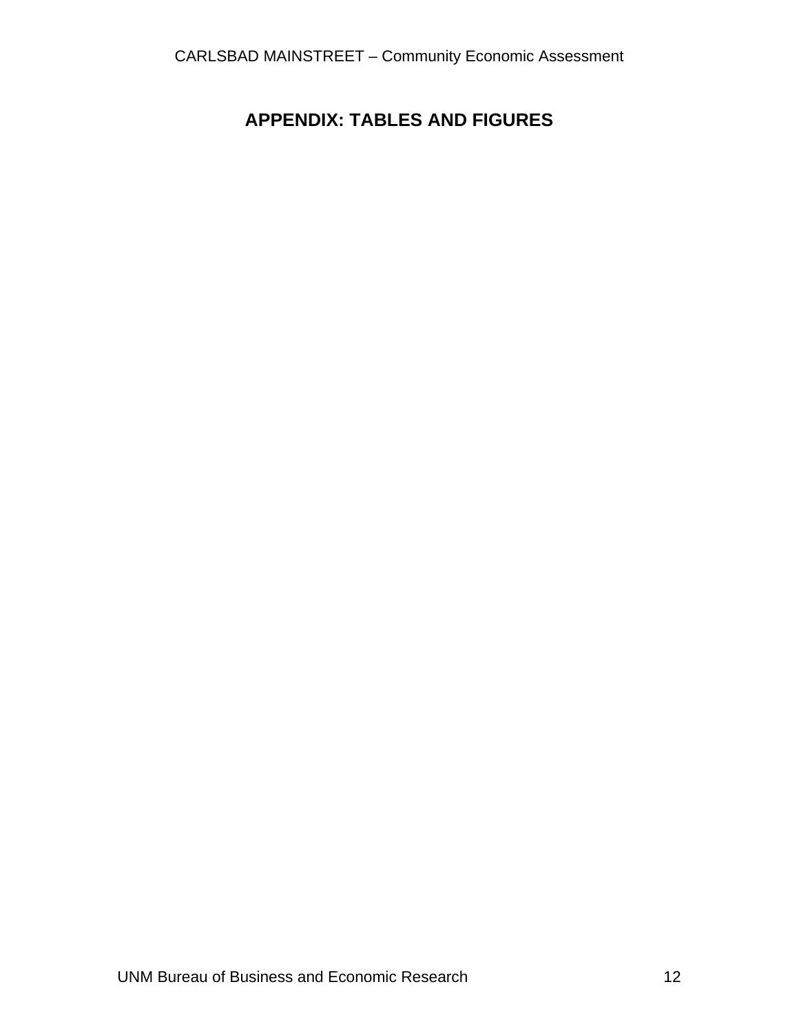# APPENDIX: TABLES AND FIGURES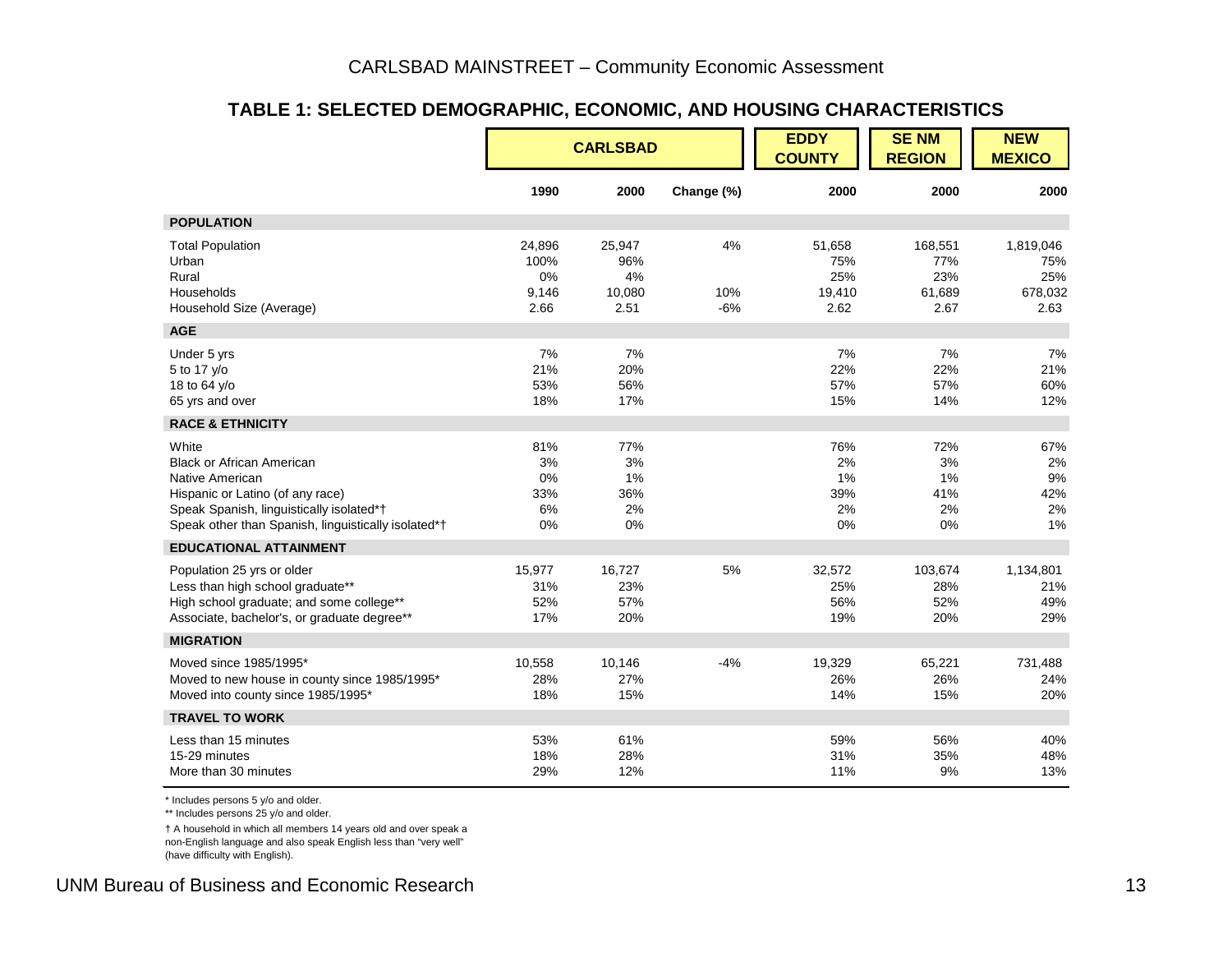## TABLE 1: SELECTED DEMOGRAPHIC, ECONOMIC, AND HOUSING CHARACTERISTICS

| | CARLSBAD | | | EDDY COUNTY | SE NM REGION | NEW MEXICO |
|---|---|---|---|---|---|---|
| | 1990 | 2000 | Change (%) | 2000 | 2000 | 2000 |
| **POPULATION** | | | | | | |
| Total Population | 24,896 | 25,947 | 4% | 51,658 | 168,551 | 1,819,046 |
| Urban | 100% | 96% | | 75% | 77% | 75% |
| Rural | 0% | 4% | | 25% | 23% | 25% |
| Households | 9,146 | 10,080 | 10% | 19,410 | 61,689 | 678,032 |
| Household Size (Average) | 2.66 | 2.51 | -6% | 2.62 | 2.67 | 2.63 |
| **AGE** | | | | | | |
| Under 5 yrs | 7% | 7% | | 7% | 7% | 7% |
| 5 to 17 y/o | 21% | 20% | | 22% | 22% | 21% |
| 18 to 64 y/o | 53% | 56% | | 57% | 57% | 60% |
| 65 yrs and over | 18% | 17% | | 15% | 14% | 12% |
| **RACE & ETHNICITY** | | | | | | |
| White | 81% | 77% | | 76% | 72% | 67% |
| Black or African American | 3% | 3% | | 2% | 3% | 2% |
| Native American | 0% | 1% | | 1% | 1% | 9% |
| Hispanic or Latino (of any race) | 33% | 36% | | 39% | 41% | 42% |
| Speak Spanish, linguistically isolated*† | 6% | 2% | | 2% | 2% | 2% |
| Speak other than Spanish, linguistically isolated*† | 0% | 0% | | 0% | 0% | 1% |
| **EDUCATIONAL ATTAINMENT** | | | | | | |
| Population 25 yrs or older | 15,977 | 16,727 | 5% | 32,572 | 103,674 | 1,134,801 |
| Less than high school graduate** | 31% | 23% | | 25% | 28% | 21% |
| High school graduate; and some college** | 52% | 57% | | 56% | 52% | 49% |
| Associate, bachelor's, or graduate degree** | 17% | 20% | | 19% | 20% | 29% |
| **MIGRATION** | | | | | | |
| Moved since 1985/1995* | 10,558 | 10,146 | -4% | 19,329 | 65,221 | 731,488 |
| Moved to new house in county since 1985/1995* | 28% | 27% | | 26% | 26% | 24% |
| Moved into county since 1985/1995* | 18% | 15% | | 14% | 15% | 20% |
| **TRAVEL TO WORK** | | | | | | |
| Less than 15 minutes | 53% | 61% | | 59% | 56% | 40% |
| 15-29 minutes | 18% | 28% | | 31% | 35% | 48% |
| More than 30 minutes | 29% | 12% | | 11% | 9% | 13% |

\* Includes persons 5 y/o and older.

\*\* Includes persons 25 y/o and older.

† A household in which all members 14 years old and over speak a non-English language and also speak English less than "very well" (have difficulty with English).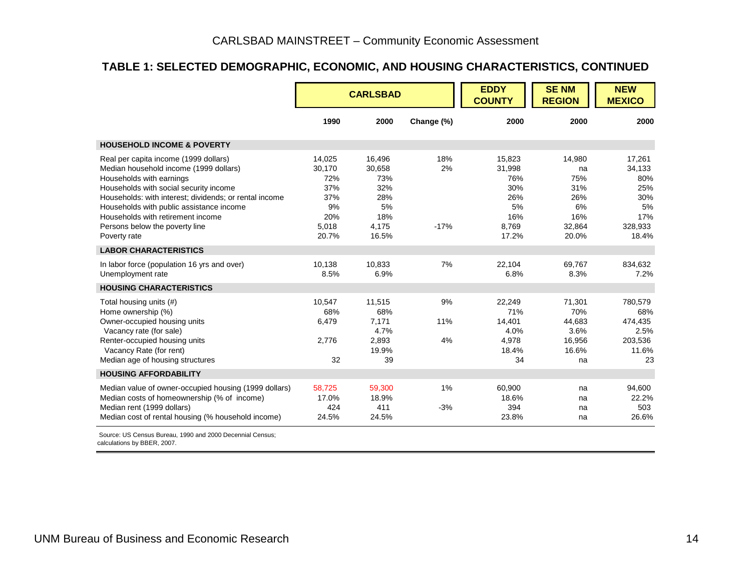## TABLE 1: SELECTED DEMOGRAPHIC, ECONOMIC, AND HOUSING CHARACTERISTICS, CONTINUED

| | CARLSBAD | | | EDDY COUNTY | SE NM REGION | NEW MEXICO |
|---|---|---|---|---|---|---|
| | 1990 | 2000 | Change (%) | 2000 | 2000 | 2000 |
| **HOUSEHOLD INCOME & POVERTY** | | | | | | |
| Real per capita income (1999 dollars) | 14,025 | 16,496 | 18% | 15,823 | 14,980 | 17,261 |
| Median household income (1999 dollars) | 30,170 | 30,658 | 2% | 31,998 | na | 34,133 |
| Households with earnings | 72% | 73% | | 76% | 75% | 80% |
| Households with social security income | 37% | 32% | | 30% | 31% | 25% |
| Households: with interest; dividends; or rental income | 37% | 28% | | 26% | 26% | 30% |
| Households with public assistance income | 9% | 5% | | 5% | 6% | 5% |
| Households with retirement income | 20% | 18% | | 16% | 16% | 17% |
| Persons below the poverty line | 5,018 | 4,175 | -17% | 8,769 | 32,864 | 328,933 |
| Poverty rate | 20.7% | 16.5% | | 17.2% | 20.0% | 18.4% |
| **LABOR CHARACTERISTICS** | | | | | | |
| In labor force (population 16 yrs and over) | 10,138 | 10,833 | 7% | 22,104 | 69,767 | 834,632 |
| Unemployment rate | 8.5% | 6.9% | | 6.8% | 8.3% | 7.2% |
| **HOUSING CHARACTERISTICS** | | | | | | |
| Total housing units (#) | 10,547 | 11,515 | 9% | 22,249 | 71,301 | 780,579 |
| Home ownership (%) | 68% | 68% | | 71% | 70% | 68% |
| Owner-occupied housing units | 6,479 | 7,171 | 11% | 14,401 | 44,683 | 474,435 |
| Vacancy rate (for sale) | | 4.7% | | 4.0% | 3.6% | 2.5% |
| Renter-occupied housing units | 2,776 | 2,893 | 4% | 4,978 | 16,956 | 203,536 |
| Vacancy Rate (for rent) | | 19.9% | | 18.4% | 16.6% | 11.6% |
| Median age of housing structures | 32 | 39 | | 34 | na | 23 |
| **HOUSING AFFORDABILITY** | | | | | | |
| Median value of owner-occupied housing (1999 dollars) | 58,725 | 59,300 | 1% | 60,900 | na | 94,600 |
| Median costs of homeownership (% of income) | 17.0% | 18.9% | | 18.6% | na | 22.2% |
| Median rent (1999 dollars) | 424 | 411 | -3% | 394 | na | 503 |
| Median cost of rental housing (% household income) | 24.5% | 24.5% | | 23.8% | na | 26.6% |

Source: US Census Bureau, 1990 and 2000 Decennial Census; calculations by BBER, 2007.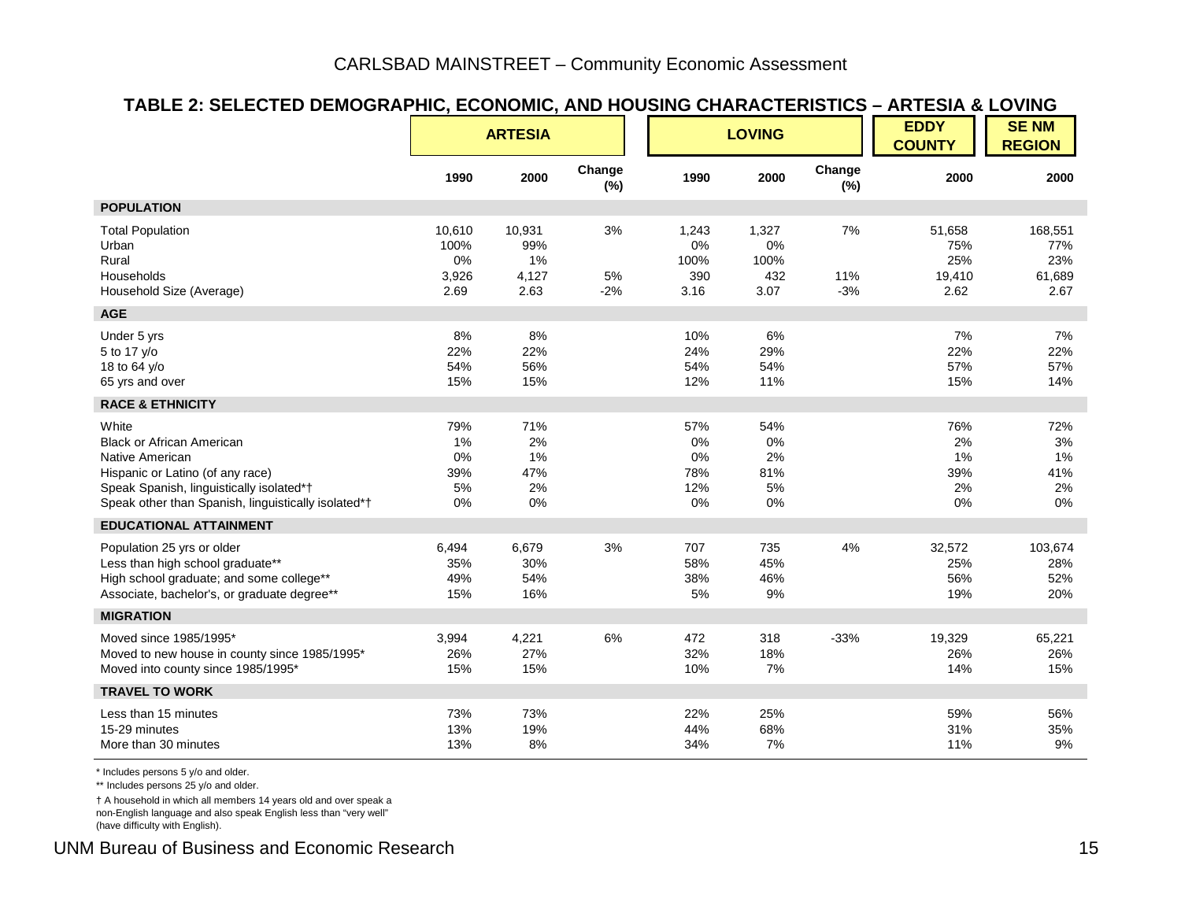## TABLE 2: SELECTED DEMOGRAPHIC, ECONOMIC, AND HOUSING CHARACTERISTICS – ARTESIA & LOVING

| | ARTESIA | | | LOVING | | | EDDY COUNTY | SE NM REGION |
|---|---|---|---|---|---|---|---|---|
| | 1990 | 2000 | Change (%) | 1990 | 2000 | Change (%) | 2000 | 2000 |
| **POPULATION** | | | | | | | | |
| Total Population | 10,610 | 10,931 | 3% | 1,243 | 1,327 | 7% | 51,658 | 168,551 |
| Urban | 100% | 99% | | 0% | 0% | | 75% | 77% |
| Rural | 0% | 1% | | 100% | 100% | | 25% | 23% |
| Households | 3,926 | 4,127 | 5% | 390 | 432 | 11% | 19,410 | 61,689 |
| Household Size (Average) | 2.69 | 2.63 | -2% | 3.16 | 3.07 | -3% | 2.62 | 2.67 |
| **AGE** | | | | | | | | |
| Under 5 yrs | 8% | 8% | | 10% | 6% | | 7% | 7% |
| 5 to 17 y/o | 22% | 22% | | 24% | 29% | | 22% | 22% |
| 18 to 64 y/o | 54% | 56% | | 54% | 54% | | 57% | 57% |
| 65 yrs and over | 15% | 15% | | 12% | 11% | | 15% | 14% |
| **RACE & ETHNICITY** | | | | | | | | |
| White | 79% | 71% | | 57% | 54% | | 76% | 72% |
| Black or African American | 1% | 2% | | 0% | 0% | | 2% | 3% |
| Native American | 0% | 1% | | 0% | 2% | | 1% | 1% |
| Hispanic or Latino (of any race) | 39% | 47% | | 78% | 81% | | 39% | 41% |
| Speak Spanish, linguistically isolated*† | 5% | 2% | | 12% | 5% | | 2% | 2% |
| Speak other than Spanish, linguistically isolated*† | 0% | 0% | | 0% | 0% | | 0% | 0% |
| **EDUCATIONAL ATTAINMENT** | | | | | | | | |
| Population 25 yrs or older | 6,494 | 6,679 | 3% | 707 | 735 | 4% | 32,572 | 103,674 |
| Less than high school graduate** | 35% | 30% | | 58% | 45% | | 25% | 28% |
| High school graduate; and some college** | 49% | 54% | | 38% | 46% | | 56% | 52% |
| Associate, bachelor's, or graduate degree** | 15% | 16% | | 5% | 9% | | 19% | 20% |
| **MIGRATION** | | | | | | | | |
| Moved since 1985/1995* | 3,994 | 4,221 | 6% | 472 | 318 | -33% | 19,329 | 65,221 |
| Moved to new house in county since 1985/1995* | 26% | 27% | | 32% | 18% | | 26% | 26% |
| Moved into county since 1985/1995* | 15% | 15% | | 10% | 7% | | 14% | 15% |
| **TRAVEL TO WORK** | | | | | | | | |
| Less than 15 minutes | 73% | 73% | | 22% | 25% | | 59% | 56% |
| 15-29 minutes | 13% | 19% | | 44% | 68% | | 31% | 35% |
| More than 30 minutes | 13% | 8% | | 34% | 7% | | 11% | 9% |

\* Includes persons 5 y/o and older.

\** Includes persons 25 y/o and older.

† A household in which all members 14 years old and over speak a non-English language and also speak English less than "very well" (have difficulty with English).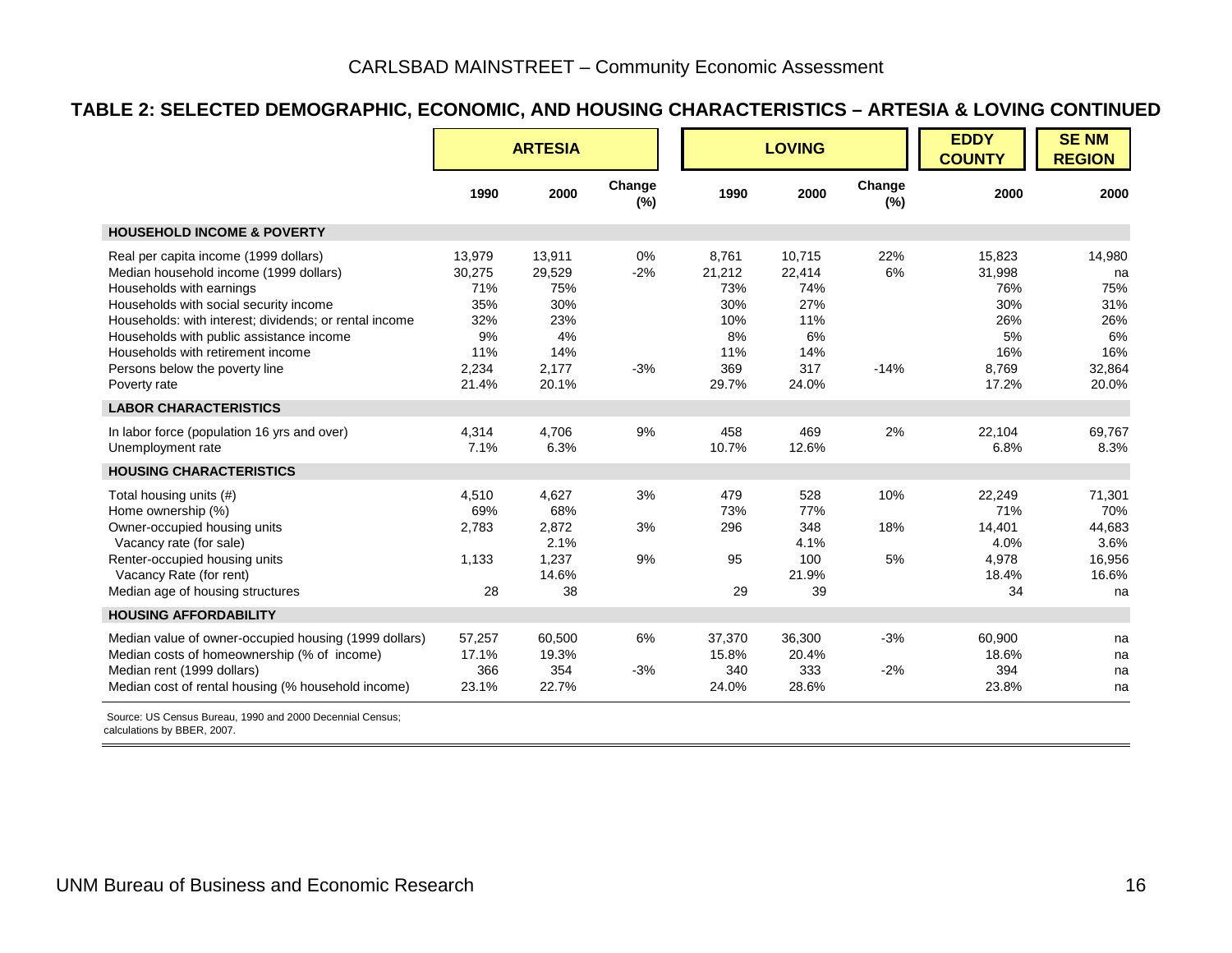## TABLE 2: SELECTED DEMOGRAPHIC, ECONOMIC, AND HOUSING CHARACTERISTICS – ARTESIA & LOVING CONTINUED

| | ARTESIA | | | LOVING | | | EDDY COUNTY | SE NM REGION |
|---|---|---|---|---|---|---|---|---|
| | 1990 | 2000 | Change (%) | 1990 | 2000 | Change (%) | 2000 | 2000 |
| **HOUSEHOLD INCOME & POVERTY** | | | | | | | | |
| Real per capita income (1999 dollars) | 13,979 | 13,911 | 0% | 8,761 | 10,715 | 22% | 15,823 | 14,980 |
| Median household income (1999 dollars) | 30,275 | 29,529 | -2% | 21,212 | 22,414 | 6% | 31,998 | na |
| Households with earnings | 71% | 75% | | 73% | 74% | | 76% | 75% |
| Households with social security income | 35% | 30% | | 30% | 27% | | 30% | 31% |
| Households: with interest; dividends; or rental income | 32% | 23% | | 10% | 11% | | 26% | 26% |
| Households with public assistance income | 9% | 4% | | 8% | 6% | | 5% | 6% |
| Households with retirement income | 11% | 14% | | 11% | 14% | | 16% | 16% |
| Persons below the poverty line | 2,234 | 2,177 | -3% | 369 | 317 | -14% | 8,769 | 32,864 |
| Poverty rate | 21.4% | 20.1% | | 29.7% | 24.0% | | 17.2% | 20.0% |
| **LABOR CHARACTERISTICS** | | | | | | | | |
| In labor force (population 16 yrs and over) | 4,314 | 4,706 | 9% | 458 | 469 | 2% | 22,104 | 69,767 |
| Unemployment rate | 7.1% | 6.3% | | 10.7% | 12.6% | | 6.8% | 8.3% |
| **HOUSING CHARACTERISTICS** | | | | | | | | |
| Total housing units (#) | 4,510 | 4,627 | 3% | 479 | 528 | 10% | 22,249 | 71,301 |
| Home ownership (%) | 69% | 68% | | 73% | 77% | | 71% | 70% |
| Owner-occupied housing units | 2,783 | 2,872 | 3% | 296 | 348 | 18% | 14,401 | 44,683 |
| Vacancy rate (for sale) | | 2.1% | | | 4.1% | | 4.0% | 3.6% |
| Renter-occupied housing units | 1,133 | 1,237 | 9% | 95 | 100 | 5% | 4,978 | 16,956 |
| Vacancy Rate (for rent) | | 14.6% | | | 21.9% | | 18.4% | 16.6% |
| Median age of housing structures | 28 | 38 | | 29 | 39 | | 34 | na |
| **HOUSING AFFORDABILITY** | | | | | | | | |
| Median value of owner-occupied housing (1999 dollars) | 57,257 | 60,500 | 6% | 37,370 | 36,300 | -3% | 60,900 | na |
| Median costs of homeownership (% of income) | 17.1% | 19.3% | | 15.8% | 20.4% | | 18.6% | na |
| Median rent (1999 dollars) | 366 | 354 | -3% | 340 | 333 | -2% | 394 | na |
| Median cost of rental housing (% household income) | 23.1% | 22.7% | | 24.0% | 28.6% | | 23.8% | na |

Source: US Census Bureau, 1990 and 2000 Decennial Census; calculations by BBER, 2007.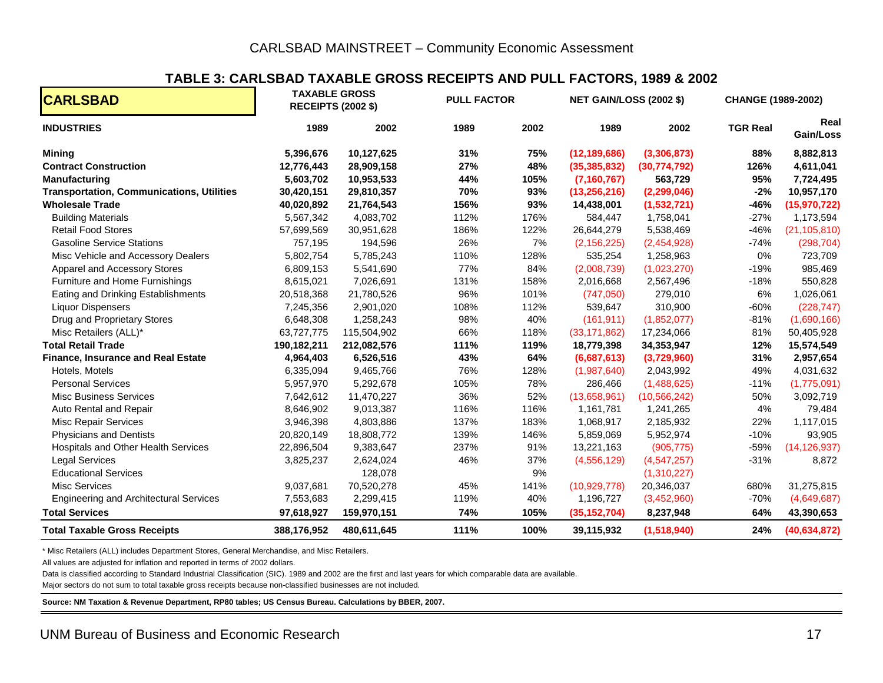## TABLE 3: CARLSBAD TAXABLE GROSS RECEIPTS AND PULL FACTORS, 1989 & 2002

| CARLSBAD | TAXABLE GROSS RECEIPTS (2002 $) | | PULL FACTOR | | NET GAIN/LOSS (2002 $) | | CHANGE (1989-2002) | |
|---|---|---|---|---|---|---|---|---|
| **INDUSTRIES** | **1989** | **2002** | **1989** | **2002** | **1989** | **2002** | **TGR Real** | **Real Gain/Loss** |
| **Mining** | **5,396,676** | **10,127,625** | **31%** | **75%** | **(12,189,686)** | **(3,306,873)** | **88%** | **8,882,813** |
| **Contract Construction** | **12,776,443** | **28,909,158** | **27%** | **48%** | **(35,385,832)** | **(30,774,792)** | **126%** | **4,611,041** |
| **Manufacturing** | **5,603,702** | **10,953,533** | **44%** | **105%** | **(7,160,767)** | **563,729** | **95%** | **7,724,495** |
| **Transportation, Communications, Utilities** | **30,420,151** | **29,810,357** | **70%** | **93%** | **(13,256,216)** | **(2,299,046)** | **-2%** | **10,957,170** |
| **Wholesale Trade** | **40,020,892** | **21,764,543** | **156%** | **93%** | **14,438,001** | **(1,532,721)** | **-46%** | **(15,970,722)** |
| Building Materials | 5,567,342 | 4,083,702 | 112% | 176% | 584,447 | 1,758,041 | -27% | 1,173,594 |
| Retail Food Stores | 57,699,569 | 30,951,628 | 186% | 122% | 26,644,279 | 5,538,469 | -46% | (21,105,810) |
| Gasoline Service Stations | 757,195 | 194,596 | 26% | 7% | (2,156,225) | (2,454,928) | -74% | (298,704) |
| Misc Vehicle and Accessory Dealers | 5,802,754 | 5,785,243 | 110% | 128% | 535,254 | 1,258,963 | 0% | 723,709 |
| Apparel and Accessory Stores | 6,809,153 | 5,541,690 | 77% | 84% | (2,008,739) | (1,023,270) | -19% | 985,469 |
| Furniture and Home Furnishings | 8,615,021 | 7,026,691 | 131% | 158% | 2,016,668 | 2,567,496 | -18% | 550,828 |
| Eating and Drinking Establishments | 20,518,368 | 21,780,526 | 96% | 101% | (747,050) | 279,010 | 6% | 1,026,061 |
| Liquor Dispensers | 7,245,356 | 2,901,020 | 108% | 112% | 539,647 | 310,900 | -60% | (228,747) |
| Drug and Proprietary Stores | 6,648,308 | 1,258,243 | 98% | 40% | (161,911) | (1,852,077) | -81% | (1,690,166) |
| Misc Retailers (ALL)* | 63,727,775 | 115,504,902 | 66% | 118% | (33,171,862) | 17,234,066 | 81% | 50,405,928 |
| **Total Retail Trade** | **190,182,211** | **212,082,576** | **111%** | **119%** | **18,779,398** | **34,353,947** | **12%** | **15,574,549** |
| **Finance, Insurance and Real Estate** | **4,964,403** | **6,526,516** | **43%** | **64%** | **(6,687,613)** | **(3,729,960)** | **31%** | **2,957,654** |
| Hotels, Motels | 6,335,094 | 9,465,766 | 76% | 128% | (1,987,640) | 2,043,992 | 49% | 4,031,632 |
| Personal Services | 5,957,970 | 5,292,678 | 105% | 78% | 286,466 | (1,488,625) | -11% | (1,775,091) |
| Misc Business Services | 7,642,612 | 11,470,227 | 36% | 52% | (13,658,961) | (10,566,242) | 50% | 3,092,719 |
| Auto Rental and Repair | 8,646,902 | 9,013,387 | 116% | 116% | 1,161,781 | 1,241,265 | 4% | 79,484 |
| Misc Repair Services | 3,946,398 | 4,803,886 | 137% | 183% | 1,068,917 | 2,185,932 | 22% | 1,117,015 |
| Physicians and Dentists | 20,820,149 | 18,808,772 | 139% | 146% | 5,859,069 | 5,952,974 | -10% | 93,905 |
| Hospitals and Other Health Services | 22,896,504 | 9,383,647 | 237% | 91% | 13,221,163 | (905,775) | -59% | (14,126,937) |
| Legal Services | 3,825,237 | 2,624,024 | 46% | 37% | (4,556,129) | (4,547,257) | -31% | 8,872 |
| Educational Services | | 128,078 | | 9% | | (1,310,227) | | |
| Misc Services | 9,037,681 | 70,520,278 | 45% | 141% | (10,929,778) | 20,346,037 | 680% | 31,275,815 |
| Engineering and Architectural Services | 7,553,683 | 2,299,415 | 119% | 40% | 1,196,727 | (3,452,960) | -70% | (4,649,687) |
| **Total Services** | **97,618,927** | **159,970,151** | **74%** | **105%** | **(35,152,704)** | **8,237,948** | **64%** | **43,390,653** |
| **Total Taxable Gross Receipts** | **388,176,952** | **480,611,645** | **111%** | **100%** | **39,115,932** | **(1,518,940)** | **24%** | **(40,634,872)** |

* Misc Retailers (ALL) includes Department Stores, General Merchandise, and Misc Retailers.

All values are adjusted for inflation and reported in terms of 2002 dollars.

Data is classified according to Standard Industrial Classification (SIC). 1989 and 2002 are the first and last years for which comparable data are available.

Major sectors do not sum to total taxable gross receipts because non-classified businesses are not included.

**Source: NM Taxation & Revenue Department, RP80 tables; US Census Bureau. Calculations by BBER, 2007.**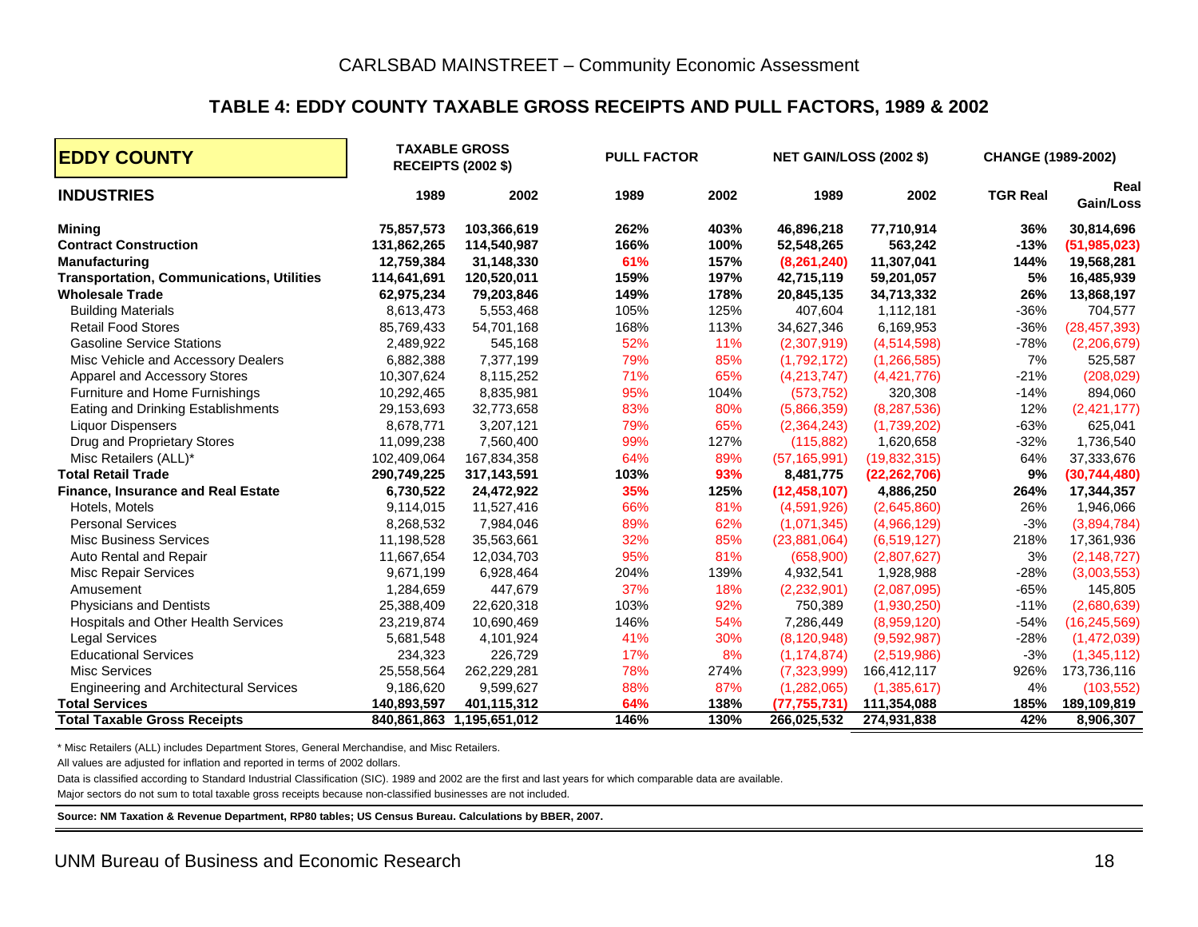## TABLE 4: EDDY COUNTY TAXABLE GROSS RECEIPTS AND PULL FACTORS, 1989 & 2002

| EDDY COUNTY | TAXABLE GROSS RECEIPTS (2002 $) | | PULL FACTOR | | NET GAIN/LOSS (2002 $) | | CHANGE (1989-2002) | |
|---|---|---|---|---|---|---|---|---|
| **INDUSTRIES** | **1989** | **2002** | **1989** | **2002** | **1989** | **2002** | **TGR Real** | **Real Gain/Loss** |
| **Mining** | **75,857,573** | **103,366,619** | **262%** | **403%** | **46,896,218** | **77,710,914** | **36%** | **30,814,696** |
| **Contract Construction** | **131,862,265** | **114,540,987** | **166%** | **100%** | **52,548,265** | **563,242** | **-13%** | **(51,985,023)** |
| **Manufacturing** | **12,759,384** | **31,148,330** | **61%** | **157%** | **(8,261,240)** | **11,307,041** | **144%** | **19,568,281** |
| **Transportation, Communications, Utilities** | **114,641,691** | **120,520,011** | **159%** | **197%** | **42,715,119** | **59,201,057** | **5%** | **16,485,939** |
| **Wholesale Trade** | **62,975,234** | **79,203,846** | **149%** | **178%** | **20,845,135** | **34,713,332** | **26%** | **13,868,197** |
| Building Materials | 8,613,473 | 5,553,468 | 105% | 125% | 407,604 | 1,112,181 | -36% | 704,577 |
| Retail Food Stores | 85,769,433 | 54,701,168 | 168% | 113% | 34,627,346 | 6,169,953 | -36% | (28,457,393) |
| Gasoline Service Stations | 2,489,922 | 545,168 | 52% | 11% | (2,307,919) | (4,514,598) | -78% | (2,206,679) |
| Misc Vehicle and Accessory Dealers | 6,882,388 | 7,377,199 | 79% | 85% | (1,792,172) | (1,266,585) | 7% | 525,587 |
| Apparel and Accessory Stores | 10,307,624 | 8,115,252 | 71% | 65% | (4,213,747) | (4,421,776) | -21% | (208,029) |
| Furniture and Home Furnishings | 10,292,465 | 8,835,981 | 95% | 104% | (573,752) | 320,308 | -14% | 894,060 |
| Eating and Drinking Establishments | 29,153,693 | 32,773,658 | 83% | 80% | (5,866,359) | (8,287,536) | 12% | (2,421,177) |
| Liquor Dispensers | 8,678,771 | 3,207,121 | 79% | 65% | (2,364,243) | (1,739,202) | -63% | 625,041 |
| Drug and Proprietary Stores | 11,099,238 | 7,560,400 | 99% | 127% | (115,882) | 1,620,658 | -32% | 1,736,540 |
| Misc Retailers (ALL)* | 102,409,064 | 167,834,358 | 64% | 89% | (57,165,991) | (19,832,315) | 64% | 37,333,676 |
| **Total Retail Trade** | **290,749,225** | **317,143,591** | **103%** | **93%** | **8,481,775** | **(22,262,706)** | **9%** | **(30,744,480)** |
| **Finance, Insurance and Real Estate** | **6,730,522** | **24,472,922** | **35%** | **125%** | **(12,458,107)** | **4,886,250** | **264%** | **17,344,357** |
| Hotels, Motels | 9,114,015 | 11,527,416 | 66% | 81% | (4,591,926) | (2,645,860) | 26% | 1,946,066 |
| Personal Services | 8,268,532 | 7,984,046 | 89% | 62% | (1,071,345) | (4,966,129) | -3% | (3,894,784) |
| Misc Business Services | 11,198,528 | 35,563,661 | 32% | 85% | (23,881,064) | (6,519,127) | 218% | 17,361,936 |
| Auto Rental and Repair | 11,667,654 | 12,034,703 | 95% | 81% | (658,900) | (2,807,627) | 3% | (2,148,727) |
| Misc Repair Services | 9,671,199 | 6,928,464 | 204% | 139% | 4,932,541 | 1,928,988 | -28% | (3,003,553) |
| Amusement | 1,284,659 | 447,679 | 37% | 18% | (2,232,901) | (2,087,095) | -65% | 145,805 |
| Physicians and Dentists | 25,388,409 | 22,620,318 | 103% | 92% | 750,389 | (1,930,250) | -11% | (2,680,639) |
| Hospitals and Other Health Services | 23,219,874 | 10,690,469 | 146% | 54% | 7,286,449 | (8,959,120) | -54% | (16,245,569) |
| Legal Services | 5,681,548 | 4,101,924 | 41% | 30% | (8,120,948) | (9,592,987) | -28% | (1,472,039) |
| Educational Services | 234,323 | 226,729 | 17% | 8% | (1,174,874) | (2,519,986) | -3% | (1,345,112) |
| Misc Services | 25,558,564 | 262,229,281 | 78% | 274% | (7,323,999) | 166,412,117 | 926% | 173,736,116 |
| Engineering and Architectural Services | 9,186,620 | 9,599,627 | 88% | 87% | (1,282,065) | (1,385,617) | 4% | (103,552) |
| **Total Services** | **140,893,597** | **401,115,312** | **64%** | **138%** | **(77,755,731)** | **111,354,088** | **185%** | **189,109,819** |
| **Total Taxable Gross Receipts** | **840,861,863** | **1,195,651,012** | **146%** | **130%** | **266,025,532** | **274,931,838** | **42%** | **8,906,307** |

\* Misc Retailers (ALL) includes Department Stores, General Merchandise, and Misc Retailers.

All values are adjusted for inflation and reported in terms of 2002 dollars.

Data is classified according to Standard Industrial Classification (SIC). 1989 and 2002 are the first and last years for which comparable data are available.

Major sectors do not sum to total taxable gross receipts because non-classified businesses are not included.

**Source: NM Taxation & Revenue Department, RP80 tables; US Census Bureau. Calculations by BBER, 2007.**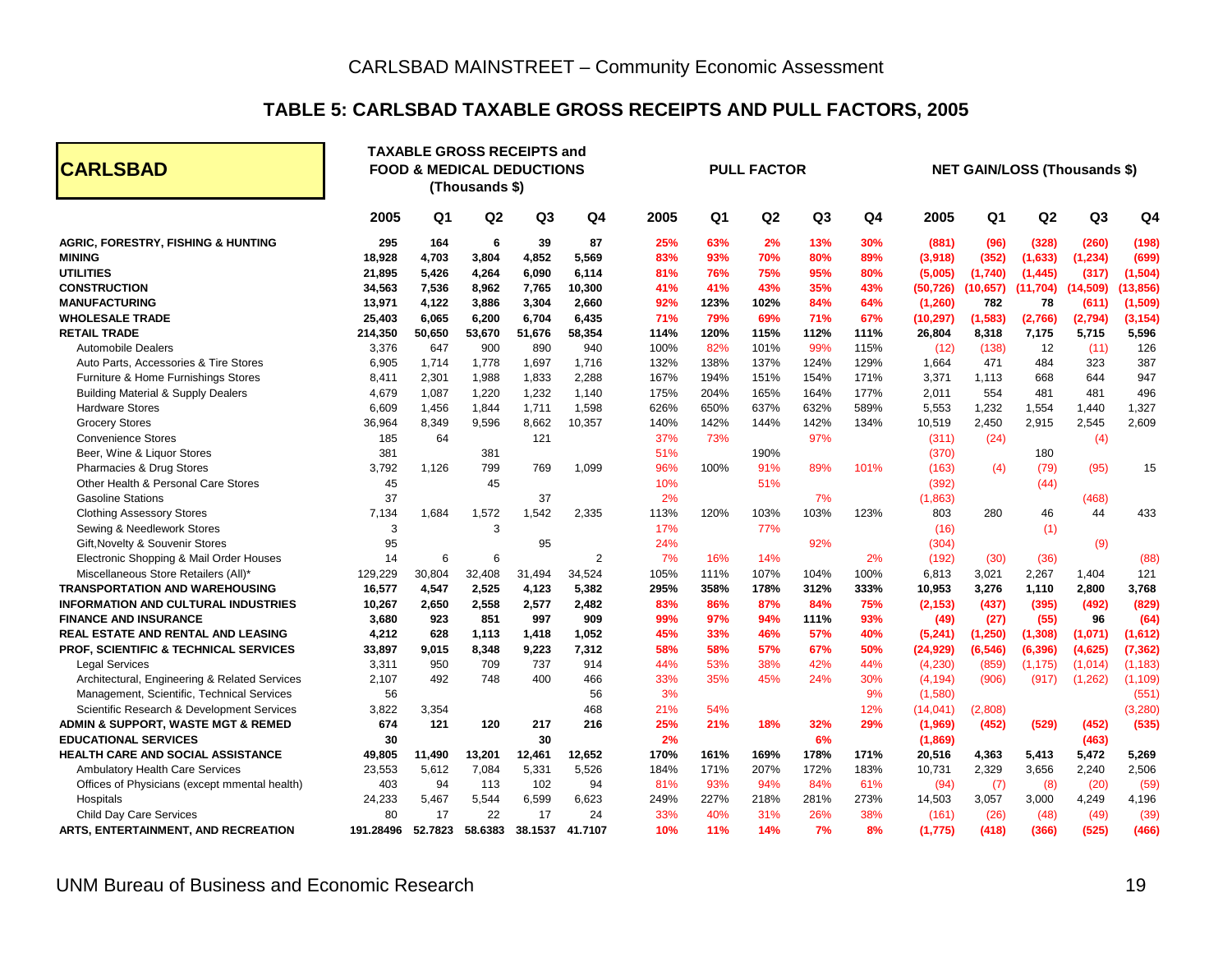# CARLSBAD MAINSTREET – Community Economic Assessment

## TABLE 5: CARLSBAD TAXABLE GROSS RECEIPTS AND PULL FACTORS, 2005

| CARLSBAD | TAXABLE GROSS RECEIPTS and FOOD & MEDICAL DEDUCTIONS (Thousands $) | | | | | PULL FACTOR | | | | | NET GAIN/LOSS (Thousands $) | | | | |
|---|---|---|---|---|---|---|---|---|---|---|---|---|---|---|---|
| | 2005 | Q1 | Q2 | Q3 | Q4 | 2005 | Q1 | Q2 | Q3 | Q4 | 2005 | Q1 | Q2 | Q3 | Q4 |
| **AGRIC, FORESTRY, FISHING & HUNTING** | **295** | **164** | **6** | **39** | **87** | **25%** | **63%** | **2%** | **13%** | **30%** | **(881)** | **(96)** | **(328)** | **(260)** | **(198)** |
| **MINING** | **18,928** | **4,703** | **3,804** | **4,852** | **5,569** | **83%** | **93%** | **70%** | **80%** | **89%** | **(3,918)** | **(352)** | **(1,633)** | **(1,234)** | **(699)** |
| **UTILITIES** | **21,895** | **5,426** | **4,264** | **6,090** | **6,114** | **81%** | **76%** | **75%** | **95%** | **80%** | **(5,005)** | **(1,740)** | **(1,445)** | **(317)** | **(1,504)** |
| **CONSTRUCTION** | **34,563** | **7,536** | **8,962** | **7,765** | **10,300** | **41%** | **41%** | **43%** | **35%** | **43%** | **(50,726)** | **(10,657)** | **(11,704)** | **(14,509)** | **(13,856)** |
| **MANUFACTURING** | **13,971** | **4,122** | **3,886** | **3,304** | **2,660** | **92%** | **123%** | **102%** | **84%** | **64%** | **(1,260)** | **782** | **78** | **(611)** | **(1,509)** |
| **WHOLESALE TRADE** | **25,403** | **6,065** | **6,200** | **6,704** | **6,435** | **71%** | **79%** | **69%** | **71%** | **67%** | **(10,297)** | **(1,583)** | **(2,766)** | **(2,794)** | **(3,154)** |
| **RETAIL TRADE** | **214,350** | **50,650** | **53,670** | **51,676** | **58,354** | **114%** | **120%** | **115%** | **112%** | **111%** | **26,804** | **8,318** | **7,175** | **5,715** | **5,596** |
| Automobile Dealers | 3,376 | 647 | 900 | 890 | 940 | 100% | 82% | 101% | 99% | 115% | (12) | (138) | 12 | (11) | 126 |
| Auto Parts, Accessories & Tire Stores | 6,905 | 1,714 | 1,778 | 1,697 | 1,716 | 132% | 138% | 137% | 124% | 129% | 1,664 | 471 | 484 | 323 | 387 |
| Furniture & Home Furnishings Stores | 8,411 | 2,301 | 1,988 | 1,833 | 2,288 | 167% | 194% | 151% | 154% | 171% | 3,371 | 1,113 | 668 | 644 | 947 |
| Building Material & Supply Dealers | 4,679 | 1,087 | 1,220 | 1,232 | 1,140 | 175% | 204% | 165% | 164% | 177% | 2,011 | 554 | 481 | 481 | 496 |
| Hardware Stores | 6,609 | 1,456 | 1,844 | 1,711 | 1,598 | 626% | 650% | 637% | 632% | 589% | 5,553 | 1,232 | 1,554 | 1,440 | 1,327 |
| Grocery Stores | 36,964 | 8,349 | 9,596 | 8,662 | 10,357 | 140% | 142% | 144% | 142% | 134% | 10,519 | 2,450 | 2,915 | 2,545 | 2,609 |
| Convenience Stores | 185 | 64 | | 121 | | 37% | 73% | | 97% | | (311) | (24) | | (4) | |
| Beer, Wine & Liquor Stores | 381 | | 381 | | | 51% | | 190% | | | (370) | | 180 | | |
| Pharmacies & Drug Stores | 3,792 | 1,126 | 799 | 769 | 1,099 | 96% | 100% | 91% | 89% | 101% | (163) | (4) | (79) | (95) | 15 |
| Other Health & Personal Care Stores | 45 | | 45 | | | 10% | | 51% | | | (392) | | (44) | | |
| Gasoline Stations | 37 | | | 37 | | 2% | | | 7% | | (1,863) | | | (468) | |
| Clothing Assessory Stores | 7,134 | 1,684 | 1,572 | 1,542 | 2,335 | 113% | 120% | 103% | 103% | 123% | 803 | 280 | 46 | 44 | 433 |
| Sewing & Needlework Stores | 3 | | 3 | | | 17% | | 77% | | | (16) | | (1) | | |
| Gift,Novelty & Souvenir Stores | 95 | | | 95 | | 24% | | | 92% | | (304) | | | (9) | |
| Electronic Shopping & Mail Order Houses | 14 | 6 | 6 | | 2 | 7% | 16% | 14% | | 2% | (192) | (30) | (36) | | (88) |
| Miscellaneous Store Retailers (All)* | 129,229 | 30,804 | 32,408 | 31,494 | 34,524 | 105% | 111% | 107% | 104% | 100% | 6,813 | 3,021 | 2,267 | 1,404 | 121 |
| **TRANSPORTATION AND WAREHOUSING** | **16,577** | **4,547** | **2,525** | **4,123** | **5,382** | **295%** | **358%** | **178%** | **312%** | **333%** | **10,953** | **3,276** | **1,110** | **2,800** | **3,768** |
| **INFORMATION AND CULTURAL INDUSTRIES** | **10,267** | **2,650** | **2,558** | **2,577** | **2,482** | **83%** | **86%** | **87%** | **84%** | **75%** | **(2,153)** | **(437)** | **(395)** | **(492)** | **(829)** |
| **FINANCE AND INSURANCE** | **3,680** | **923** | **851** | **997** | **909** | **99%** | **97%** | **94%** | **111%** | **93%** | **(49)** | **(27)** | **(55)** | **96** | **(64)** |
| **REAL ESTATE AND RENTAL AND LEASING** | **4,212** | **628** | **1,113** | **1,418** | **1,052** | **45%** | **33%** | **46%** | **57%** | **40%** | **(5,241)** | **(1,250)** | **(1,308)** | **(1,071)** | **(1,612)** |
| **PROF, SCIENTIFIC & TECHNICAL SERVICES** | **33,897** | **9,015** | **8,348** | **9,223** | **7,312** | **58%** | **58%** | **57%** | **67%** | **50%** | **(24,929)** | **(6,546)** | **(6,396)** | **(4,625)** | **(7,362)** |
| Legal Services | 3,311 | 950 | 709 | 737 | 914 | 44% | 53% | 38% | 42% | 44% | (4,230) | (859) | (1,175) | (1,014) | (1,183) |
| Architectural, Engineering & Related Services | 2,107 | 492 | 748 | 400 | 466 | 33% | 35% | 45% | 24% | 30% | (4,194) | (906) | (917) | (1,262) | (1,109) |
| Management, Scientific, Technical Services | 56 | | | | 56 | 3% | | | | 9% | (1,580) | | | | (551) |
| Scientific Research & Development Services | 3,822 | 3,354 | | | 468 | 21% | 54% | | | 12% | (14,041) | (2,808) | | | (3,280) |
| **ADMIN & SUPPORT, WASTE MGT & REMED** | **674** | **121** | **120** | **217** | **216** | **25%** | **21%** | **18%** | **32%** | **29%** | **(1,969)** | **(452)** | **(529)** | **(452)** | **(535)** |
| **EDUCATIONAL SERVICES** | **30** | | | **30** | | **2%** | | | **6%** | | **(1,869)** | | | **(463)** | |
| **HEALTH CARE AND SOCIAL ASSISTANCE** | **49,805** | **11,490** | **13,201** | **12,461** | **12,652** | **170%** | **161%** | **169%** | **178%** | **171%** | **20,516** | **4,363** | **5,413** | **5,472** | **5,269** |
| Ambulatory Health Care Services | 23,553 | 5,612 | 7,084 | 5,331 | 5,526 | 184% | 171% | 207% | 172% | 183% | 10,731 | 2,329 | 3,656 | 2,240 | 2,506 |
| Offices of Physicians (except mmental health) | 403 | 94 | 113 | 102 | 94 | 81% | 93% | 94% | 84% | 61% | (94) | (7) | (8) | (20) | (59) |
| Hospitals | 24,233 | 5,467 | 5,544 | 6,599 | 6,623 | 249% | 227% | 218% | 281% | 273% | 14,503 | 3,057 | 3,000 | 4,249 | 4,196 |
| Child Day Care Services | 80 | 17 | 22 | 17 | 24 | 33% | 40% | 31% | 26% | 38% | (161) | (26) | (48) | (49) | (39) |
| **ARTS, ENTERTAINMENT, AND RECREATION** | **191.28496** | **52.7823** | **58.6383** | **38.1537** | **41.7107** | **10%** | **11%** | **14%** | **7%** | **8%** | **(1,775)** | **(418)** | **(366)** | **(525)** | **(466)** |

UNM Bureau of Business and Economic Research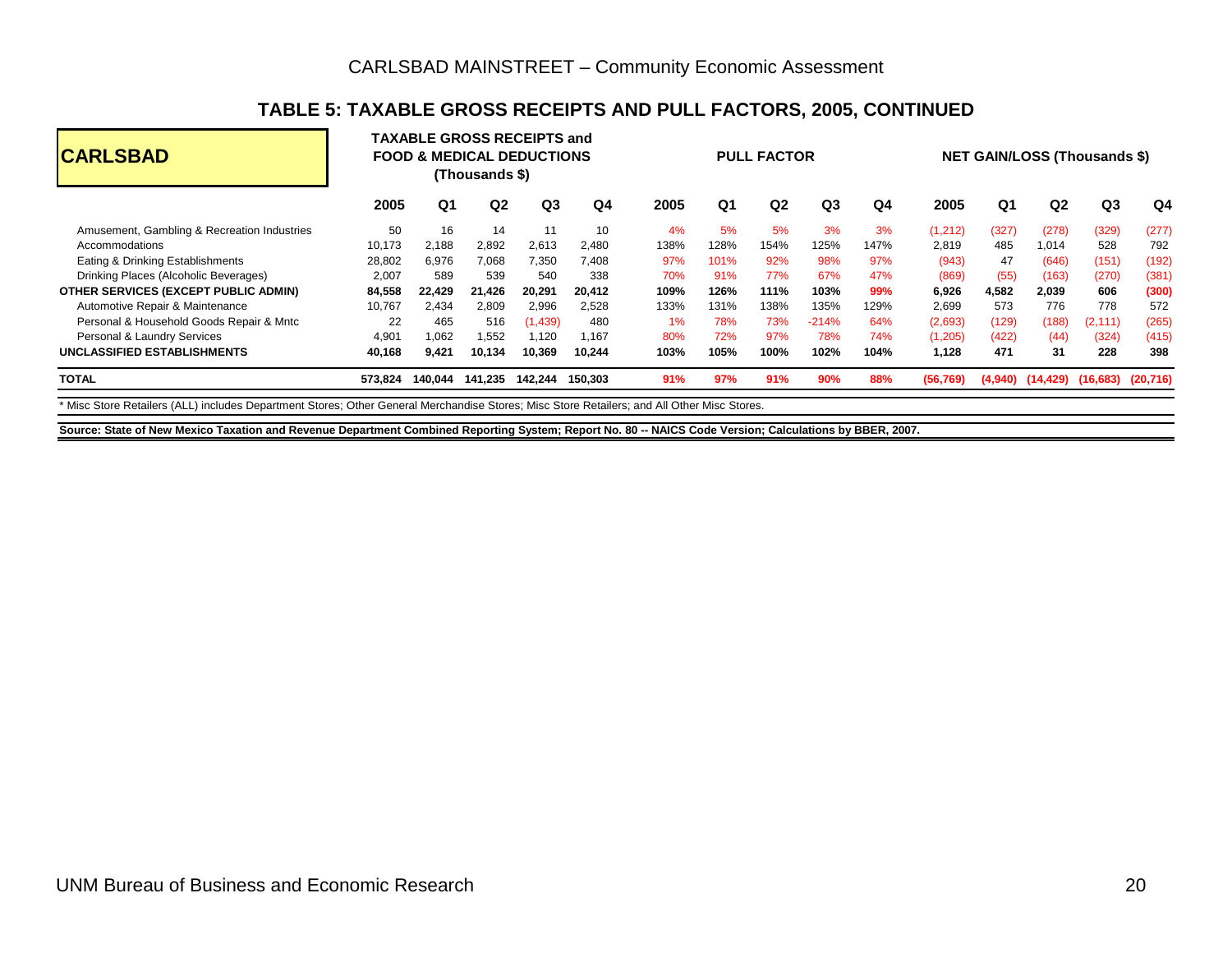## CARLSBAD MAINSTREET – Community Economic Assessment

### TABLE 5: TAXABLE GROSS RECEIPTS AND PULL FACTORS, 2005, CONTINUED

| CARLSBAD | TAXABLE GROSS RECEIPTS and FOOD & MEDICAL DEDUCTIONS (Thousands $) | | | | | PULL FACTOR | | | | | NET GAIN/LOSS (Thousands $) | | | | |
|---|---|---|---|---|---|---|---|---|---|---|---|---|---|---|---|
| | 2005 | Q1 | Q2 | Q3 | Q4 | 2005 | Q1 | Q2 | Q3 | Q4 | 2005 | Q1 | Q2 | Q3 | Q4 |
| Amusement, Gambling & Recreation Industries | 50 | 16 | 14 | 11 | 10 | 4% | 5% | 5% | 3% | 3% | (1,212) | (327) | (278) | (329) | (277) |
| Accommodations | 10,173 | 2,188 | 2,892 | 2,613 | 2,480 | 138% | 128% | 154% | 125% | 147% | 2,819 | 485 | 1,014 | 528 | 792 |
| Eating & Drinking Establishments | 28,802 | 6,976 | 7,068 | 7,350 | 7,408 | 97% | 101% | 92% | 98% | 97% | (943) | 47 | (646) | (151) | (192) |
| Drinking Places (Alcoholic Beverages) | 2,007 | 589 | 539 | 540 | 338 | 70% | 91% | 77% | 67% | 47% | (869) | (55) | (163) | (270) | (381) |
| **OTHER SERVICES (EXCEPT PUBLIC ADMIN)** | **84,558** | **22,429** | **21,426** | **20,291** | **20,412** | **109%** | **126%** | **111%** | **103%** | **99%** | **6,926** | **4,582** | **2,039** | **606** | **(300)** |
| Automotive Repair & Maintenance | 10,767 | 2,434 | 2,809 | 2,996 | 2,528 | 133% | 131% | 138% | 135% | 129% | 2,699 | 573 | 776 | 778 | 572 |
| Personal & Household Goods Repair & Mntc | 22 | 465 | 516 | (1,439) | 480 | 1% | 78% | 73% | -214% | 64% | (2,693) | (129) | (188) | (2,111) | (265) |
| Personal & Laundry Services | 4,901 | 1,062 | 1,552 | 1,120 | 1,167 | 80% | 72% | 97% | 78% | 74% | (1,205) | (422) | (44) | (324) | (415) |
| **UNCLASSIFIED ESTABLISHMENTS** | **40,168** | **9,421** | **10,134** | **10,369** | **10,244** | **103%** | **105%** | **100%** | **102%** | **104%** | **1,128** | **471** | **31** | **228** | **398** |
| **TOTAL** | **573,824** | **140,044** | **141,235** | **142,244** | **150,303** | **91%** | **97%** | **91%** | **90%** | **88%** | **(56,769)** | **(4,940)** | **(14,429)** | **(16,683)** | **(20,716)** |

* Misc Store Retailers (ALL) includes Department Stores; Other General Merchandise Stores; Misc Store Retailers; and All Other Misc Stores.

**Source: State of New Mexico Taxation and Revenue Department Combined Reporting System; Report No. 80 -- NAICS Code Version; Calculations by BBER, 2007.**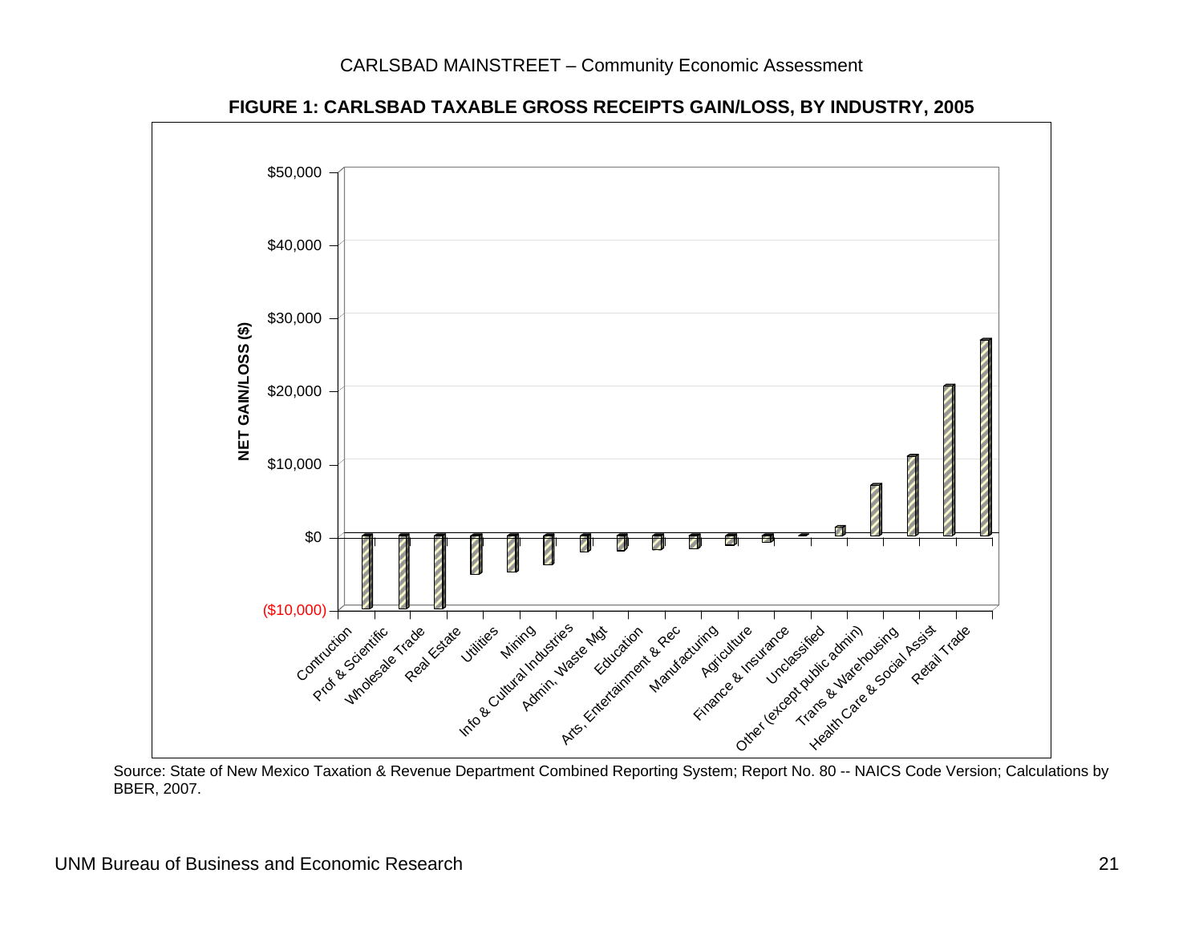**FIGURE 1: CARLSBAD TAXABLE GROSS RECEIPTS GAIN/LOSS, BY INDUSTRY, 2005**

NET GAIN/LOSS ($)

$50,000
$40,000
$30,000
$20,000
$10,000
$0
($10,000)

Contruction, Prof & Scientific, Wholesale Trade, Real Estate, Utilities, Mining, Info & Cultural Industries, Admin, Waste Mgt, Education, Arts, Entertainment & Rec, Manufacturing, Agriculture, Finance & Insurance, Unclassified, Other (except public admin), Trans & Warehousing, Health Care & Social Assist, Retail Trade

Source: State of New Mexico Taxation & Revenue Department Combined Reporting System; Report No. 80 -- NAICS Code Version; Calculations by BBER, 2007.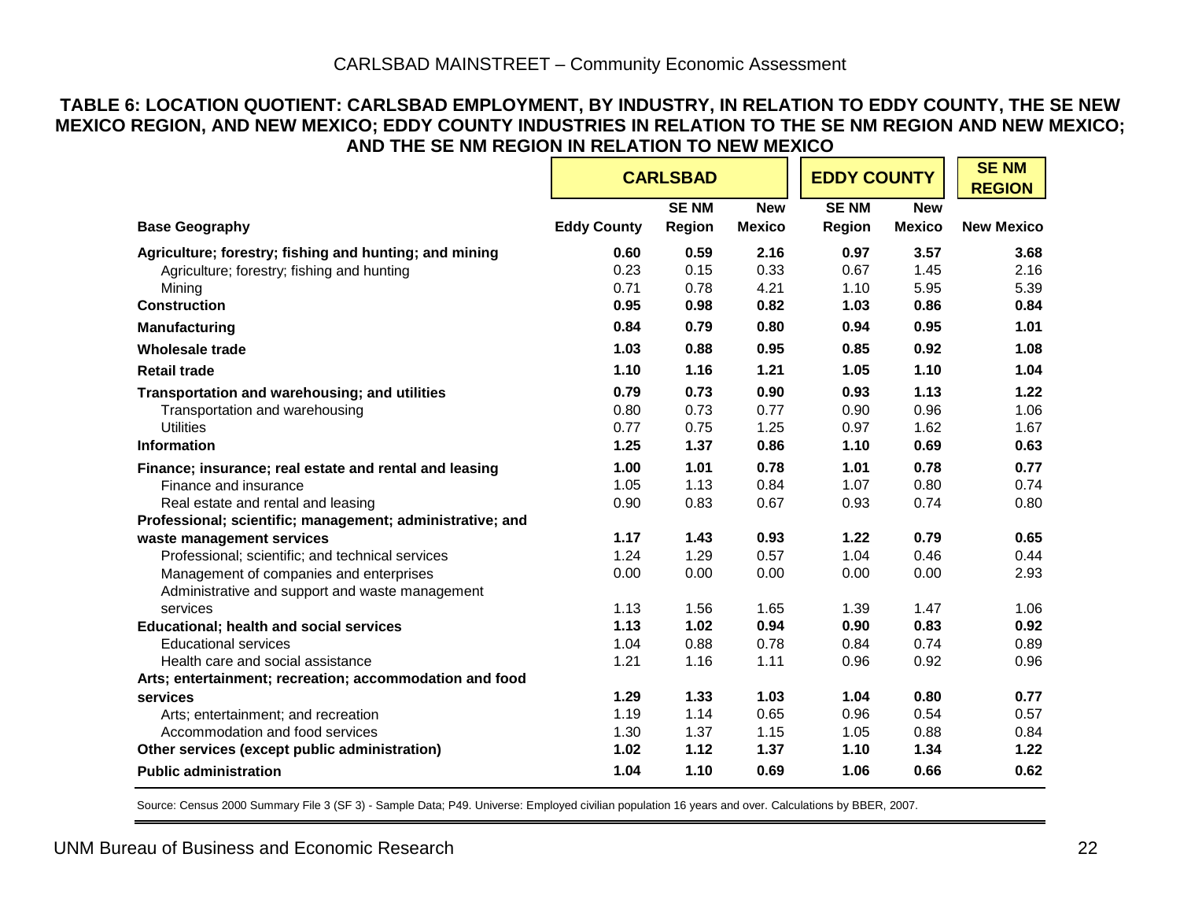## TABLE 6: LOCATION QUOTIENT: CARLSBAD EMPLOYMENT, BY INDUSTRY, IN RELATION TO EDDY COUNTY, THE SE NEW MEXICO REGION, AND NEW MEXICO; EDDY COUNTY INDUSTRIES IN RELATION TO THE SE NM REGION AND NEW MEXICO; AND THE SE NM REGION IN RELATION TO NEW MEXICO

| | **CARLSBAD** | | | **EDDY COUNTY** | | **SE NM REGION** |
|---|---|---|---|---|---|---|
| **Base Geography** | **Eddy County** | **SE NM Region** | **New Mexico** | **SE NM Region** | **New Mexico** | **New Mexico** |
| **Agriculture; forestry; fishing and hunting; and mining** | **0.60** | **0.59** | **2.16** | **0.97** | **3.57** | **3.68** |
| Agriculture; forestry; fishing and hunting | 0.23 | 0.15 | 0.33 | 0.67 | 1.45 | 2.16 |
| Mining | 0.71 | 0.78 | 4.21 | 1.10 | 5.95 | 5.39 |
| **Construction** | **0.95** | **0.98** | **0.82** | **1.03** | **0.86** | **0.84** |
| **Manufacturing** | **0.84** | **0.79** | **0.80** | **0.94** | **0.95** | **1.01** |
| **Wholesale trade** | **1.03** | **0.88** | **0.95** | **0.85** | **0.92** | **1.08** |
| **Retail trade** | **1.10** | **1.16** | **1.21** | **1.05** | **1.10** | **1.04** |
| **Transportation and warehousing; and utilities** | **0.79** | **0.73** | **0.90** | **0.93** | **1.13** | **1.22** |
| Transportation and warehousing | 0.80 | 0.73 | 0.77 | 0.90 | 0.96 | 1.06 |
| Utilities | 0.77 | 0.75 | 1.25 | 0.97 | 1.62 | 1.67 |
| **Information** | **1.25** | **1.37** | **0.86** | **1.10** | **0.69** | **0.63** |
| **Finance; insurance; real estate and rental and leasing** | **1.00** | **1.01** | **0.78** | **1.01** | **0.78** | **0.77** |
| Finance and insurance | 1.05 | 1.13 | 0.84 | 1.07 | 0.80 | 0.74 |
| Real estate and rental and leasing | 0.90 | 0.83 | 0.67 | 0.93 | 0.74 | 0.80 |
| **Professional; scientific; management; administrative; and waste management services** | **1.17** | **1.43** | **0.93** | **1.22** | **0.79** | **0.65** |
| Professional; scientific; and technical services | 1.24 | 1.29 | 0.57 | 1.04 | 0.46 | 0.44 |
| Management of companies and enterprises | 0.00 | 0.00 | 0.00 | 0.00 | 0.00 | 2.93 |
| Administrative and support and waste management services | 1.13 | 1.56 | 1.65 | 1.39 | 1.47 | 1.06 |
| **Educational; health and social services** | **1.13** | **1.02** | **0.94** | **0.90** | **0.83** | **0.92** |
| Educational services | 1.04 | 0.88 | 0.78 | 0.84 | 0.74 | 0.89 |
| Health care and social assistance | 1.21 | 1.16 | 1.11 | 0.96 | 0.92 | 0.96 |
| **Arts; entertainment; recreation; accommodation and food services** | **1.29** | **1.33** | **1.03** | **1.04** | **0.80** | **0.77** |
| Arts; entertainment; and recreation | 1.19 | 1.14 | 0.65 | 0.96 | 0.54 | 0.57 |
| Accommodation and food services | 1.30 | 1.37 | 1.15 | 1.05 | 0.88 | 0.84 |
| **Other services (except public administration)** | **1.02** | **1.12** | **1.37** | **1.10** | **1.34** | **1.22** |
| **Public administration** | **1.04** | **1.10** | **0.69** | **1.06** | **0.66** | **0.62** |

Source: Census 2000 Summary File 3 (SF 3) - Sample Data; P49. Universe: Employed civilian population 16 years and over. Calculations by BBER, 2007.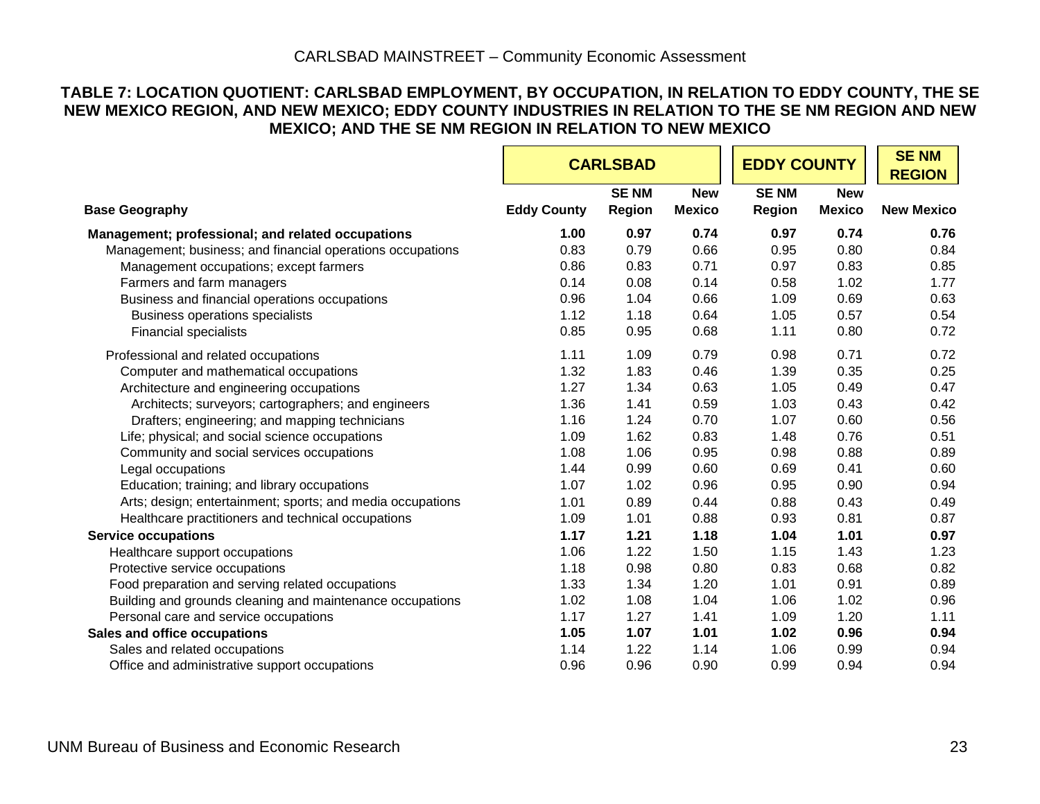**TABLE 7: LOCATION QUOTIENT: CARLSBAD EMPLOYMENT, BY OCCUPATION, IN RELATION TO EDDY COUNTY, THE SE NEW MEXICO REGION, AND NEW MEXICO; EDDY COUNTY INDUSTRIES IN RELATION TO THE SE NM REGION AND NEW MEXICO; AND THE SE NM REGION IN RELATION TO NEW MEXICO**

| | CARLSBAD | | | EDDY COUNTY | | SE NM REGION |
|---|---|---|---|---|---|---|
| **Base Geography** | **Eddy County** | **SE NM Region** | **New Mexico** | **SE NM Region** | **New Mexico** | **New Mexico** |
| **Management; professional; and related occupations** | **1.00** | **0.97** | **0.74** | **0.97** | **0.74** | **0.76** |
| Management; business; and financial operations occupations | 0.83 | 0.79 | 0.66 | 0.95 | 0.80 | 0.84 |
| Management occupations; except farmers | 0.86 | 0.83 | 0.71 | 0.97 | 0.83 | 0.85 |
| Farmers and farm managers | 0.14 | 0.08 | 0.14 | 0.58 | 1.02 | 1.77 |
| Business and financial operations occupations | 0.96 | 1.04 | 0.66 | 1.09 | 0.69 | 0.63 |
| Business operations specialists | 1.12 | 1.18 | 0.64 | 1.05 | 0.57 | 0.54 |
| Financial specialists | 0.85 | 0.95 | 0.68 | 1.11 | 0.80 | 0.72 |
| Professional and related occupations | 1.11 | 1.09 | 0.79 | 0.98 | 0.71 | 0.72 |
| Computer and mathematical occupations | 1.32 | 1.83 | 0.46 | 1.39 | 0.35 | 0.25 |
| Architecture and engineering occupations | 1.27 | 1.34 | 0.63 | 1.05 | 0.49 | 0.47 |
| Architects; surveyors; cartographers; and engineers | 1.36 | 1.41 | 0.59 | 1.03 | 0.43 | 0.42 |
| Drafters; engineering; and mapping technicians | 1.16 | 1.24 | 0.70 | 1.07 | 0.60 | 0.56 |
| Life; physical; and social science occupations | 1.09 | 1.62 | 0.83 | 1.48 | 0.76 | 0.51 |
| Community and social services occupations | 1.08 | 1.06 | 0.95 | 0.98 | 0.88 | 0.89 |
| Legal occupations | 1.44 | 0.99 | 0.60 | 0.69 | 0.41 | 0.60 |
| Education; training; and library occupations | 1.07 | 1.02 | 0.96 | 0.95 | 0.90 | 0.94 |
| Arts; design; entertainment; sports; and media occupations | 1.01 | 0.89 | 0.44 | 0.88 | 0.43 | 0.49 |
| Healthcare practitioners and technical occupations | 1.09 | 1.01 | 0.88 | 0.93 | 0.81 | 0.87 |
| **Service occupations** | **1.17** | **1.21** | **1.18** | **1.04** | **1.01** | **0.97** |
| Healthcare support occupations | 1.06 | 1.22 | 1.50 | 1.15 | 1.43 | 1.23 |
| Protective service occupations | 1.18 | 0.98 | 0.80 | 0.83 | 0.68 | 0.82 |
| Food preparation and serving related occupations | 1.33 | 1.34 | 1.20 | 1.01 | 0.91 | 0.89 |
| Building and grounds cleaning and maintenance occupations | 1.02 | 1.08 | 1.04 | 1.06 | 1.02 | 0.96 |
| Personal care and service occupations | 1.17 | 1.27 | 1.41 | 1.09 | 1.20 | 1.11 |
| **Sales and office occupations** | **1.05** | **1.07** | **1.01** | **1.02** | **0.96** | **0.94** |
| Sales and related occupations | 1.14 | 1.22 | 1.14 | 1.06 | 0.99 | 0.94 |
| Office and administrative support occupations | 0.96 | 0.96 | 0.90 | 0.99 | 0.94 | 0.94 |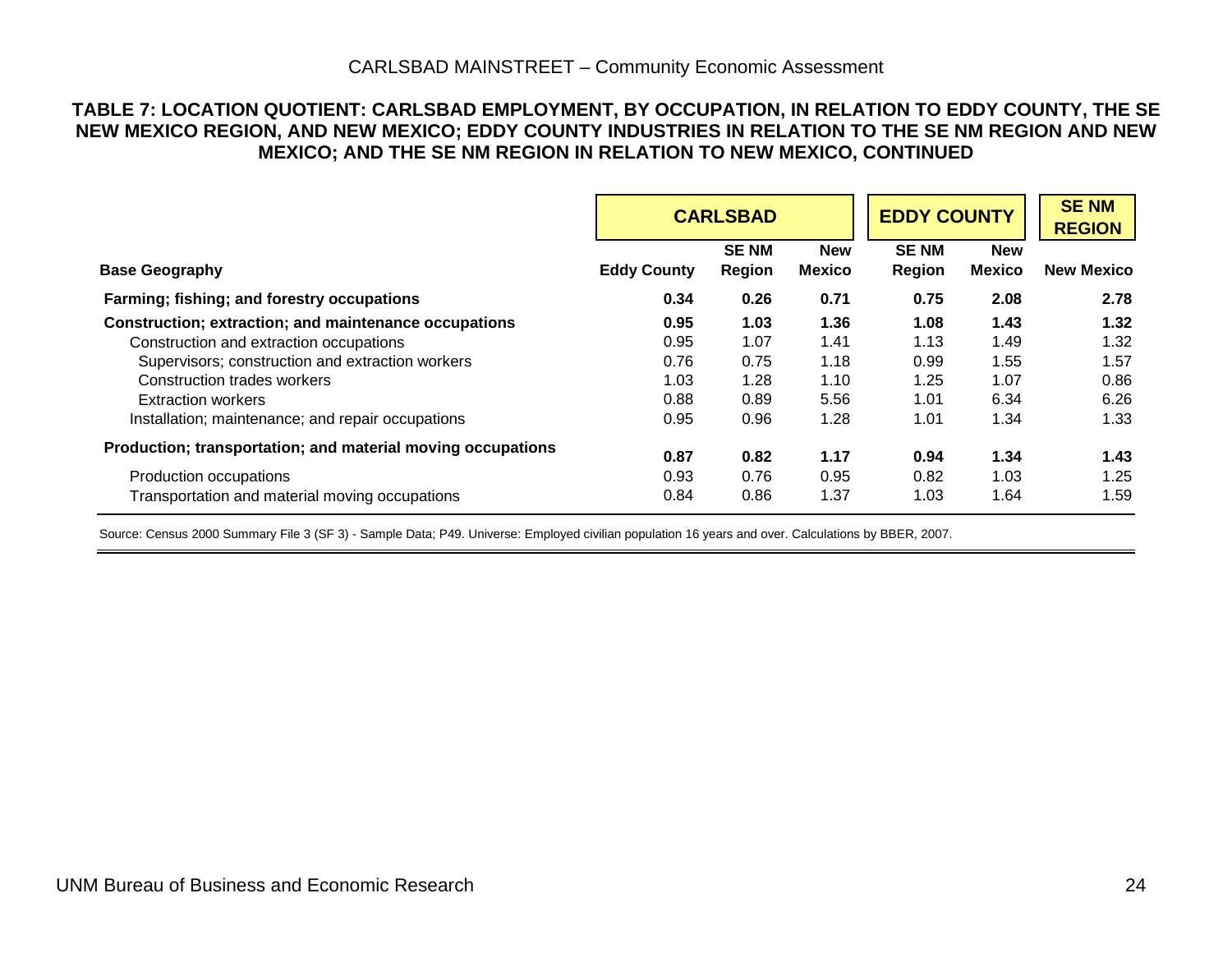### TABLE 7: LOCATION QUOTIENT: CARLSBAD EMPLOYMENT, BY OCCUPATION, IN RELATION TO EDDY COUNTY, THE SE NEW MEXICO REGION, AND NEW MEXICO; EDDY COUNTY INDUSTRIES IN RELATION TO THE SE NM REGION AND NEW MEXICO; AND THE SE NM REGION IN RELATION TO NEW MEXICO, CONTINUED

| | **CARLSBAD** | | | **EDDY COUNTY** | | **SE NM REGION** |
|---|---|---|---|---|---|---|
| **Base Geography** | **Eddy County** | **SE NM Region** | **New Mexico** | **SE NM Region** | **New Mexico** | **New Mexico** |
| **Farming; fishing; and forestry occupations** | **0.34** | **0.26** | **0.71** | **0.75** | **2.08** | **2.78** |
| **Construction; extraction; and maintenance occupations** | **0.95** | **1.03** | **1.36** | **1.08** | **1.43** | **1.32** |
| Construction and extraction occupations | 0.95 | 1.07 | 1.41 | 1.13 | 1.49 | 1.32 |
| Supervisors; construction and extraction workers | 0.76 | 0.75 | 1.18 | 0.99 | 1.55 | 1.57 |
| Construction trades workers | 1.03 | 1.28 | 1.10 | 1.25 | 1.07 | 0.86 |
| Extraction workers | 0.88 | 0.89 | 5.56 | 1.01 | 6.34 | 6.26 |
| Installation; maintenance; and repair occupations | 0.95 | 0.96 | 1.28 | 1.01 | 1.34 | 1.33 |
| **Production; transportation; and material moving occupations** | **0.87** | **0.82** | **1.17** | **0.94** | **1.34** | **1.43** |
| Production occupations | 0.93 | 0.76 | 0.95 | 0.82 | 1.03 | 1.25 |
| Transportation and material moving occupations | 0.84 | 0.86 | 1.37 | 1.03 | 1.64 | 1.59 |

Source: Census 2000 Summary File 3 (SF 3) - Sample Data; P49. Universe: Employed civilian population 16 years and over. Calculations by BBER, 2007.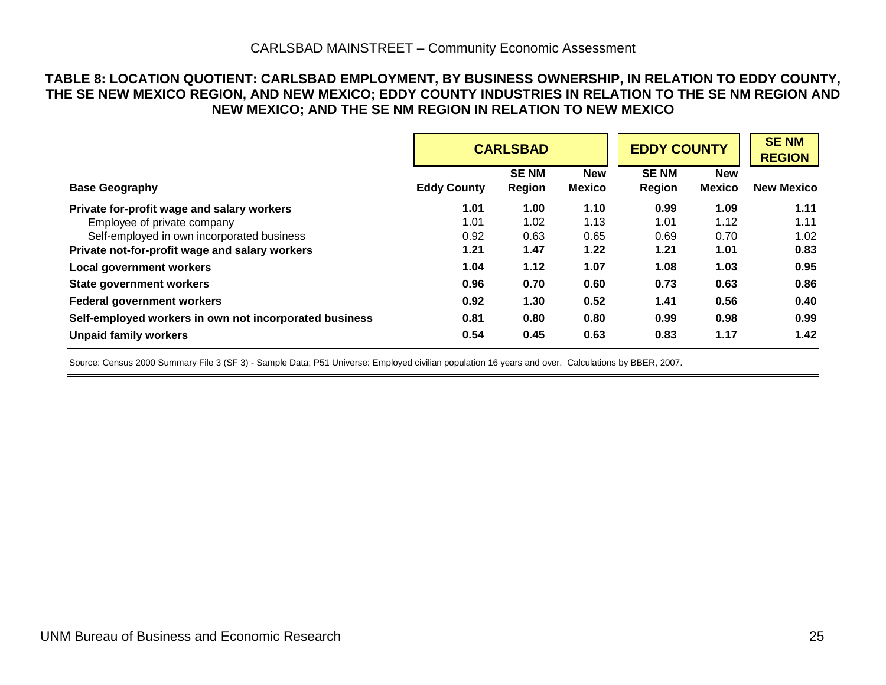**TABLE 8: LOCATION QUOTIENT: CARLSBAD EMPLOYMENT, BY BUSINESS OWNERSHIP, IN RELATION TO EDDY COUNTY, THE SE NEW MEXICO REGION, AND NEW MEXICO; EDDY COUNTY INDUSTRIES IN RELATION TO THE SE NM REGION AND NEW MEXICO; AND THE SE NM REGION IN RELATION TO NEW MEXICO**

| | CARLSBAD | | | EDDY COUNTY | | SE NM REGION |
|---|---|---|---|---|---|---|
| **Base Geography** | **Eddy County** | **SE NM Region** | **New Mexico** | **SE NM Region** | **New Mexico** | **New Mexico** |
| **Private for-profit wage and salary workers** | **1.01** | **1.00** | **1.10** | **0.99** | **1.09** | **1.11** |
| Employee of private company | 1.01 | 1.02 | 1.13 | 1.01 | 1.12 | 1.11 |
| Self-employed in own incorporated business | 0.92 | 0.63 | 0.65 | 0.69 | 0.70 | 1.02 |
| **Private not-for-profit wage and salary workers** | **1.21** | **1.47** | **1.22** | **1.21** | **1.01** | **0.83** |
| **Local government workers** | **1.04** | **1.12** | **1.07** | **1.08** | **1.03** | **0.95** |
| **State government workers** | **0.96** | **0.70** | **0.60** | **0.73** | **0.63** | **0.86** |
| **Federal government workers** | **0.92** | **1.30** | **0.52** | **1.41** | **0.56** | **0.40** |
| **Self-employed workers in own not incorporated business** | **0.81** | **0.80** | **0.80** | **0.99** | **0.98** | **0.99** |
| **Unpaid family workers** | **0.54** | **0.45** | **0.63** | **0.83** | **1.17** | **1.42** |

Source: Census 2000 Summary File 3 (SF 3) - Sample Data; P51 Universe: Employed civilian population 16 years and over. Calculations by BBER, 2007.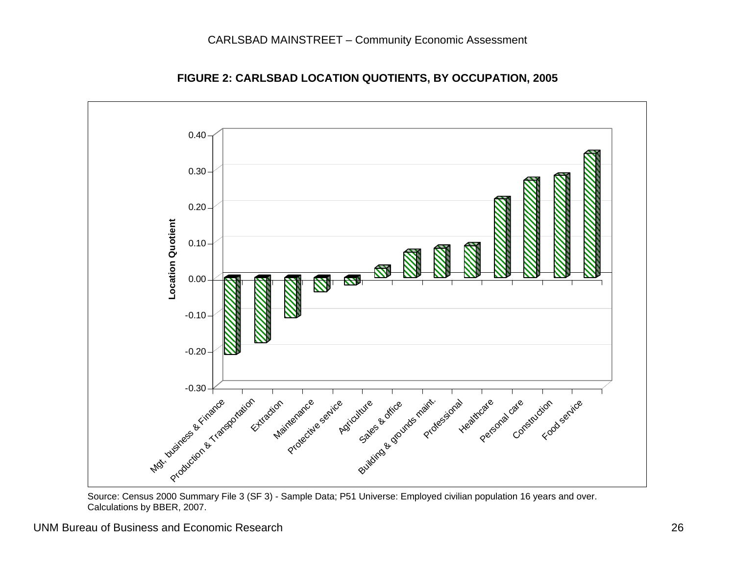**FIGURE 2: CARLSBAD LOCATION QUOTIENTS, BY OCCUPATION, 2005**

Source: Census 2000 Summary File 3 (SF 3) - Sample Data; P51 Universe: Employed civilian population 16 years and over. Calculations by BBER, 2007.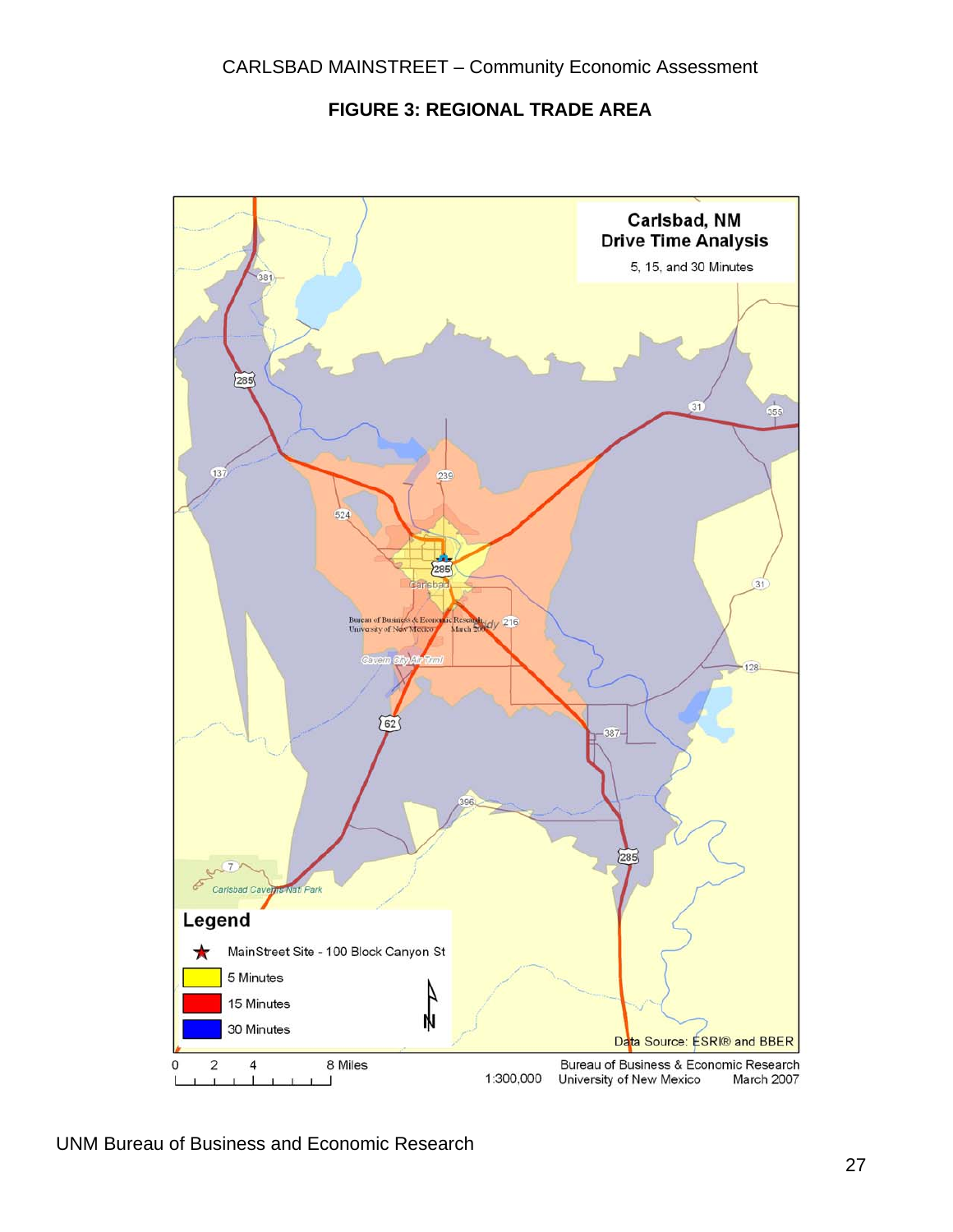## FIGURE 3: REGIONAL TRADE AREA

**Carlsbad, NM Drive Time Analysis**

5, 15, and 30 Minutes

**Legend**

★ MainStreet Site - 100 Block Canyon St

- 5 Minutes
- 15 Minutes
- 30 Minutes

Data Source: ESRI® and BBER

0 2 4 8 Miles

1:300,000

Bureau of Business & Economic Research
University of New Mexico
March 2007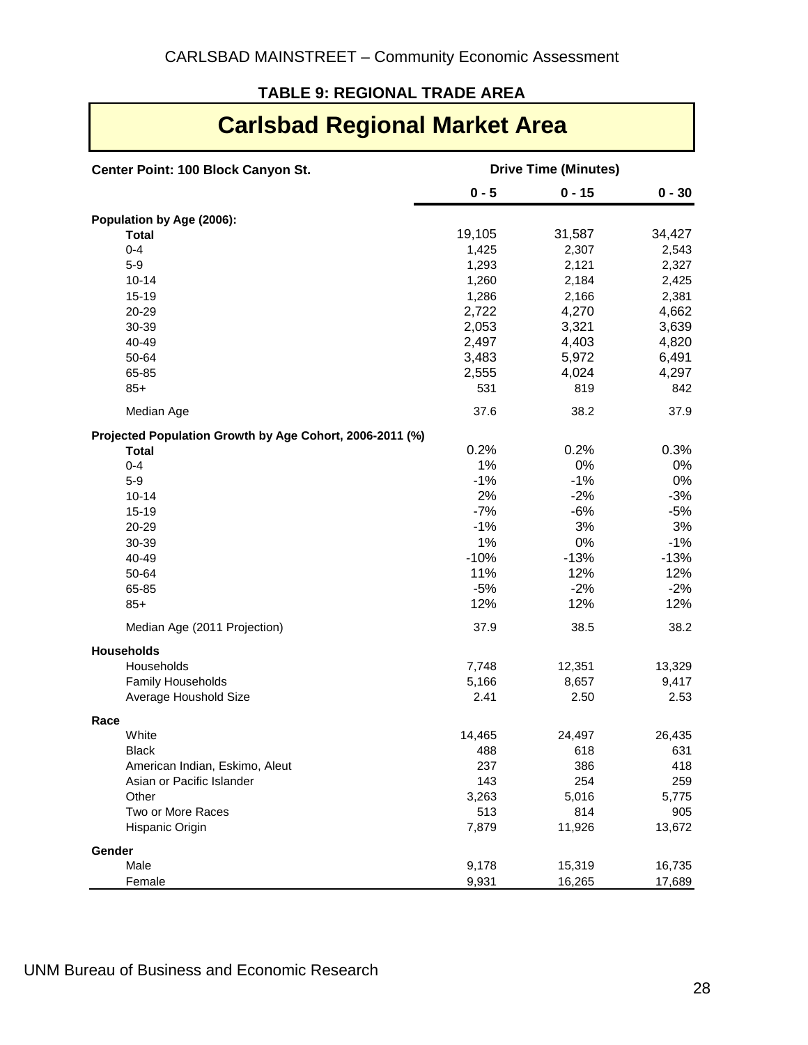## TABLE 9: REGIONAL TRADE AREA

# Carlsbad Regional Market Area

| Center Point: 100 Block Canyon St. | Drive Time (Minutes) | | |
|---|---|---|---|
| | 0 - 5 | 0 - 15 | 0 - 30 |
| **Population by Age (2006):** | | | |
| **Total** | 19,105 | 31,587 | 34,427 |
| 0-4 | 1,425 | 2,307 | 2,543 |
| 5-9 | 1,293 | 2,121 | 2,327 |
| 10-14 | 1,260 | 2,184 | 2,425 |
| 15-19 | 1,286 | 2,166 | 2,381 |
| 20-29 | 2,722 | 4,270 | 4,662 |
| 30-39 | 2,053 | 3,321 | 3,639 |
| 40-49 | 2,497 | 4,403 | 4,820 |
| 50-64 | 3,483 | 5,972 | 6,491 |
| 65-85 | 2,555 | 4,024 | 4,297 |
| 85+ | 531 | 819 | 842 |
| Median Age | 37.6 | 38.2 | 37.9 |
| **Projected Population Growth by Age Cohort, 2006-2011 (%)** | | | |
| **Total** | 0.2% | 0.2% | 0.3% |
| 0-4 | 1% | 0% | 0% |
| 5-9 | -1% | -1% | 0% |
| 10-14 | 2% | -2% | -3% |
| 15-19 | -7% | -6% | -5% |
| 20-29 | -1% | 3% | 3% |
| 30-39 | 1% | 0% | -1% |
| 40-49 | -10% | -13% | -13% |
| 50-64 | 11% | 12% | 12% |
| 65-85 | -5% | -2% | -2% |
| 85+ | 12% | 12% | 12% |
| Median Age (2011 Projection) | 37.9 | 38.5 | 38.2 |
| **Households** | | | |
| Households | 7,748 | 12,351 | 13,329 |
| Family Households | 5,166 | 8,657 | 9,417 |
| Average Houshold Size | 2.41 | 2.50 | 2.53 |
| **Race** | | | |
| White | 14,465 | 24,497 | 26,435 |
| Black | 488 | 618 | 631 |
| American Indian, Eskimo, Aleut | 237 | 386 | 418 |
| Asian or Pacific Islander | 143 | 254 | 259 |
| Other | 3,263 | 5,016 | 5,775 |
| Two or More Races | 513 | 814 | 905 |
| Hispanic Origin | 7,879 | 11,926 | 13,672 |
| **Gender** | | | |
| Male | 9,178 | 15,319 | 16,735 |
| Female | 9,931 | 16,265 | 17,689 |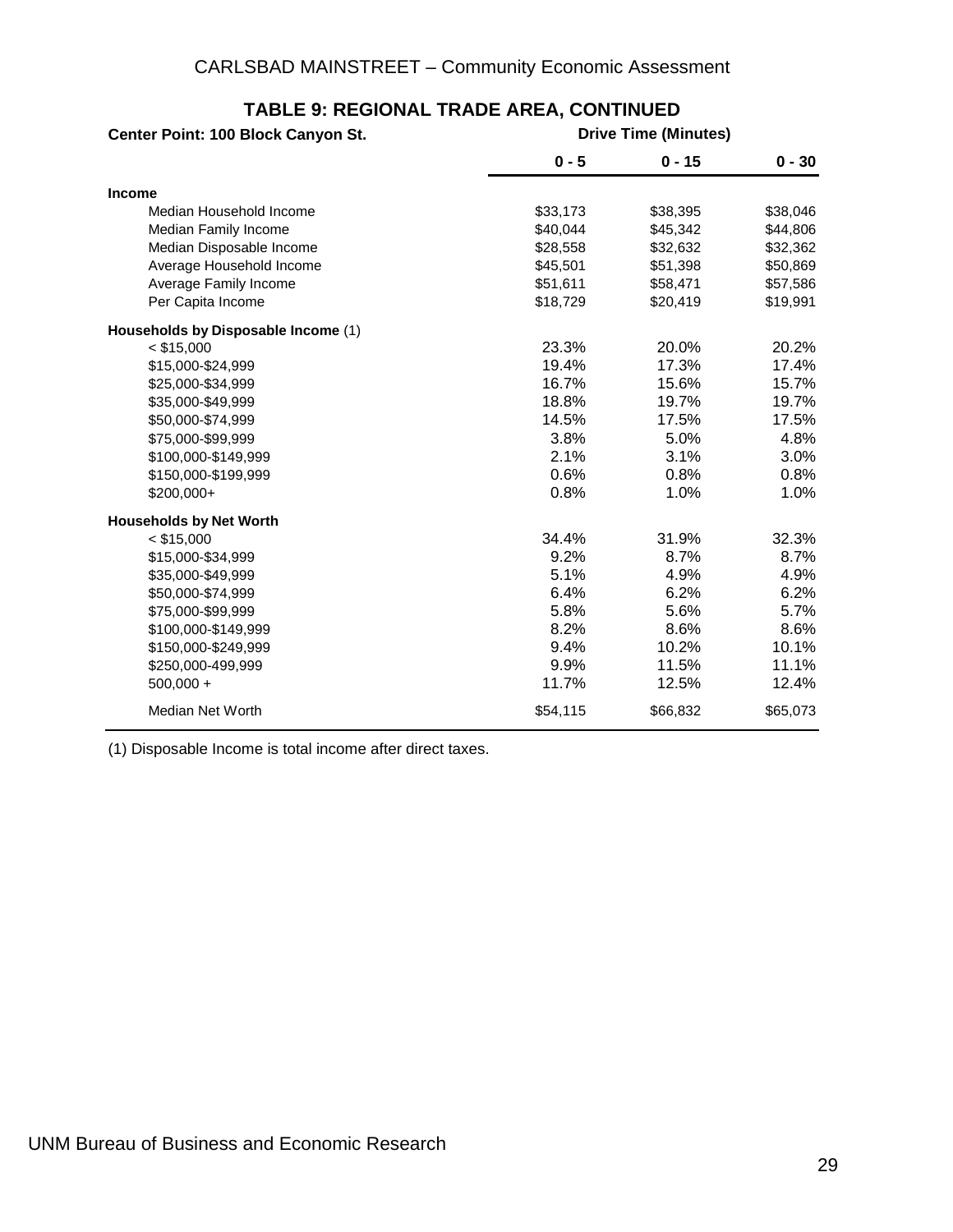## TABLE 9: REGIONAL TRADE AREA, CONTINUED

| Center Point: 100 Block Canyon St. | Drive Time (Minutes) | | |
|---|---|---|---|
| | 0 - 5 | 0 - 15 | 0 - 30 |
| **Income** | | | |
| Median Household Income | $33,173 | $38,395 | $38,046 |
| Median Family Income | $40,044 | $45,342 | $44,806 |
| Median Disposable Income | $28,558 | $32,632 | $32,362 |
| Average Household Income | $45,501 | $51,398 | $50,869 |
| Average Family Income | $51,611 | $58,471 | $57,586 |
| Per Capita Income | $18,729 | $20,419 | $19,991 |
| **Households by Disposable Income** (1) | | | |
| < $15,000 | 23.3% | 20.0% | 20.2% |
| $15,000-$24,999 | 19.4% | 17.3% | 17.4% |
| $25,000-$34,999 | 16.7% | 15.6% | 15.7% |
| $35,000-$49,999 | 18.8% | 19.7% | 19.7% |
| $50,000-$74,999 | 14.5% | 17.5% | 17.5% |
| $75,000-$99,999 | 3.8% | 5.0% | 4.8% |
| $100,000-$149,999 | 2.1% | 3.1% | 3.0% |
| $150,000-$199,999 | 0.6% | 0.8% | 0.8% |
| $200,000+ | 0.8% | 1.0% | 1.0% |
| **Households by Net Worth** | | | |
| < $15,000 | 34.4% | 31.9% | 32.3% |
| $15,000-$34,999 | 9.2% | 8.7% | 8.7% |
| $35,000-$49,999 | 5.1% | 4.9% | 4.9% |
| $50,000-$74,999 | 6.4% | 6.2% | 6.2% |
| $75,000-$99,999 | 5.8% | 5.6% | 5.7% |
| $100,000-$149,999 | 8.2% | 8.6% | 8.6% |
| $150,000-$249,999 | 9.4% | 10.2% | 10.1% |
| $250,000-499,999 | 9.9% | 11.5% | 11.1% |
| 500,000 + | 11.7% | 12.5% | 12.4% |
| Median Net Worth | $54,115 | $66,832 | $65,073 |

(1) Disposable Income is total income after direct taxes.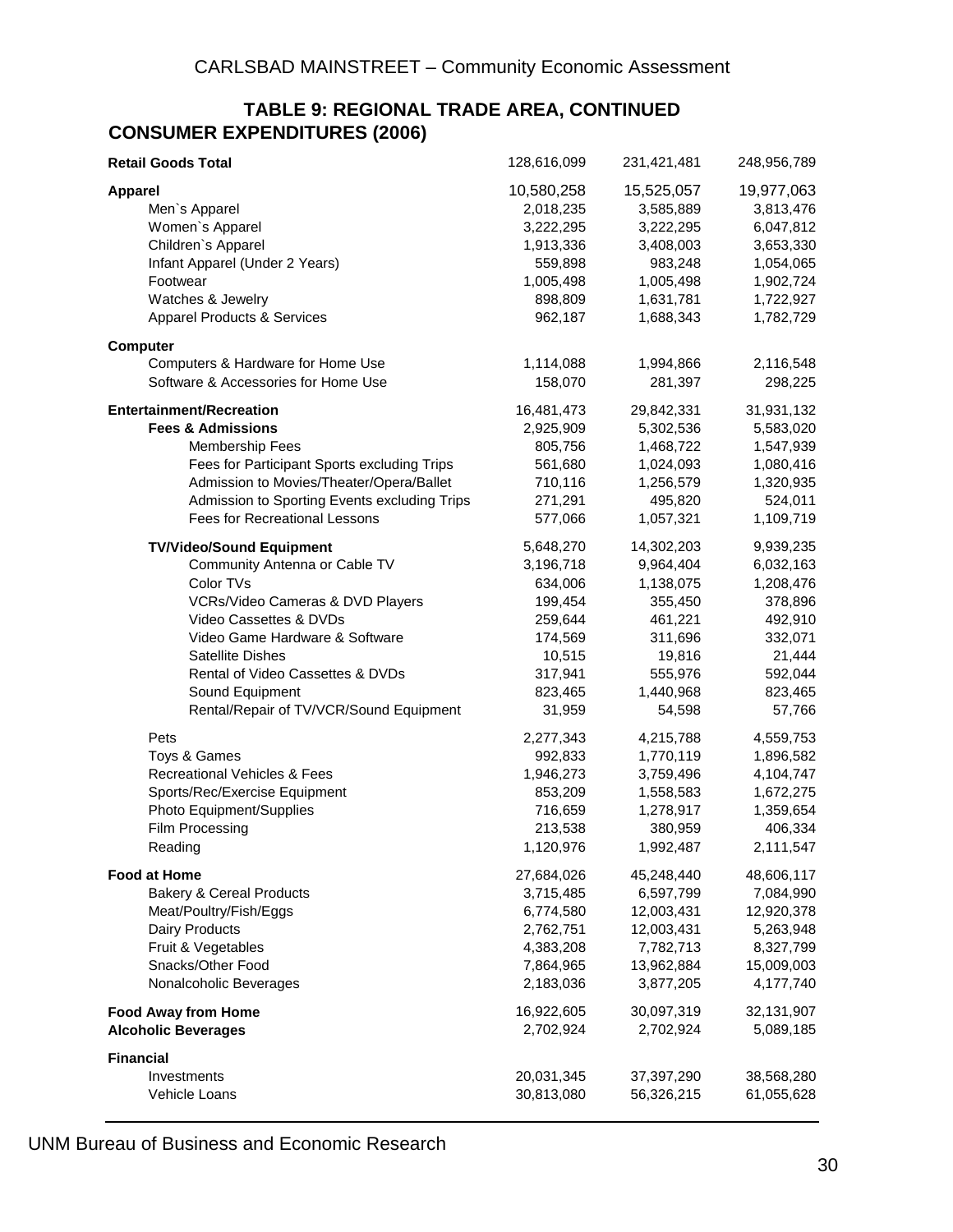## TABLE 9: REGIONAL TRADE AREA, CONTINUED

### CONSUMER EXPENDITURES (2006)

| | | | |
|---|---|---|---|
| **Retail Goods Total** | 128,616,099 | 231,421,481 | 248,956,789 |
| **Apparel** | 10,580,258 | 15,525,057 | 19,977,063 |
| Men`s Apparel | 2,018,235 | 3,585,889 | 3,813,476 |
| Women`s Apparel | 3,222,295 | 3,222,295 | 6,047,812 |
| Children`s Apparel | 1,913,336 | 3,408,003 | 3,653,330 |
| Infant Apparel (Under 2 Years) | 559,898 | 983,248 | 1,054,065 |
| Footwear | 1,005,498 | 1,005,498 | 1,902,724 |
| Watches & Jewelry | 898,809 | 1,631,781 | 1,722,927 |
| Apparel Products & Services | 962,187 | 1,688,343 | 1,782,729 |
| **Computer** | | | |
| Computers & Hardware for Home Use | 1,114,088 | 1,994,866 | 2,116,548 |
| Software & Accessories for Home Use | 158,070 | 281,397 | 298,225 |
| **Entertainment/Recreation** | 16,481,473 | 29,842,331 | 31,931,132 |
| **Fees & Admissions** | 2,925,909 | 5,302,536 | 5,583,020 |
| Membership Fees | 805,756 | 1,468,722 | 1,547,939 |
| Fees for Participant Sports excluding Trips | 561,680 | 1,024,093 | 1,080,416 |
| Admission to Movies/Theater/Opera/Ballet | 710,116 | 1,256,579 | 1,320,935 |
| Admission to Sporting Events excluding Trips | 271,291 | 495,820 | 524,011 |
| Fees for Recreational Lessons | 577,066 | 1,057,321 | 1,109,719 |
| **TV/Video/Sound Equipment** | 5,648,270 | 14,302,203 | 9,939,235 |
| Community Antenna or Cable TV | 3,196,718 | 9,964,404 | 6,032,163 |
| Color TVs | 634,006 | 1,138,075 | 1,208,476 |
| VCRs/Video Cameras & DVD Players | 199,454 | 355,450 | 378,896 |
| Video Cassettes & DVDs | 259,644 | 461,221 | 492,910 |
| Video Game Hardware & Software | 174,569 | 311,696 | 332,071 |
| Satellite Dishes | 10,515 | 19,816 | 21,444 |
| Rental of Video Cassettes & DVDs | 317,941 | 555,976 | 592,044 |
| Sound Equipment | 823,465 | 1,440,968 | 823,465 |
| Rental/Repair of TV/VCR/Sound Equipment | 31,959 | 54,598 | 57,766 |
| Pets | 2,277,343 | 4,215,788 | 4,559,753 |
| Toys & Games | 992,833 | 1,770,119 | 1,896,582 |
| Recreational Vehicles & Fees | 1,946,273 | 3,759,496 | 4,104,747 |
| Sports/Rec/Exercise Equipment | 853,209 | 1,558,583 | 1,672,275 |
| Photo Equipment/Supplies | 716,659 | 1,278,917 | 1,359,654 |
| Film Processing | 213,538 | 380,959 | 406,334 |
| Reading | 1,120,976 | 1,992,487 | 2,111,547 |
| **Food at Home** | 27,684,026 | 45,248,440 | 48,606,117 |
| Bakery & Cereal Products | 3,715,485 | 6,597,799 | 7,084,990 |
| Meat/Poultry/Fish/Eggs | 6,774,580 | 12,003,431 | 12,920,378 |
| Dairy Products | 2,762,751 | 12,003,431 | 5,263,948 |
| Fruit & Vegetables | 4,383,208 | 7,782,713 | 8,327,799 |
| Snacks/Other Food | 7,864,965 | 13,962,884 | 15,009,003 |
| Nonalcoholic Beverages | 2,183,036 | 3,877,205 | 4,177,740 |
| **Food Away from Home** | 16,922,605 | 30,097,319 | 32,131,907 |
| **Alcoholic Beverages** | 2,702,924 | 2,702,924 | 5,089,185 |
| **Financial** | | | |
| Investments | 20,031,345 | 37,397,290 | 38,568,280 |
| Vehicle Loans | 30,813,080 | 56,326,215 | 61,055,628 |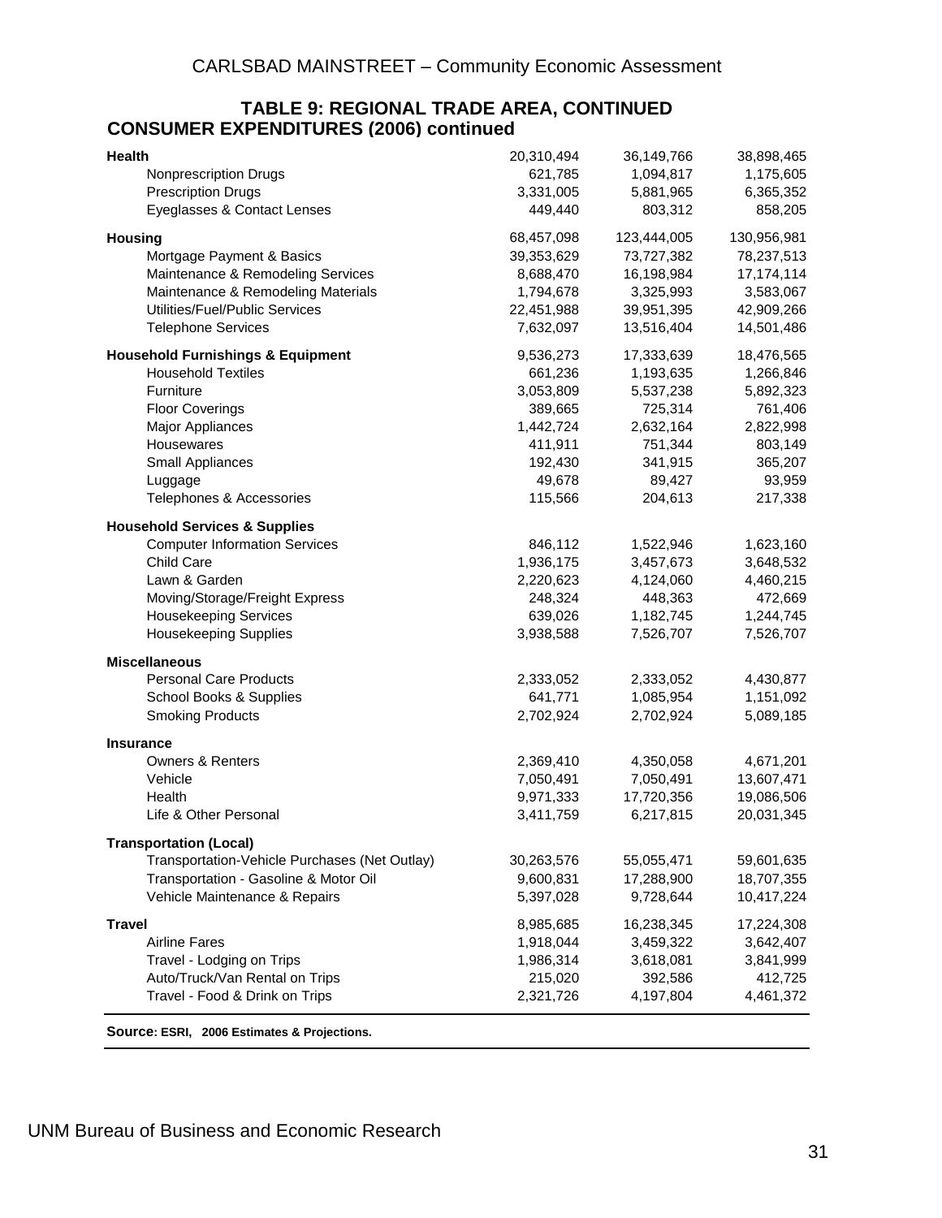## TABLE 9: REGIONAL TRADE AREA, CONTINUED

### CONSUMER EXPENDITURES (2006) continued

| | | | |
|---|---|---|---|
| **Health** | 20,310,494 | 36,149,766 | 38,898,465 |
| Nonprescription Drugs | 621,785 | 1,094,817 | 1,175,605 |
| Prescription Drugs | 3,331,005 | 5,881,965 | 6,365,352 |
| Eyeglasses & Contact Lenses | 449,440 | 803,312 | 858,205 |
| **Housing** | 68,457,098 | 123,444,005 | 130,956,981 |
| Mortgage Payment & Basics | 39,353,629 | 73,727,382 | 78,237,513 |
| Maintenance & Remodeling Services | 8,688,470 | 16,198,984 | 17,174,114 |
| Maintenance & Remodeling Materials | 1,794,678 | 3,325,993 | 3,583,067 |
| Utilities/Fuel/Public Services | 22,451,988 | 39,951,395 | 42,909,266 |
| Telephone Services | 7,632,097 | 13,516,404 | 14,501,486 |
| **Household Furnishings & Equipment** | 9,536,273 | 17,333,639 | 18,476,565 |
| Household Textiles | 661,236 | 1,193,635 | 1,266,846 |
| Furniture | 3,053,809 | 5,537,238 | 5,892,323 |
| Floor Coverings | 389,665 | 725,314 | 761,406 |
| Major Appliances | 1,442,724 | 2,632,164 | 2,822,998 |
| Housewares | 411,911 | 751,344 | 803,149 |
| Small Appliances | 192,430 | 341,915 | 365,207 |
| Luggage | 49,678 | 89,427 | 93,959 |
| Telephones & Accessories | 115,566 | 204,613 | 217,338 |
| **Household Services & Supplies** | | | |
| Computer Information Services | 846,112 | 1,522,946 | 1,623,160 |
| Child Care | 1,936,175 | 3,457,673 | 3,648,532 |
| Lawn & Garden | 2,220,623 | 4,124,060 | 4,460,215 |
| Moving/Storage/Freight Express | 248,324 | 448,363 | 472,669 |
| Housekeeping Services | 639,026 | 1,182,745 | 1,244,745 |
| Housekeeping Supplies | 3,938,588 | 7,526,707 | 7,526,707 |
| **Miscellaneous** | | | |
| Personal Care Products | 2,333,052 | 2,333,052 | 4,430,877 |
| School Books & Supplies | 641,771 | 1,085,954 | 1,151,092 |
| Smoking Products | 2,702,924 | 2,702,924 | 5,089,185 |
| **Insurance** | | | |
| Owners & Renters | 2,369,410 | 4,350,058 | 4,671,201 |
| Vehicle | 7,050,491 | 7,050,491 | 13,607,471 |
| Health | 9,971,333 | 17,720,356 | 19,086,506 |
| Life & Other Personal | 3,411,759 | 6,217,815 | 20,031,345 |
| **Transportation (Local)** | | | |
| Transportation-Vehicle Purchases (Net Outlay) | 30,263,576 | 55,055,471 | 59,601,635 |
| Transportation - Gasoline & Motor Oil | 9,600,831 | 17,288,900 | 18,707,355 |
| Vehicle Maintenance & Repairs | 5,397,028 | 9,728,644 | 10,417,224 |
| **Travel** | 8,985,685 | 16,238,345 | 17,224,308 |
| Airline Fares | 1,918,044 | 3,459,322 | 3,642,407 |
| Travel - Lodging on Trips | 1,986,314 | 3,618,081 | 3,841,999 |
| Auto/Truck/Van Rental on Trips | 215,020 | 392,586 | 412,725 |
| Travel - Food & Drink on Trips | 2,321,726 | 4,197,804 | 4,461,372 |

**Source: ESRI, 2006 Estimates & Projections.**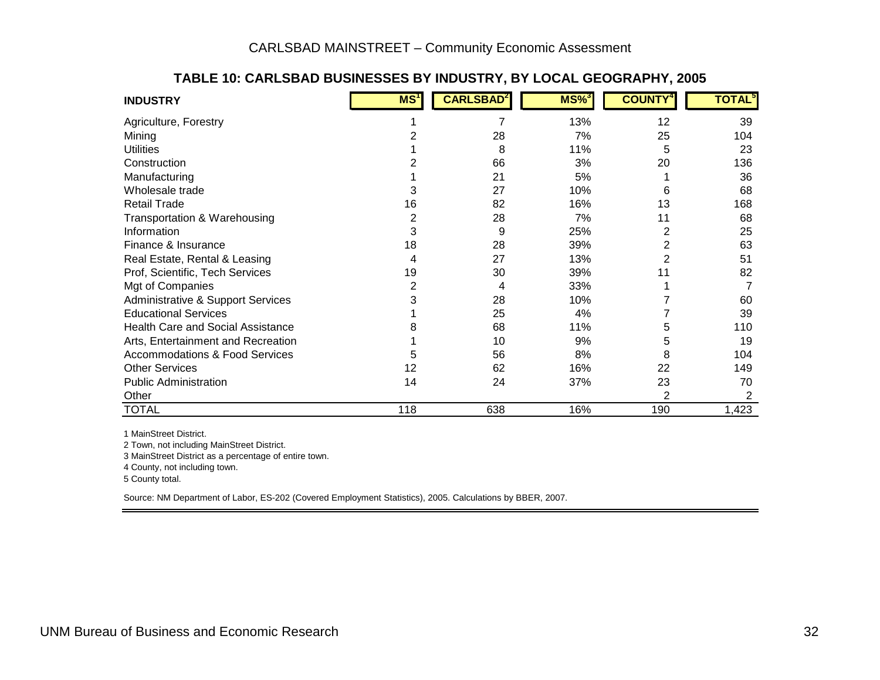### TABLE 10: CARLSBAD BUSINESSES BY INDUSTRY, BY LOCAL GEOGRAPHY, 2005

| INDUSTRY | MS[1] | CARLSBAD[2] | MS%[3] | COUNTY[4] | TOTAL[5] |
|---|---|---|---|---|---|
| Agriculture, Forestry | 1 | 7 | 13% | 12 | 39 |
| Mining | 2 | 28 | 7% | 25 | 104 |
| Utilities | 1 | 8 | 11% | 5 | 23 |
| Construction | 2 | 66 | 3% | 20 | 136 |
| Manufacturing | 1 | 21 | 5% | 1 | 36 |
| Wholesale trade | 3 | 27 | 10% | 6 | 68 |
| Retail Trade | 16 | 82 | 16% | 13 | 168 |
| Transportation & Warehousing | 2 | 28 | 7% | 11 | 68 |
| Information | 3 | 9 | 25% | 2 | 25 |
| Finance & Insurance | 18 | 28 | 39% | 2 | 63 |
| Real Estate, Rental & Leasing | 4 | 27 | 13% | 2 | 51 |
| Prof, Scientific, Tech Services | 19 | 30 | 39% | 11 | 82 |
| Mgt of Companies | 2 | 4 | 33% | 1 | 7 |
| Administrative & Support Services | 3 | 28 | 10% | 7 | 60 |
| Educational Services | 1 | 25 | 4% | 7 | 39 |
| Health Care and Social Assistance | 8 | 68 | 11% | 5 | 110 |
| Arts, Entertainment and Recreation | 1 | 10 | 9% | 5 | 19 |
| Accommodations & Food Services | 5 | 56 | 8% | 8 | 104 |
| Other Services | 12 | 62 | 16% | 22 | 149 |
| Public Administration | 14 | 24 | 37% | 23 | 70 |
| Other | | | | 2 | 2 |
| TOTAL | 118 | 638 | 16% | 190 | 1,423 |

1 MainStreet District.
2 Town, not including MainStreet District.
3 MainStreet District as a percentage of entire town.
4 County, not including town.
5 County total.

Source: NM Department of Labor, ES-202 (Covered Employment Statistics), 2005. Calculations by BBER, 2007.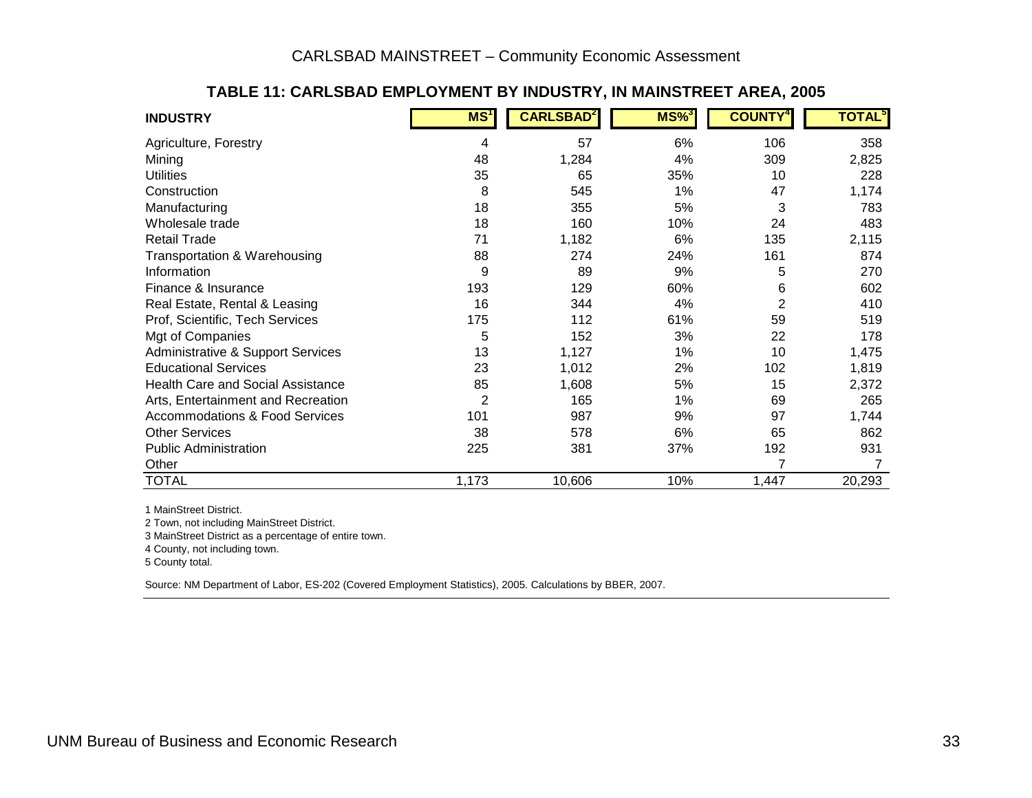## TABLE 11: CARLSBAD EMPLOYMENT BY INDUSTRY, IN MAINSTREET AREA, 2005

| INDUSTRY | MS[1] | CARLSBAD[2] | MS%[3] | COUNTY[4] | TOTAL[5] |
|---|---|---|---|---|---|
| Agriculture, Forestry | 4 | 57 | 6% | 106 | 358 |
| Mining | 48 | 1,284 | 4% | 309 | 2,825 |
| Utilities | 35 | 65 | 35% | 10 | 228 |
| Construction | 8 | 545 | 1% | 47 | 1,174 |
| Manufacturing | 18 | 355 | 5% | 3 | 783 |
| Wholesale trade | 18 | 160 | 10% | 24 | 483 |
| Retail Trade | 71 | 1,182 | 6% | 135 | 2,115 |
| Transportation & Warehousing | 88 | 274 | 24% | 161 | 874 |
| Information | 9 | 89 | 9% | 5 | 270 |
| Finance & Insurance | 193 | 129 | 60% | 6 | 602 |
| Real Estate, Rental & Leasing | 16 | 344 | 4% | 2 | 410 |
| Prof, Scientific, Tech Services | 175 | 112 | 61% | 59 | 519 |
| Mgt of Companies | 5 | 152 | 3% | 22 | 178 |
| Administrative & Support Services | 13 | 1,127 | 1% | 10 | 1,475 |
| Educational Services | 23 | 1,012 | 2% | 102 | 1,819 |
| Health Care and Social Assistance | 85 | 1,608 | 5% | 15 | 2,372 |
| Arts, Entertainment and Recreation | 2 | 165 | 1% | 69 | 265 |
| Accommodations & Food Services | 101 | 987 | 9% | 97 | 1,744 |
| Other Services | 38 | 578 | 6% | 65 | 862 |
| Public Administration | 225 | 381 | 37% | 192 | 931 |
| Other | | | | 7 | 7 |
| TOTAL | 1,173 | 10,606 | 10% | 1,447 | 20,293 |

1 MainStreet District.
2 Town, not including MainStreet District.
3 MainStreet District as a percentage of entire town.
4 County, not including town.
5 County total.

Source: NM Department of Labor, ES-202 (Covered Employment Statistics), 2005. Calculations by BBER, 2007.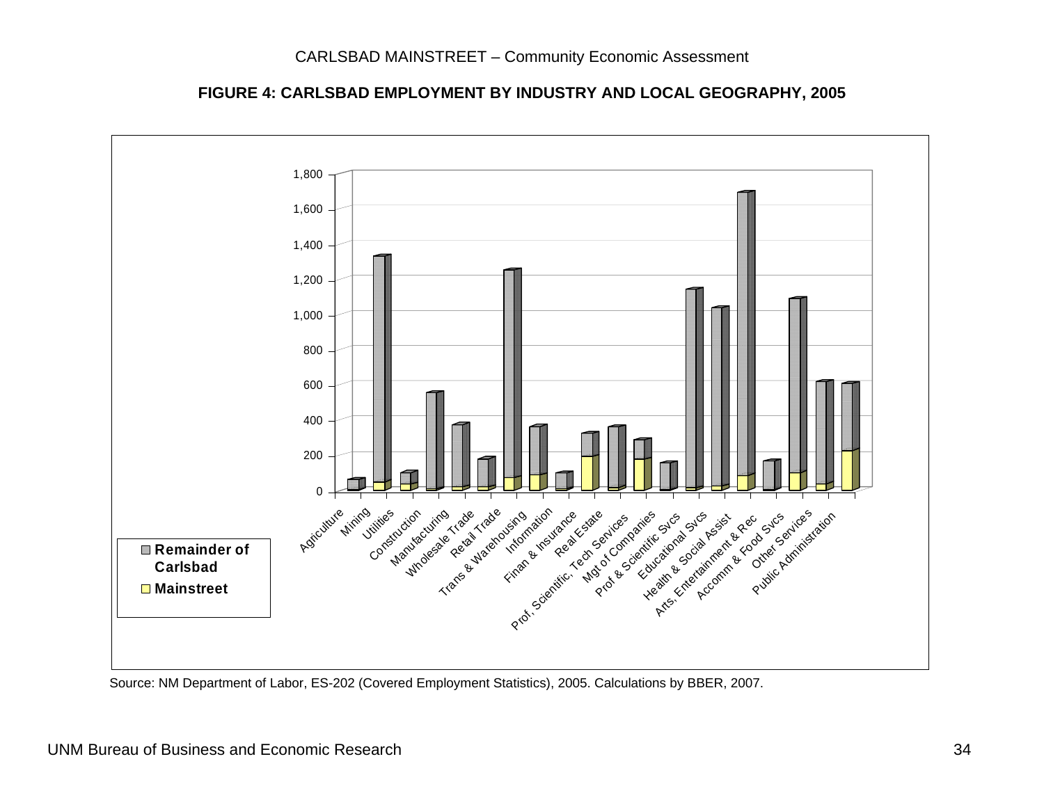## FIGURE 4: CARLSBAD EMPLOYMENT BY INDUSTRY AND LOCAL GEOGRAPHY, 2005

Source: NM Department of Labor, ES-202 (Covered Employment Statistics), 2005. Calculations by BBER, 2007.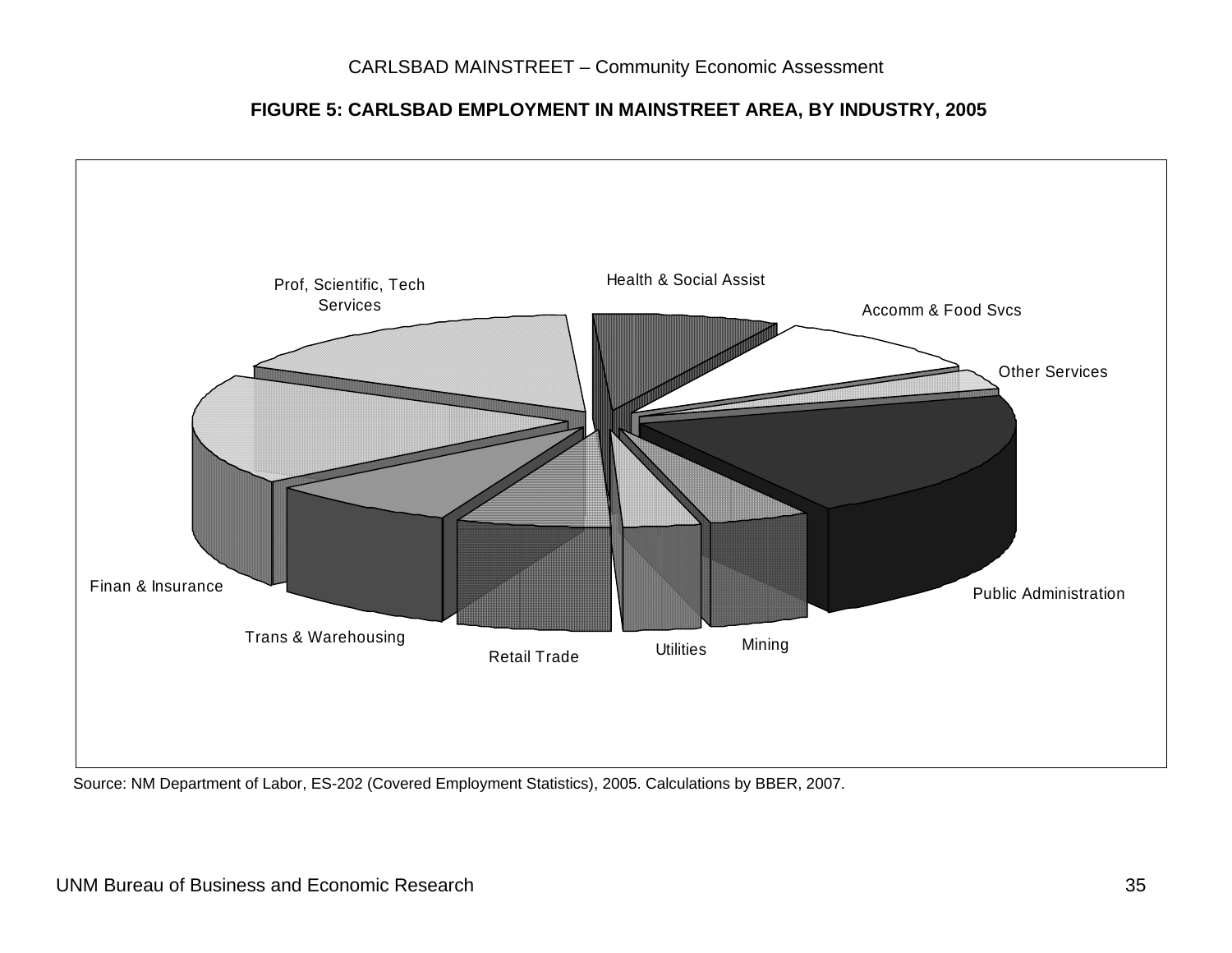**FIGURE 5: CARLSBAD EMPLOYMENT IN MAINSTREET AREA, BY INDUSTRY, 2005**

Health & Social Assist

Accomm & Food Svcs

Other Services

Public Administration

Mining

Utilities

Retail Trade

Trans & Warehousing

Finan & Insurance

Prof, Scientific, Tech Services

Source: NM Department of Labor, ES-202 (Covered Employment Statistics), 2005. Calculations by BBER, 2007.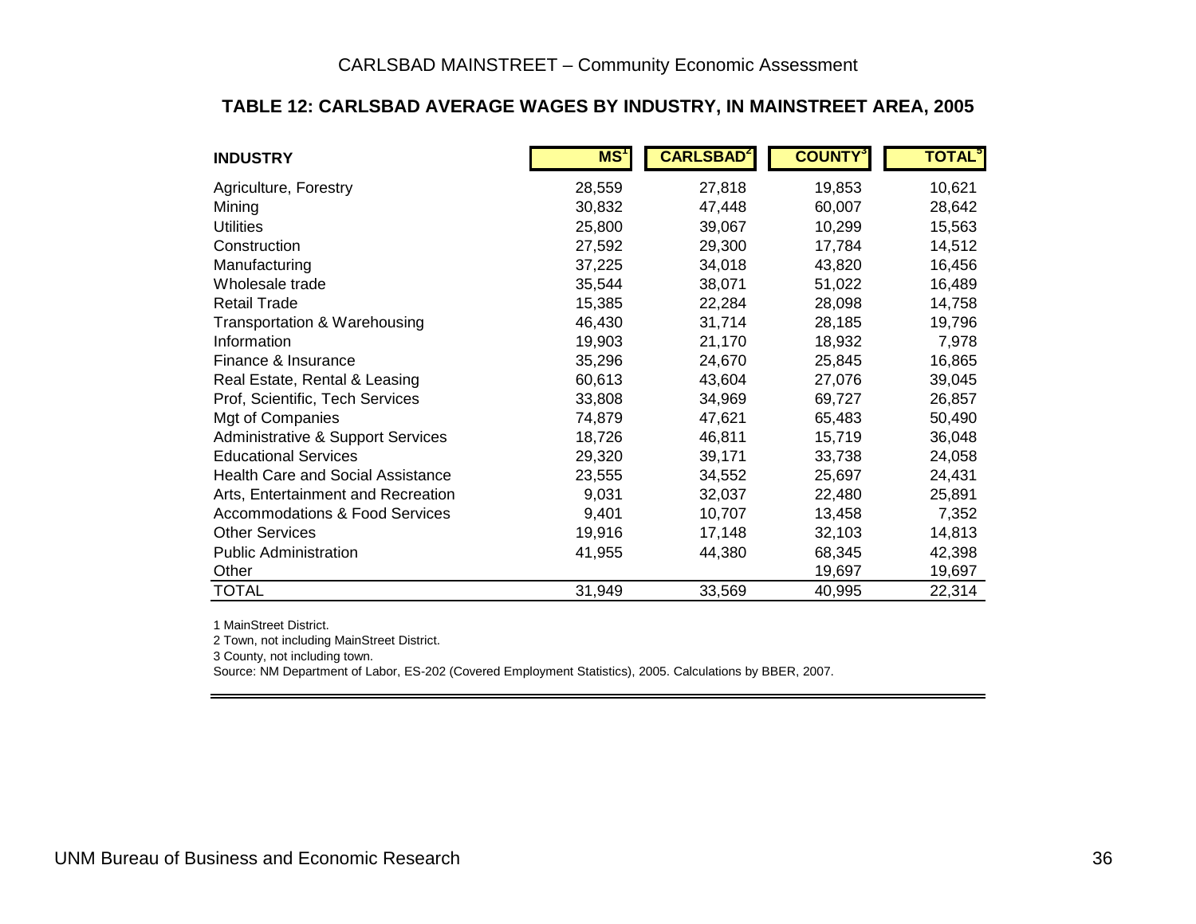### TABLE 12: CARLSBAD AVERAGE WAGES BY INDUSTRY, IN MAINSTREET AREA, 2005

| INDUSTRY | MS[1] | CARLSBAD[2] | COUNTY[3] | TOTAL[5] |
|---|---|---|---|---|
| Agriculture, Forestry | 28,559 | 27,818 | 19,853 | 10,621 |
| Mining | 30,832 | 47,448 | 60,007 | 28,642 |
| Utilities | 25,800 | 39,067 | 10,299 | 15,563 |
| Construction | 27,592 | 29,300 | 17,784 | 14,512 |
| Manufacturing | 37,225 | 34,018 | 43,820 | 16,456 |
| Wholesale trade | 35,544 | 38,071 | 51,022 | 16,489 |
| Retail Trade | 15,385 | 22,284 | 28,098 | 14,758 |
| Transportation & Warehousing | 46,430 | 31,714 | 28,185 | 19,796 |
| Information | 19,903 | 21,170 | 18,932 | 7,978 |
| Finance & Insurance | 35,296 | 24,670 | 25,845 | 16,865 |
| Real Estate, Rental & Leasing | 60,613 | 43,604 | 27,076 | 39,045 |
| Prof, Scientific, Tech Services | 33,808 | 34,969 | 69,727 | 26,857 |
| Mgt of Companies | 74,879 | 47,621 | 65,483 | 50,490 |
| Administrative & Support Services | 18,726 | 46,811 | 15,719 | 36,048 |
| Educational Services | 29,320 | 39,171 | 33,738 | 24,058 |
| Health Care and Social Assistance | 23,555 | 34,552 | 25,697 | 24,431 |
| Arts, Entertainment and Recreation | 9,031 | 32,037 | 22,480 | 25,891 |
| Accommodations & Food Services | 9,401 | 10,707 | 13,458 | 7,352 |
| Other Services | 19,916 | 17,148 | 32,103 | 14,813 |
| Public Administration | 41,955 | 44,380 | 68,345 | 42,398 |
| Other | | | 19,697 | 19,697 |
| TOTAL | 31,949 | 33,569 | 40,995 | 22,314 |

1 MainStreet District.

2 Town, not including MainStreet District.

3 County, not including town.

Source: NM Department of Labor, ES-202 (Covered Employment Statistics), 2005. Calculations by BBER, 2007.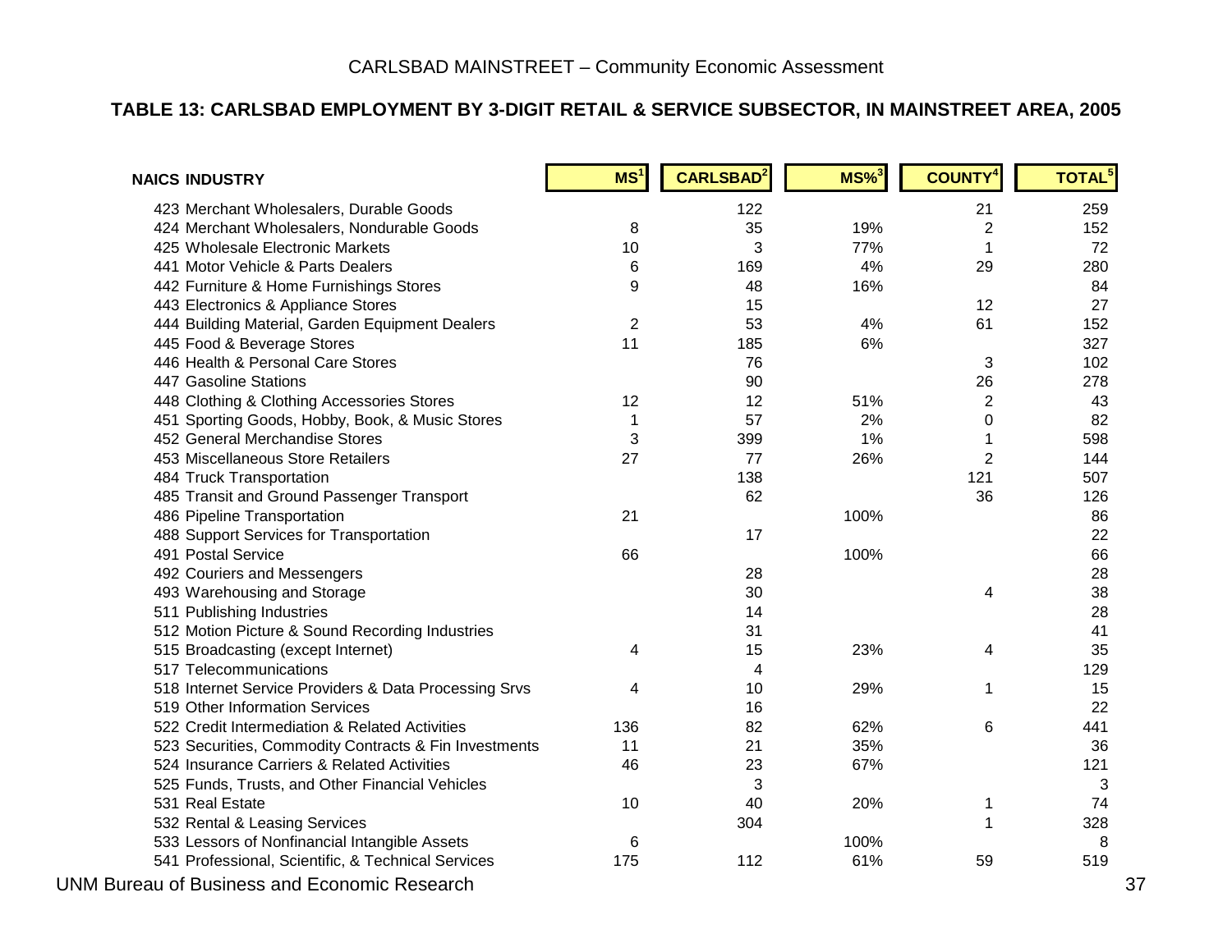## TABLE 13: CARLSBAD EMPLOYMENT BY 3-DIGIT RETAIL & SERVICE SUBSECTOR, IN MAINSTREET AREA, 2005

| NAICS INDUSTRY | MS[1] | CARLSBAD[2] | MS%[3] | COUNTY[4] | TOTAL[5] |
|---|---|---|---|---|---|
| 423 Merchant Wholesalers, Durable Goods | | 122 | | 21 | 259 |
| 424 Merchant Wholesalers, Nondurable Goods | 8 | 35 | 19% | 2 | 152 |
| 425 Wholesale Electronic Markets | 10 | 3 | 77% | 1 | 72 |
| 441 Motor Vehicle & Parts Dealers | 6 | 169 | 4% | 29 | 280 |
| 442 Furniture & Home Furnishings Stores | 9 | 48 | 16% | | 84 |
| 443 Electronics & Appliance Stores | | 15 | | 12 | 27 |
| 444 Building Material, Garden Equipment Dealers | 2 | 53 | 4% | 61 | 152 |
| 445 Food & Beverage Stores | 11 | 185 | 6% | | 327 |
| 446 Health & Personal Care Stores | | 76 | | 3 | 102 |
| 447 Gasoline Stations | | 90 | | 26 | 278 |
| 448 Clothing & Clothing Accessories Stores | 12 | 12 | 51% | 2 | 43 |
| 451 Sporting Goods, Hobby, Book, & Music Stores | 1 | 57 | 2% | 0 | 82 |
| 452 General Merchandise Stores | 3 | 399 | 1% | 1 | 598 |
| 453 Miscellaneous Store Retailers | 27 | 77 | 26% | 2 | 144 |
| 484 Truck Transportation | | 138 | | 121 | 507 |
| 485 Transit and Ground Passenger Transport | | 62 | | 36 | 126 |
| 486 Pipeline Transportation | 21 | | 100% | | 86 |
| 488 Support Services for Transportation | | 17 | | | 22 |
| 491 Postal Service | 66 | | 100% | | 66 |
| 492 Couriers and Messengers | | 28 | | | 28 |
| 493 Warehousing and Storage | | 30 | | 4 | 38 |
| 511 Publishing Industries | | 14 | | | 28 |
| 512 Motion Picture & Sound Recording Industries | | 31 | | | 41 |
| 515 Broadcasting (except Internet) | 4 | 15 | 23% | 4 | 35 |
| 517 Telecommunications | | 4 | | | 129 |
| 518 Internet Service Providers & Data Processing Srvs | 4 | 10 | 29% | 1 | 15 |
| 519 Other Information Services | | 16 | | | 22 |
| 522 Credit Intermediation & Related Activities | 136 | 82 | 62% | 6 | 441 |
| 523 Securities, Commodity Contracts & Fin Investments | 11 | 21 | 35% | | 36 |
| 524 Insurance Carriers & Related Activities | 46 | 23 | 67% | | 121 |
| 525 Funds, Trusts, and Other Financial Vehicles | | 3 | | | 3 |
| 531 Real Estate | 10 | 40 | 20% | 1 | 74 |
| 532 Rental & Leasing Services | | 304 | | 1 | 328 |
| 533 Lessors of Nonfinancial Intangible Assets | 6 | | 100% | | 8 |
| 541 Professional, Scientific, & Technical Services | 175 | 112 | 61% | 59 | 519 |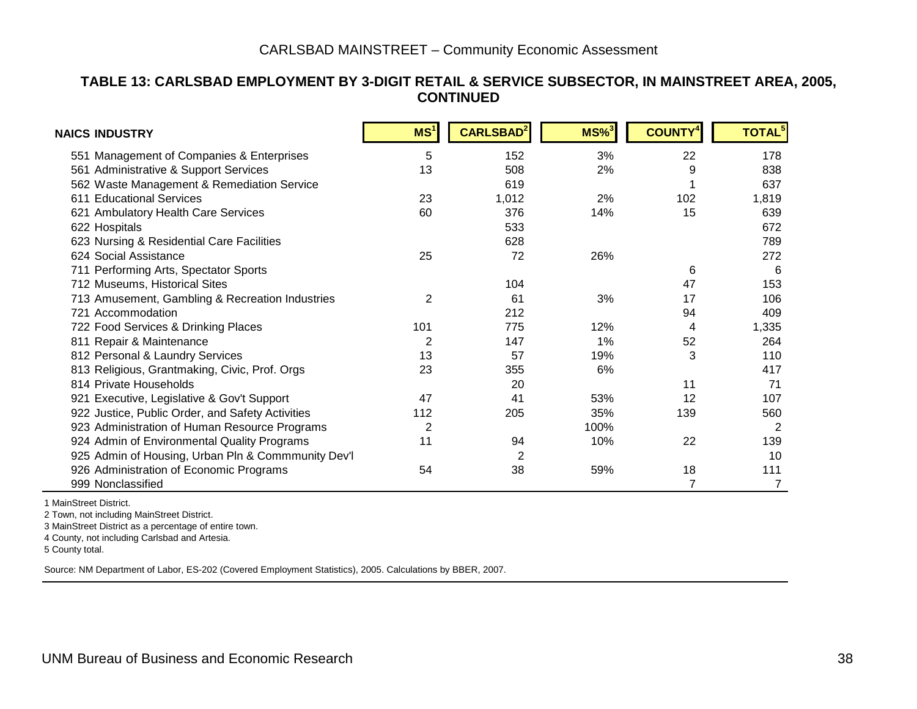### TABLE 13: CARLSBAD EMPLOYMENT BY 3-DIGIT RETAIL & SERVICE SUBSECTOR, IN MAINSTREET AREA, 2005, CONTINUED

| NAICS INDUSTRY | MS[1] | CARLSBAD[2] | MS%[3] | COUNTY[4] | TOTAL[5] |
|---|---|---|---|---|---|
| 551 Management of Companies & Enterprises | 5 | 152 | 3% | 22 | 178 |
| 561 Administrative & Support Services | 13 | 508 | 2% | 9 | 838 |
| 562 Waste Management & Remediation Service | | 619 | | 1 | 637 |
| 611 Educational Services | 23 | 1,012 | 2% | 102 | 1,819 |
| 621 Ambulatory Health Care Services | 60 | 376 | 14% | 15 | 639 |
| 622 Hospitals | | 533 | | | 672 |
| 623 Nursing & Residential Care Facilities | | 628 | | | 789 |
| 624 Social Assistance | 25 | 72 | 26% | | 272 |
| 711 Performing Arts, Spectator Sports | | | | 6 | 6 |
| 712 Museums, Historical Sites | | 104 | | 47 | 153 |
| 713 Amusement, Gambling & Recreation Industries | 2 | 61 | 3% | 17 | 106 |
| 721 Accommodation | | 212 | | 94 | 409 |
| 722 Food Services & Drinking Places | 101 | 775 | 12% | 4 | 1,335 |
| 811 Repair & Maintenance | 2 | 147 | 1% | 52 | 264 |
| 812 Personal & Laundry Services | 13 | 57 | 19% | 3 | 110 |
| 813 Religious, Grantmaking, Civic, Prof. Orgs | 23 | 355 | 6% | | 417 |
| 814 Private Households | | 20 | | 11 | 71 |
| 921 Executive, Legislative & Gov't Support | 47 | 41 | 53% | 12 | 107 |
| 922 Justice, Public Order, and Safety Activities | 112 | 205 | 35% | 139 | 560 |
| 923 Administration of Human Resource Programs | 2 | | 100% | | 2 |
| 924 Admin of Environmental Quality Programs | 11 | 94 | 10% | 22 | 139 |
| 925 Admin of Housing, Urban Pln & Commmunity Dev'l | | 2 | | | 10 |
| 926 Administration of Economic Programs | 54 | 38 | 59% | 18 | 111 |
| 999 Nonclassified | | | | 7 | 7 |

1 MainStreet District.

2 Town, not including MainStreet District.

3 MainStreet District as a percentage of entire town.

4 County, not including Carlsbad and Artesia.

5 County total.

Source: NM Department of Labor, ES-202 (Covered Employment Statistics), 2005. Calculations by BBER, 2007.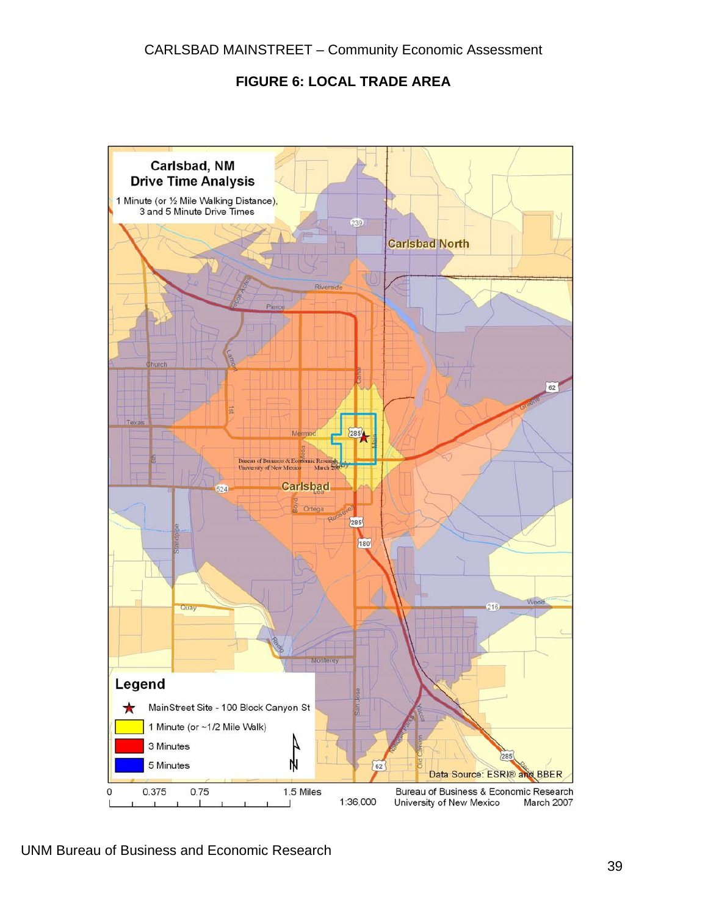# FIGURE 6: LOCAL TRADE AREA

**Carlsbad, NM**
**Drive Time Analysis**
1 Minute (or ½ Mile Walking Distance), 3 and 5 Minute Drive Times

**Legend**

- ★ MainStreet Site - 100 Block Canyon St
- 1 Minute (or ~1/2 Mile Walk)
- 3 Minutes
- 5 Minutes

0 0.375 0.75 1.5 Miles

1:36,000

Data Source: ESRI® and BBER

Bureau of Business & Economic Research
University of New Mexico March 2007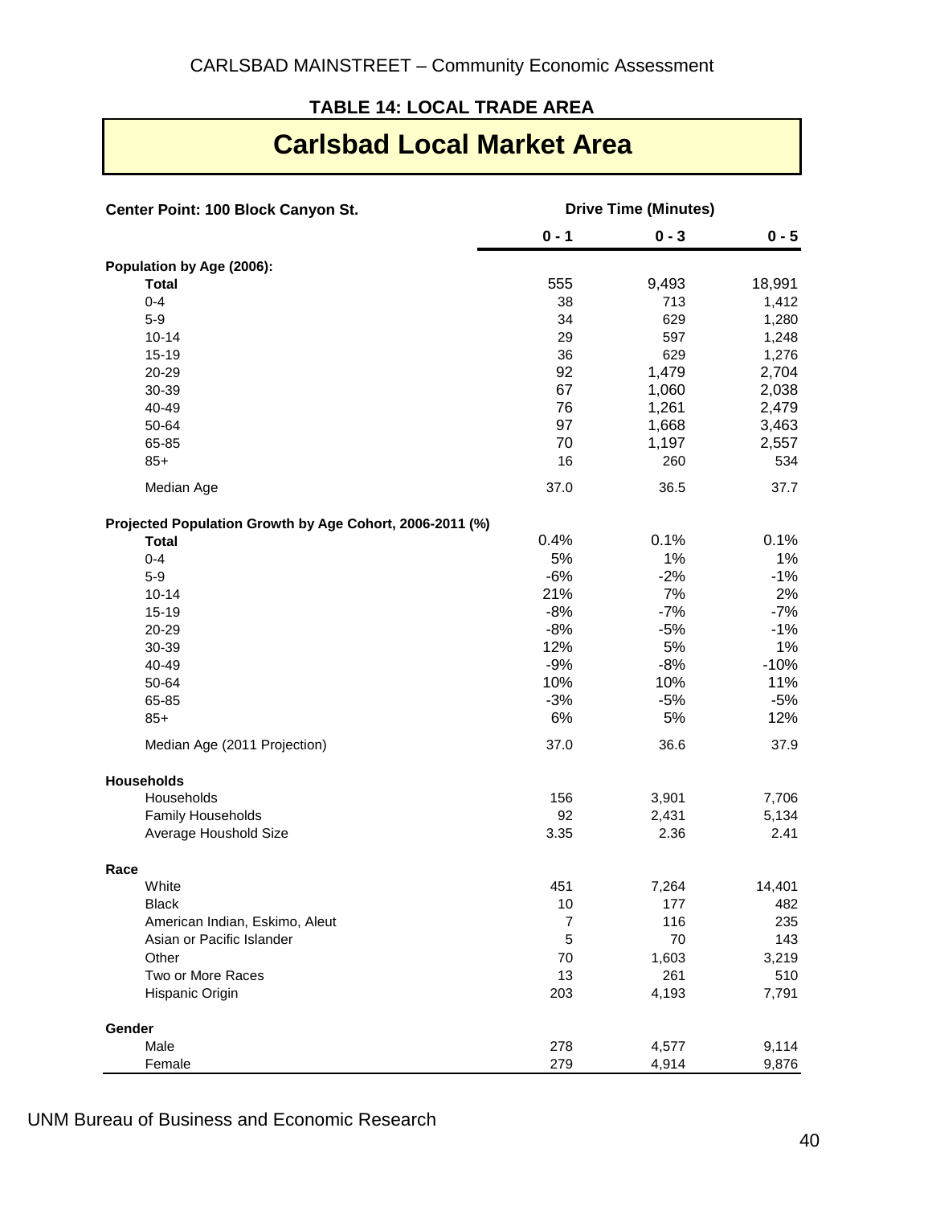**TABLE 14: LOCAL TRADE AREA**

# Carlsbad Local Market Area

| Center Point: 100 Block Canyon St. | Drive Time (Minutes) | | |
|---|---|---|---|
| | 0 - 1 | 0 - 3 | 0 - 5 |
| **Population by Age (2006):** | | | |
| **Total** | 555 | 9,493 | 18,991 |
| 0-4 | 38 | 713 | 1,412 |
| 5-9 | 34 | 629 | 1,280 |
| 10-14 | 29 | 597 | 1,248 |
| 15-19 | 36 | 629 | 1,276 |
| 20-29 | 92 | 1,479 | 2,704 |
| 30-39 | 67 | 1,060 | 2,038 |
| 40-49 | 76 | 1,261 | 2,479 |
| 50-64 | 97 | 1,668 | 3,463 |
| 65-85 | 70 | 1,197 | 2,557 |
| 85+ | 16 | 260 | 534 |
| Median Age | 37.0 | 36.5 | 37.7 |
| **Projected Population Growth by Age Cohort, 2006-2011 (%)** | | | |
| **Total** | 0.4% | 0.1% | 0.1% |
| 0-4 | 5% | 1% | 1% |
| 5-9 | -6% | -2% | -1% |
| 10-14 | 21% | 7% | 2% |
| 15-19 | -8% | -7% | -7% |
| 20-29 | -8% | -5% | -1% |
| 30-39 | 12% | 5% | 1% |
| 40-49 | -9% | -8% | -10% |
| 50-64 | 10% | 10% | 11% |
| 65-85 | -3% | -5% | -5% |
| 85+ | 6% | 5% | 12% |
| Median Age (2011 Projection) | 37.0 | 36.6 | 37.9 |
| **Households** | | | |
| Households | 156 | 3,901 | 7,706 |
| Family Households | 92 | 2,431 | 5,134 |
| Average Houshold Size | 3.35 | 2.36 | 2.41 |
| **Race** | | | |
| White | 451 | 7,264 | 14,401 |
| Black | 10 | 177 | 482 |
| American Indian, Eskimo, Aleut | 7 | 116 | 235 |
| Asian or Pacific Islander | 5 | 70 | 143 |
| Other | 70 | 1,603 | 3,219 |
| Two or More Races | 13 | 261 | 510 |
| Hispanic Origin | 203 | 4,193 | 7,791 |
| **Gender** | | | |
| Male | 278 | 4,577 | 9,114 |
| Female | 279 | 4,914 | 9,876 |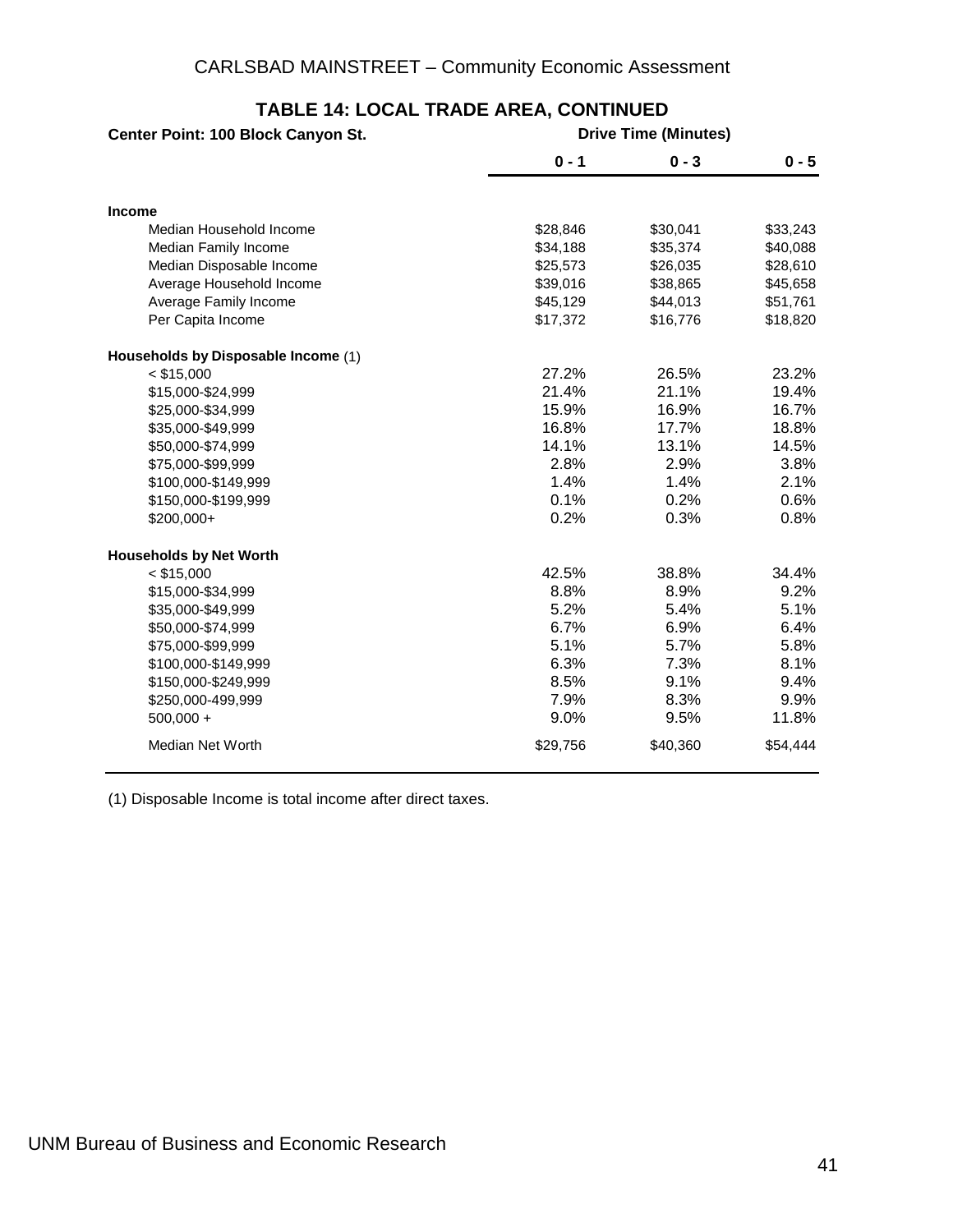## TABLE 14: LOCAL TRADE AREA, CONTINUED

| Center Point: 100 Block Canyon St. | Drive Time (Minutes) | | |
|---|---|---|---|
| | 0 - 1 | 0 - 3 | 0 - 5 |
| **Income** | | | |
| Median Household Income | $28,846 | $30,041 | $33,243 |
| Median Family Income | $34,188 | $35,374 | $40,088 |
| Median Disposable Income | $25,573 | $26,035 | $28,610 |
| Average Household Income | $39,016 | $38,865 | $45,658 |
| Average Family Income | $45,129 | $44,013 | $51,761 |
| Per Capita Income | $17,372 | $16,776 | $18,820 |
| **Households by Disposable Income** (1) | | | |
| < $15,000 | 27.2% | 26.5% | 23.2% |
| $15,000-$24,999 | 21.4% | 21.1% | 19.4% |
| $25,000-$34,999 | 15.9% | 16.9% | 16.7% |
| $35,000-$49,999 | 16.8% | 17.7% | 18.8% |
| $50,000-$74,999 | 14.1% | 13.1% | 14.5% |
| $75,000-$99,999 | 2.8% | 2.9% | 3.8% |
| $100,000-$149,999 | 1.4% | 1.4% | 2.1% |
| $150,000-$199,999 | 0.1% | 0.2% | 0.6% |
| $200,000+ | 0.2% | 0.3% | 0.8% |
| **Households by Net Worth** | | | |
| < $15,000 | 42.5% | 38.8% | 34.4% |
| $15,000-$34,999 | 8.8% | 8.9% | 9.2% |
| $35,000-$49,999 | 5.2% | 5.4% | 5.1% |
| $50,000-$74,999 | 6.7% | 6.9% | 6.4% |
| $75,000-$99,999 | 5.1% | 5.7% | 5.8% |
| $100,000-$149,999 | 6.3% | 7.3% | 8.1% |
| $150,000-$249,999 | 8.5% | 9.1% | 9.4% |
| $250,000-499,999 | 7.9% | 8.3% | 9.9% |
| 500,000 + | 9.0% | 9.5% | 11.8% |
| Median Net Worth | $29,756 | $40,360 | $54,444 |

(1) Disposable Income is total income after direct taxes.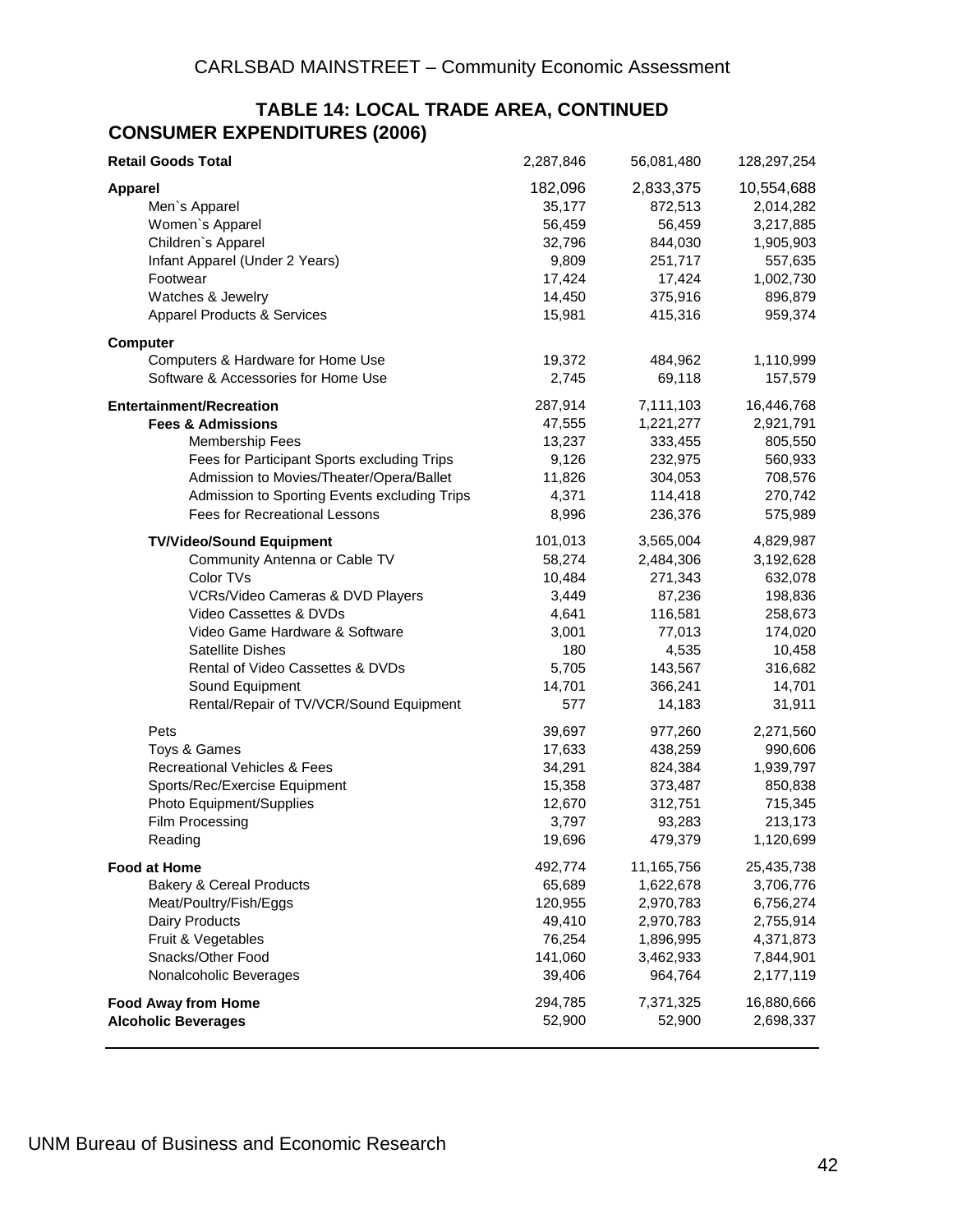## TABLE 14: LOCAL TRADE AREA, CONTINUED

### CONSUMER EXPENDITURES (2006)

| | | | |
|---|---|---|---|
| **Retail Goods Total** | 2,287,846 | 56,081,480 | 128,297,254 |
| **Apparel** | 182,096 | 2,833,375 | 10,554,688 |
| Men`s Apparel | 35,177 | 872,513 | 2,014,282 |
| Women`s Apparel | 56,459 | 56,459 | 3,217,885 |
| Children`s Apparel | 32,796 | 844,030 | 1,905,903 |
| Infant Apparel (Under 2 Years) | 9,809 | 251,717 | 557,635 |
| Footwear | 17,424 | 17,424 | 1,002,730 |
| Watches & Jewelry | 14,450 | 375,916 | 896,879 |
| Apparel Products & Services | 15,981 | 415,316 | 959,374 |
| **Computer** | | | |
| Computers & Hardware for Home Use | 19,372 | 484,962 | 1,110,999 |
| Software & Accessories for Home Use | 2,745 | 69,118 | 157,579 |
| **Entertainment/Recreation** | 287,914 | 7,111,103 | 16,446,768 |
| **Fees & Admissions** | 47,555 | 1,221,277 | 2,921,791 |
| Membership Fees | 13,237 | 333,455 | 805,550 |
| Fees for Participant Sports excluding Trips | 9,126 | 232,975 | 560,933 |
| Admission to Movies/Theater/Opera/Ballet | 11,826 | 304,053 | 708,576 |
| Admission to Sporting Events excluding Trips | 4,371 | 114,418 | 270,742 |
| Fees for Recreational Lessons | 8,996 | 236,376 | 575,989 |
| **TV/Video/Sound Equipment** | 101,013 | 3,565,004 | 4,829,987 |
| Community Antenna or Cable TV | 58,274 | 2,484,306 | 3,192,628 |
| Color TVs | 10,484 | 271,343 | 632,078 |
| VCRs/Video Cameras & DVD Players | 3,449 | 87,236 | 198,836 |
| Video Cassettes & DVDs | 4,641 | 116,581 | 258,673 |
| Video Game Hardware & Software | 3,001 | 77,013 | 174,020 |
| Satellite Dishes | 180 | 4,535 | 10,458 |
| Rental of Video Cassettes & DVDs | 5,705 | 143,567 | 316,682 |
| Sound Equipment | 14,701 | 366,241 | 14,701 |
| Rental/Repair of TV/VCR/Sound Equipment | 577 | 14,183 | 31,911 |
| Pets | 39,697 | 977,260 | 2,271,560 |
| Toys & Games | 17,633 | 438,259 | 990,606 |
| Recreational Vehicles & Fees | 34,291 | 824,384 | 1,939,797 |
| Sports/Rec/Exercise Equipment | 15,358 | 373,487 | 850,838 |
| Photo Equipment/Supplies | 12,670 | 312,751 | 715,345 |
| Film Processing | 3,797 | 93,283 | 213,173 |
| Reading | 19,696 | 479,379 | 1,120,699 |
| **Food at Home** | 492,774 | 11,165,756 | 25,435,738 |
| Bakery & Cereal Products | 65,689 | 1,622,678 | 3,706,776 |
| Meat/Poultry/Fish/Eggs | 120,955 | 2,970,783 | 6,756,274 |
| Dairy Products | 49,410 | 2,970,783 | 2,755,914 |
| Fruit & Vegetables | 76,254 | 1,896,995 | 4,371,873 |
| Snacks/Other Food | 141,060 | 3,462,933 | 7,844,901 |
| Nonalcoholic Beverages | 39,406 | 964,764 | 2,177,119 |
| **Food Away from Home** | 294,785 | 7,371,325 | 16,880,666 |
| **Alcoholic Beverages** | 52,900 | 52,900 | 2,698,337 |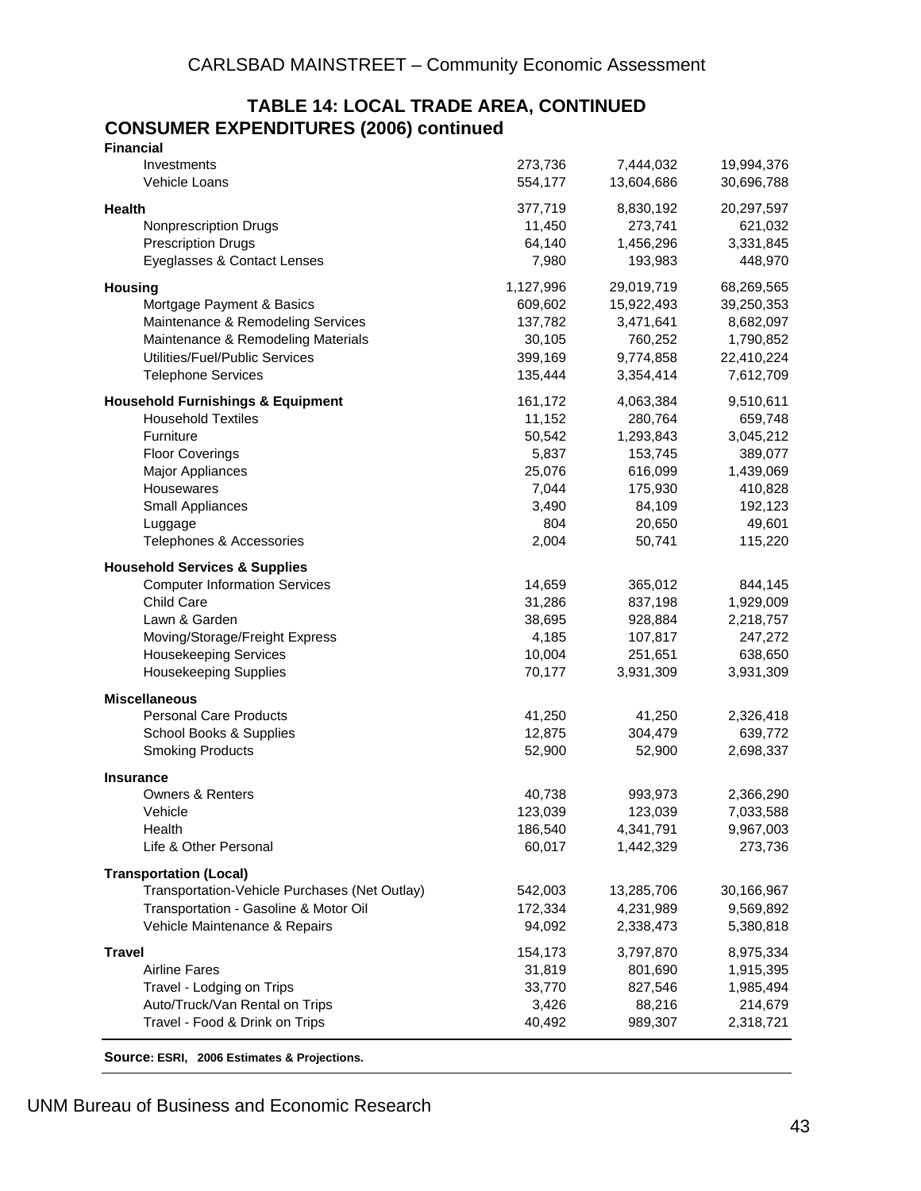## TABLE 14: LOCAL TRADE AREA, CONTINUED

### CONSUMER EXPENDITURES (2006) continued

| | | | |
|---|---|---|---|
| **Financial** | | | |
| Investments | 273,736 | 7,444,032 | 19,994,376 |
| Vehicle Loans | 554,177 | 13,604,686 | 30,696,788 |
| **Health** | 377,719 | 8,830,192 | 20,297,597 |
| Nonprescription Drugs | 11,450 | 273,741 | 621,032 |
| Prescription Drugs | 64,140 | 1,456,296 | 3,331,845 |
| Eyeglasses & Contact Lenses | 7,980 | 193,983 | 448,970 |
| **Housing** | 1,127,996 | 29,019,719 | 68,269,565 |
| Mortgage Payment & Basics | 609,602 | 15,922,493 | 39,250,353 |
| Maintenance & Remodeling Services | 137,782 | 3,471,641 | 8,682,097 |
| Maintenance & Remodeling Materials | 30,105 | 760,252 | 1,790,852 |
| Utilities/Fuel/Public Services | 399,169 | 9,774,858 | 22,410,224 |
| Telephone Services | 135,444 | 3,354,414 | 7,612,709 |
| **Household Furnishings & Equipment** | 161,172 | 4,063,384 | 9,510,611 |
| Household Textiles | 11,152 | 280,764 | 659,748 |
| Furniture | 50,542 | 1,293,843 | 3,045,212 |
| Floor Coverings | 5,837 | 153,745 | 389,077 |
| Major Appliances | 25,076 | 616,099 | 1,439,069 |
| Housewares | 7,044 | 175,930 | 410,828 |
| Small Appliances | 3,490 | 84,109 | 192,123 |
| Luggage | 804 | 20,650 | 49,601 |
| Telephones & Accessories | 2,004 | 50,741 | 115,220 |
| **Household Services & Supplies** | | | |
| Computer Information Services | 14,659 | 365,012 | 844,145 |
| Child Care | 31,286 | 837,198 | 1,929,009 |
| Lawn & Garden | 38,695 | 928,884 | 2,218,757 |
| Moving/Storage/Freight Express | 4,185 | 107,817 | 247,272 |
| Housekeeping Services | 10,004 | 251,651 | 638,650 |
| Housekeeping Supplies | 70,177 | 3,931,309 | 3,931,309 |
| **Miscellaneous** | | | |
| Personal Care Products | 41,250 | 41,250 | 2,326,418 |
| School Books & Supplies | 12,875 | 304,479 | 639,772 |
| Smoking Products | 52,900 | 52,900 | 2,698,337 |
| **Insurance** | | | |
| Owners & Renters | 40,738 | 993,973 | 2,366,290 |
| Vehicle | 123,039 | 123,039 | 7,033,588 |
| Health | 186,540 | 4,341,791 | 9,967,003 |
| Life & Other Personal | 60,017 | 1,442,329 | 273,736 |
| **Transportation (Local)** | | | |
| Transportation-Vehicle Purchases (Net Outlay) | 542,003 | 13,285,706 | 30,166,967 |
| Transportation - Gasoline & Motor Oil | 172,334 | 4,231,989 | 9,569,892 |
| Vehicle Maintenance & Repairs | 94,092 | 2,338,473 | 5,380,818 |
| **Travel** | 154,173 | 3,797,870 | 8,975,334 |
| Airline Fares | 31,819 | 801,690 | 1,915,395 |
| Travel - Lodging on Trips | 33,770 | 827,546 | 1,985,494 |
| Auto/Truck/Van Rental on Trips | 3,426 | 88,216 | 214,679 |
| Travel - Food & Drink on Trips | 40,492 | 989,307 | 2,318,721 |

**Source: ESRI, 2006 Estimates & Projections.**